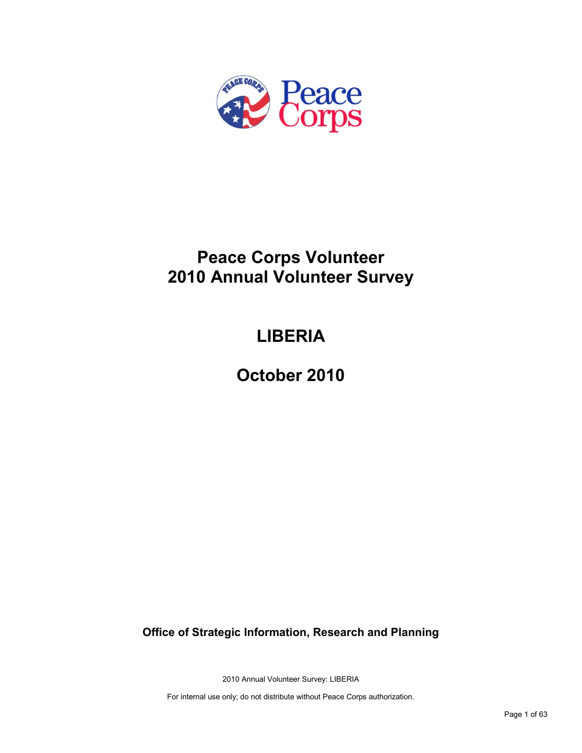# Peace Corps Volunteer
# 2010 Annual Volunteer Survey

## LIBERIA

## October 2010

**Office of Strategic Information, Research and Planning**

2010 Annual Volunteer Survey: LIBERIA

For internal use only; do not distribute without Peace Corps authorization.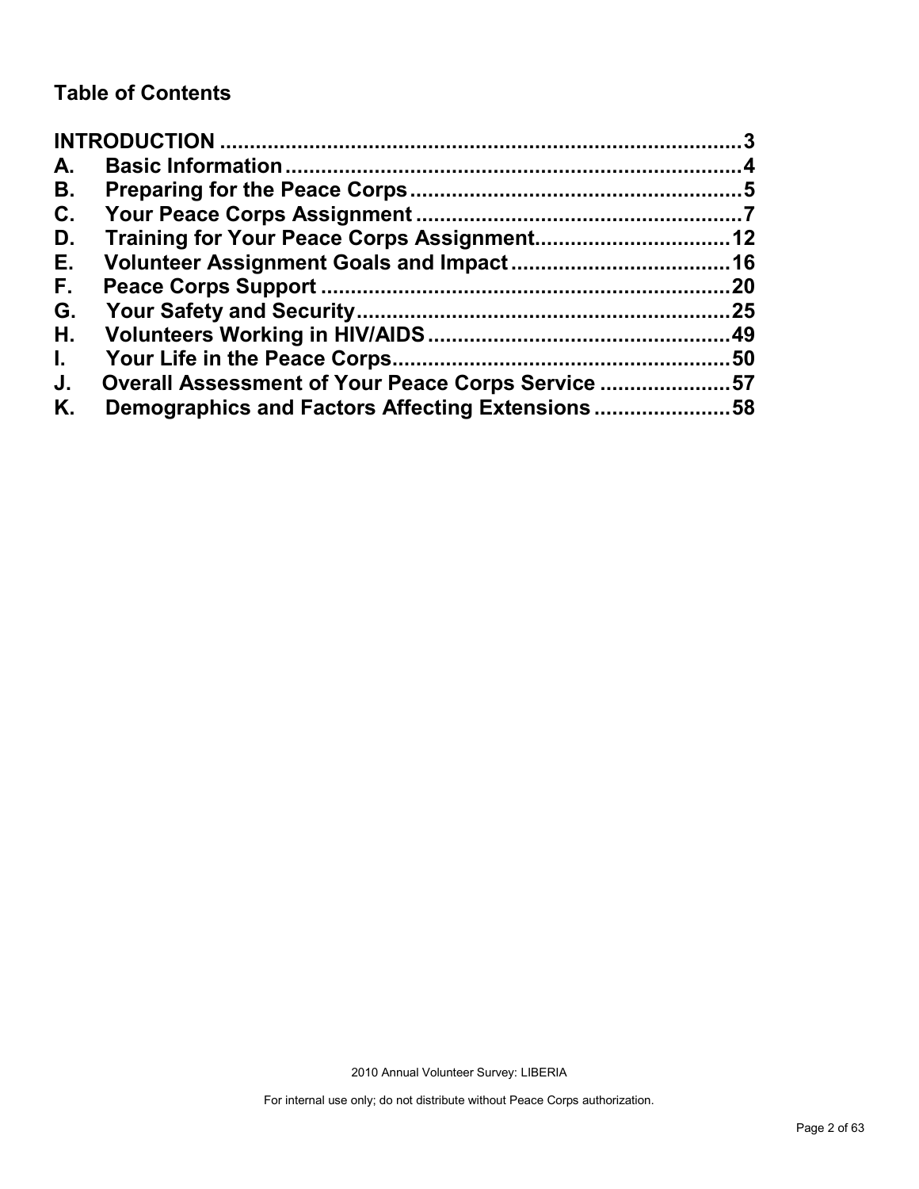## Table of Contents

**INTRODUCTION** ..... **3**

**A. Basic Information** ..... **4**

**B. Preparing for the Peace Corps** ..... **5**

**C. Your Peace Corps Assignment** ..... **7**

**D. Training for Your Peace Corps Assignment** ..... **12**

**E. Volunteer Assignment Goals and Impact** ..... **16**

**F. Peace Corps Support** ..... **20**

**G. Your Safety and Security** ..... **25**

**H. Volunteers Working in HIV/AIDS** ..... **49**

**I. Your Life in the Peace Corps** ..... **50**

**J. Overall Assessment of Your Peace Corps Service** ..... **57**

**K. Demographics and Factors Affecting Extensions** ..... **58**

2010 Annual Volunteer Survey: LIBERIA

For internal use only; do not distribute without Peace Corps authorization.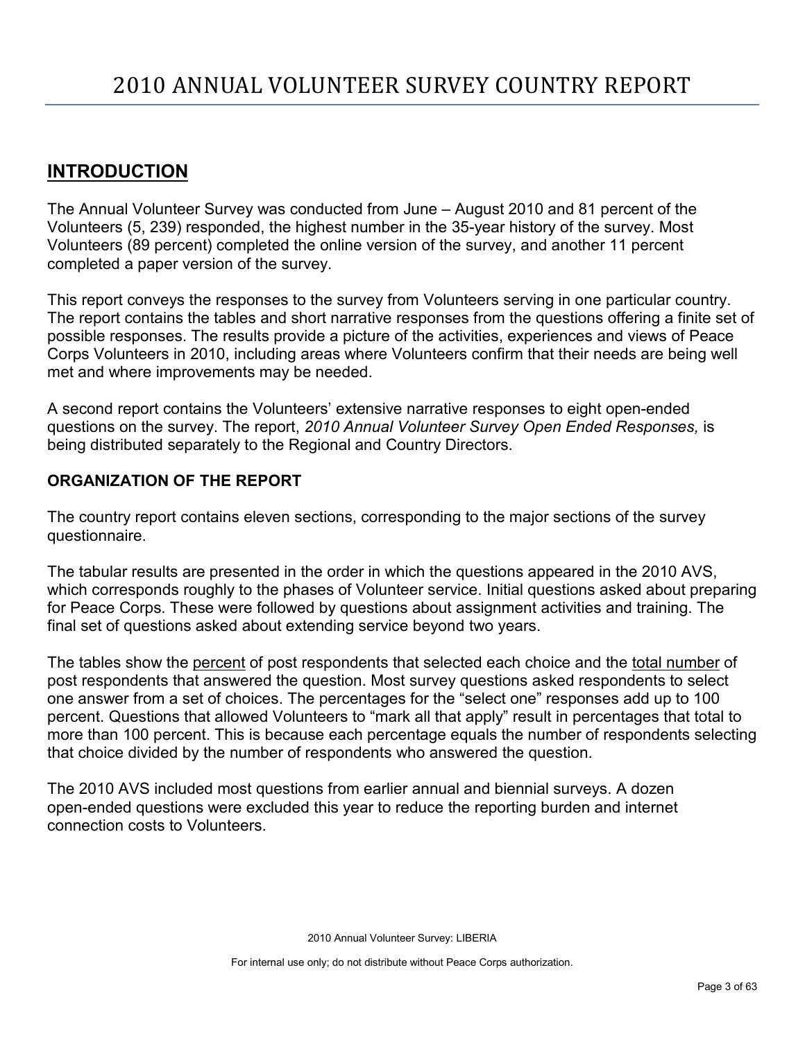# 2010 ANNUAL VOLUNTEER SURVEY COUNTRY REPORT

## INTRODUCTION

The Annual Volunteer Survey was conducted from June – August 2010 and 81 percent of the Volunteers (5, 239) responded, the highest number in the 35-year history of the survey. Most Volunteers (89 percent) completed the online version of the survey, and another 11 percent completed a paper version of the survey.

This report conveys the responses to the survey from Volunteers serving in one particular country. The report contains the tables and short narrative responses from the questions offering a finite set of possible responses. The results provide a picture of the activities, experiences and views of Peace Corps Volunteers in 2010, including areas where Volunteers confirm that their needs are being well met and where improvements may be needed.

A second report contains the Volunteers' extensive narrative responses to eight open-ended questions on the survey. The report, *2010 Annual Volunteer Survey Open Ended Responses,* is being distributed separately to the Regional and Country Directors.

### ORGANIZATION OF THE REPORT

The country report contains eleven sections, corresponding to the major sections of the survey questionnaire.

The tabular results are presented in the order in which the questions appeared in the 2010 AVS, which corresponds roughly to the phases of Volunteer service. Initial questions asked about preparing for Peace Corps. These were followed by questions about assignment activities and training. The final set of questions asked about extending service beyond two years.

The tables show the percent of post respondents that selected each choice and the total number of post respondents that answered the question. Most survey questions asked respondents to select one answer from a set of choices. The percentages for the "select one" responses add up to 100 percent. Questions that allowed Volunteers to "mark all that apply" result in percentages that total to more than 100 percent. This is because each percentage equals the number of respondents selecting that choice divided by the number of respondents who answered the question.

The 2010 AVS included most questions from earlier annual and biennial surveys. A dozen open-ended questions were excluded this year to reduce the reporting burden and internet connection costs to Volunteers.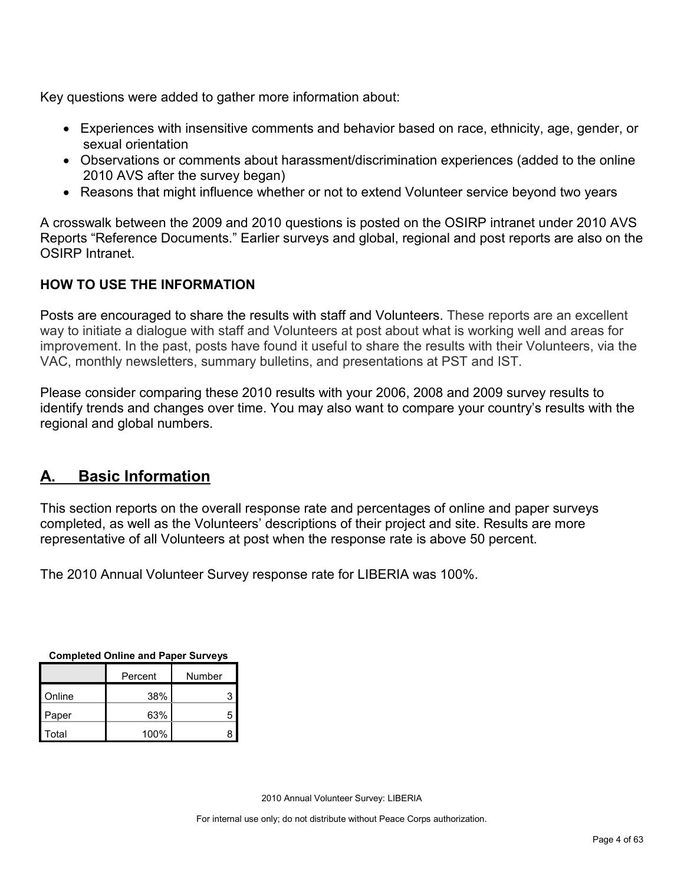Key questions were added to gather more information about:

- Experiences with insensitive comments and behavior based on race, ethnicity, age, gender, or sexual orientation
- Observations or comments about harassment/discrimination experiences (added to the online 2010 AVS after the survey began)
- Reasons that might influence whether or not to extend Volunteer service beyond two years

A crosswalk between the 2009 and 2010 questions is posted on the OSIRP intranet under 2010 AVS Reports "Reference Documents." Earlier surveys and global, regional and post reports are also on the OSIRP Intranet.

**HOW TO USE THE INFORMATION**

Posts are encouraged to share the results with staff and Volunteers. These reports are an excellent way to initiate a dialogue with staff and Volunteers at post about what is working well and areas for improvement. In the past, posts have found it useful to share the results with their Volunteers, via the VAC, monthly newsletters, summary bulletins, and presentations at PST and IST.

Please consider comparing these 2010 results with your 2006, 2008 and 2009 survey results to identify trends and changes over time. You may also want to compare your country's results with the regional and global numbers.

## A. Basic Information

This section reports on the overall response rate and percentages of online and paper surveys completed, as well as the Volunteers' descriptions of their project and site. Results are more representative of all Volunteers at post when the response rate is above 50 percent.

The 2010 Annual Volunteer Survey response rate for LIBERIA was 100%.

**Completed Online and Paper Surveys**

| | Percent | Number |
|---|---|---|
| Online | 38% | 3 |
| Paper | 63% | 5 |
| Total | 100% | 8 |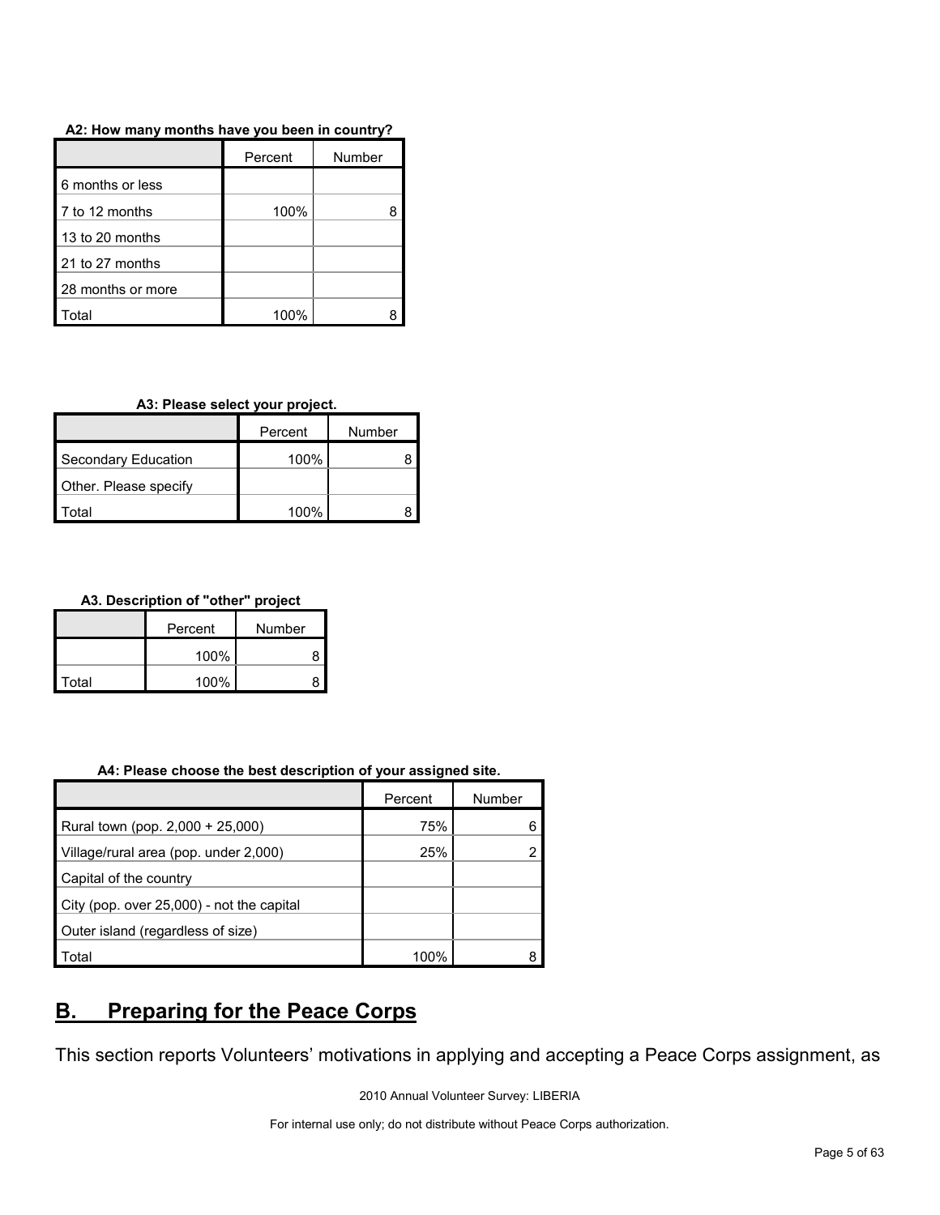**A2: How many months have you been in country?**

| | Percent | Number |
|---|---|---|
| 6 months or less | | |
| 7 to 12 months | 100% | 8 |
| 13 to 20 months | | |
| 21 to 27 months | | |
| 28 months or more | | |
| Total | 100% | 8 |

**A3: Please select your project.**

| | Percent | Number |
|---|---|---|
| Secondary Education | 100% | 8 |
| Other. Please specify | | |
| Total | 100% | 8 |

**A3. Description of "other" project**

| | Percent | Number |
|---|---|---|
| | 100% | 8 |
| Total | 100% | 8 |

**A4: Please choose the best description of your assigned site.**

| | Percent | Number |
|---|---|---|
| Rural town (pop. 2,000 + 25,000) | 75% | 6 |
| Village/rural area (pop. under 2,000) | 25% | 2 |
| Capital of the country | | |
| City (pop. over 25,000) - not the capital | | |
| Outer island (regardless of size) | | |
| Total | 100% | 8 |

## B. Preparing for the Peace Corps

This section reports Volunteers' motivations in applying and accepting a Peace Corps assignment, as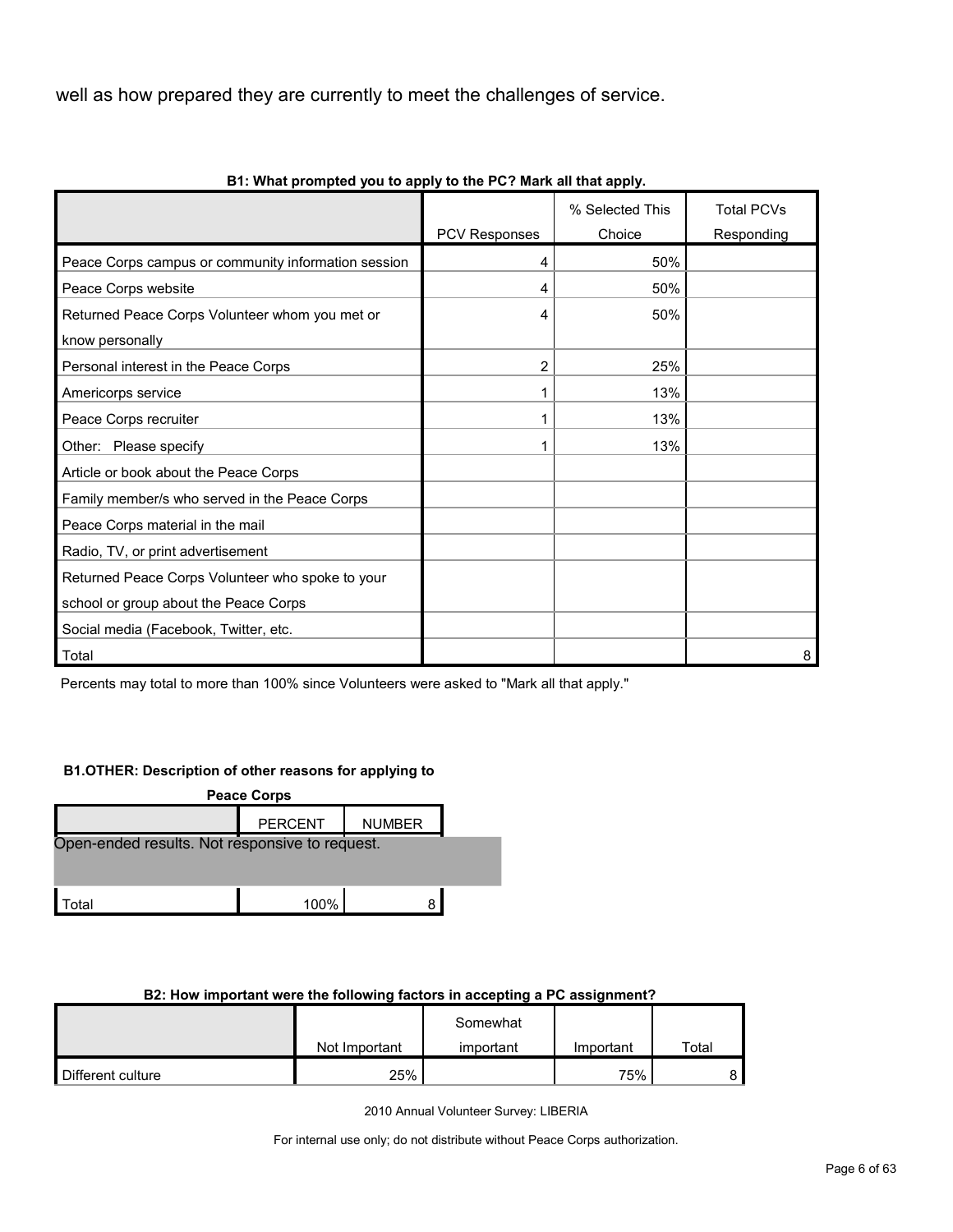well as how prepared they are currently to meet the challenges of service.

**B1: What prompted you to apply to the PC? Mark all that apply.**

| | PCV Responses | % Selected This Choice | Total PCVs Responding |
|---|---|---|---|
| Peace Corps campus or community information session | 4 | 50% | |
| Peace Corps website | 4 | 50% | |
| Returned Peace Corps Volunteer whom you met or know personally | 4 | 50% | |
| Personal interest in the Peace Corps | 2 | 25% | |
| Americorps service | 1 | 13% | |
| Peace Corps recruiter | 1 | 13% | |
| Other: Please specify | 1 | 13% | |
| Article or book about the Peace Corps | | | |
| Family member/s who served in the Peace Corps | | | |
| Peace Corps material in the mail | | | |
| Radio, TV, or print advertisement | | | |
| Returned Peace Corps Volunteer who spoke to your school or group about the Peace Corps | | | |
| Social media (Facebook, Twitter, etc. | | | |
| Total | | | 8 |

Percents may total to more than 100% since Volunteers were asked to "Mark all that apply."

**B1.OTHER: Description of other reasons for applying to Peace Corps**

| | PERCENT | NUMBER |
|---|---|---|
| Open-ended results. Not responsive to request. | | |
| Total | 100% | 8 |

**B2: How important were the following factors in accepting a PC assignment?**

| | Not Important | Somewhat important | Important | Total |
|---|---|---|---|---|
| Different culture | 25% | | 75% | 8 |

2010 Annual Volunteer Survey: LIBERIA

For internal use only; do not distribute without Peace Corps authorization.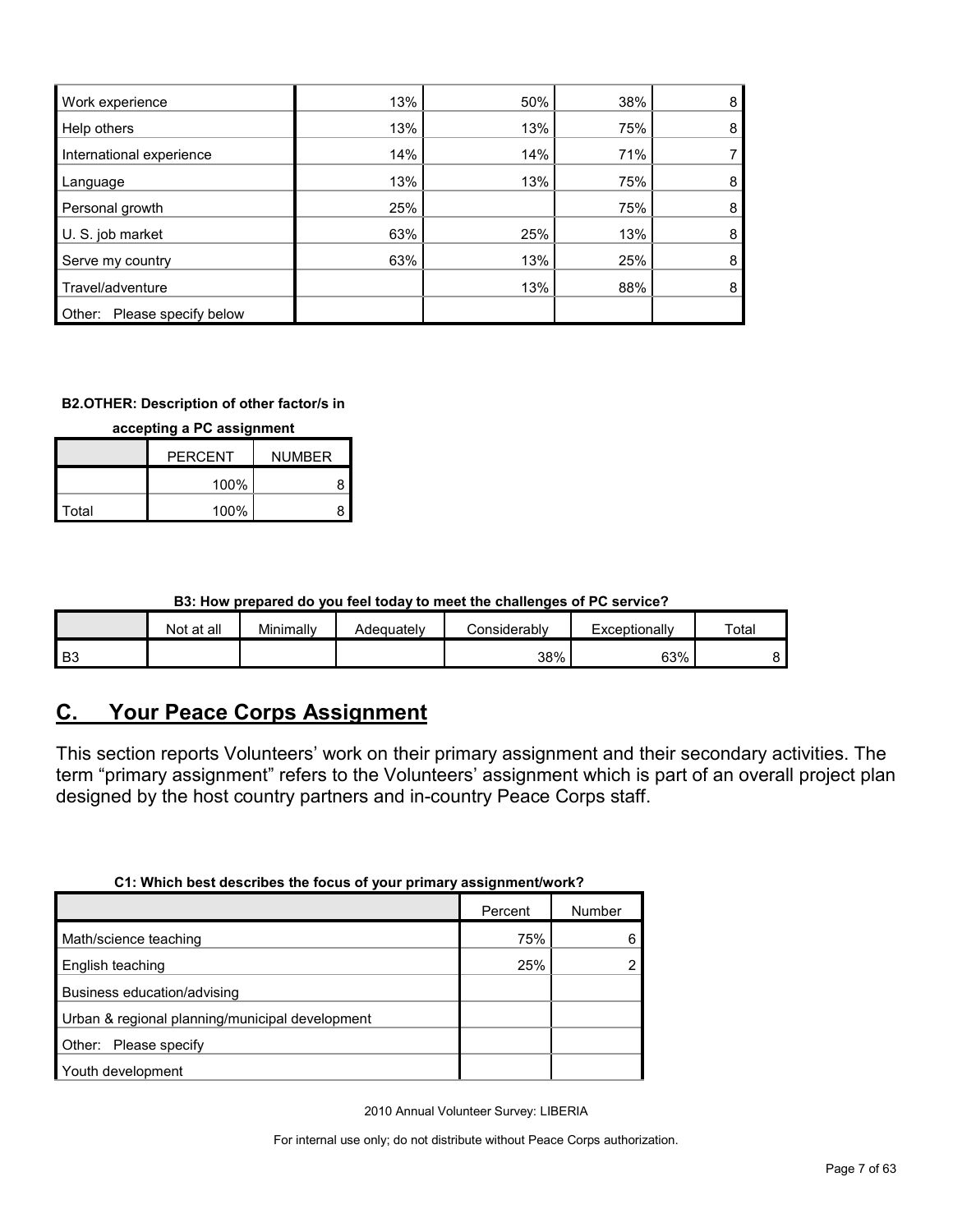| | | | | |
|---|---|---|---|---|
| Work experience | 13% | 50% | 38% | 8 |
| Help others | 13% | 13% | 75% | 8 |
| International experience | 14% | 14% | 71% | 7 |
| Language | 13% | 13% | 75% | 8 |
| Personal growth | 25% | | 75% | 8 |
| U. S. job market | 63% | 25% | 13% | 8 |
| Serve my country | 63% | 13% | 25% | 8 |
| Travel/adventure | | 13% | 88% | 8 |
| Other: Please specify below | | | | |

**B2.OTHER: Description of other factor/s in accepting a PC assignment**

| | PERCENT | NUMBER |
|---|---|---|
| | 100% | 8 |
| Total | 100% | 8 |

**B3: How prepared do you feel today to meet the challenges of PC service?**

| | Not at all | Minimally | Adequately | Considerably | Exceptionally | Total |
|---|---|---|---|---|---|---|
| B3 | | | | 38% | 63% | 8 |

## C. Your Peace Corps Assignment

This section reports Volunteers' work on their primary assignment and their secondary activities. The term "primary assignment" refers to the Volunteers' assignment which is part of an overall project plan designed by the host country partners and in-country Peace Corps staff.

**C1: Which best describes the focus of your primary assignment/work?**

| | Percent | Number |
|---|---|---|
| Math/science teaching | 75% | 6 |
| English teaching | 25% | 2 |
| Business education/advising | | |
| Urban & regional planning/municipal development | | |
| Other: Please specify | | |
| Youth development | | |

2010 Annual Volunteer Survey: LIBERIA

For internal use only; do not distribute without Peace Corps authorization.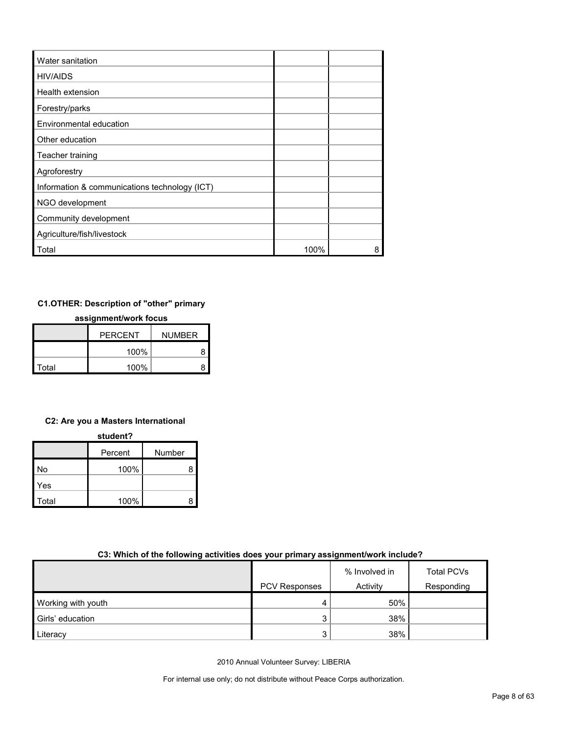| | | |
|---|---|---|
| Water sanitation | | |
| HIV/AIDS | | |
| Health extension | | |
| Forestry/parks | | |
| Environmental education | | |
| Other education | | |
| Teacher training | | |
| Agroforestry | | |
| Information & communications technology (ICT) | | |
| NGO development | | |
| Community development | | |
| Agriculture/fish/livestock | | |
| Total | 100% | 8 |

**C1.OTHER: Description of "other" primary assignment/work focus**

| | PERCENT | NUMBER |
|---|---|---|
| | 100% | 8 |
| Total | 100% | 8 |

**C2: Are you a Masters International student?**

| | Percent | Number |
|---|---|---|
| No | 100% | 8 |
| Yes | | |
| Total | 100% | 8 |

**C3: Which of the following activities does your primary assignment/work include?**

| | PCV Responses | % Involved in Activity | Total PCVs Responding |
|---|---|---|---|
| Working with youth | 4 | 50% | |
| Girls' education | 3 | 38% | |
| Literacy | 3 | 38% | |

2010 Annual Volunteer Survey: LIBERIA

For internal use only; do not distribute without Peace Corps authorization.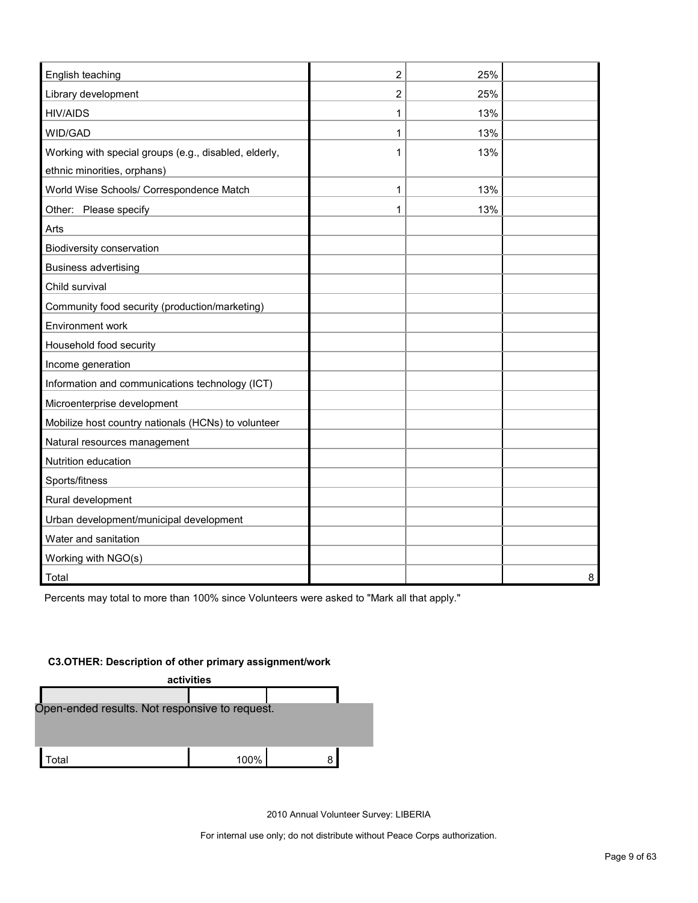| | | | |
|---|---|---|---|
| English teaching | 2 | 25% | |
| Library development | 2 | 25% | |
| HIV/AIDS | 1 | 13% | |
| WID/GAD | 1 | 13% | |
| Working with special groups (e.g., disabled, elderly, ethnic minorities, orphans) | 1 | 13% | |
| World Wise Schools/ Correspondence Match | 1 | 13% | |
| Other: Please specify | 1 | 13% | |
| Arts | | | |
| Biodiversity conservation | | | |
| Business advertising | | | |
| Child survival | | | |
| Community food security (production/marketing) | | | |
| Environment work | | | |
| Household food security | | | |
| Income generation | | | |
| Information and communications technology (ICT) | | | |
| Microenterprise development | | | |
| Mobilize host country nationals (HCNs) to volunteer | | | |
| Natural resources management | | | |
| Nutrition education | | | |
| Sports/fitness | | | |
| Rural development | | | |
| Urban development/municipal development | | | |
| Water and sanitation | | | |
| Working with NGO(s) | | | |
| Total | | | 8 |

Percents may total to more than 100% since Volunteers were asked to "Mark all that apply."

**C3.OTHER: Description of other primary assignment/work activities**

| | | |
|---|---|---|
| Open-ended results. Not responsive to request. | | |
| Total | 100% | 8 |

2010 Annual Volunteer Survey: LIBERIA

For internal use only; do not distribute without Peace Corps authorization.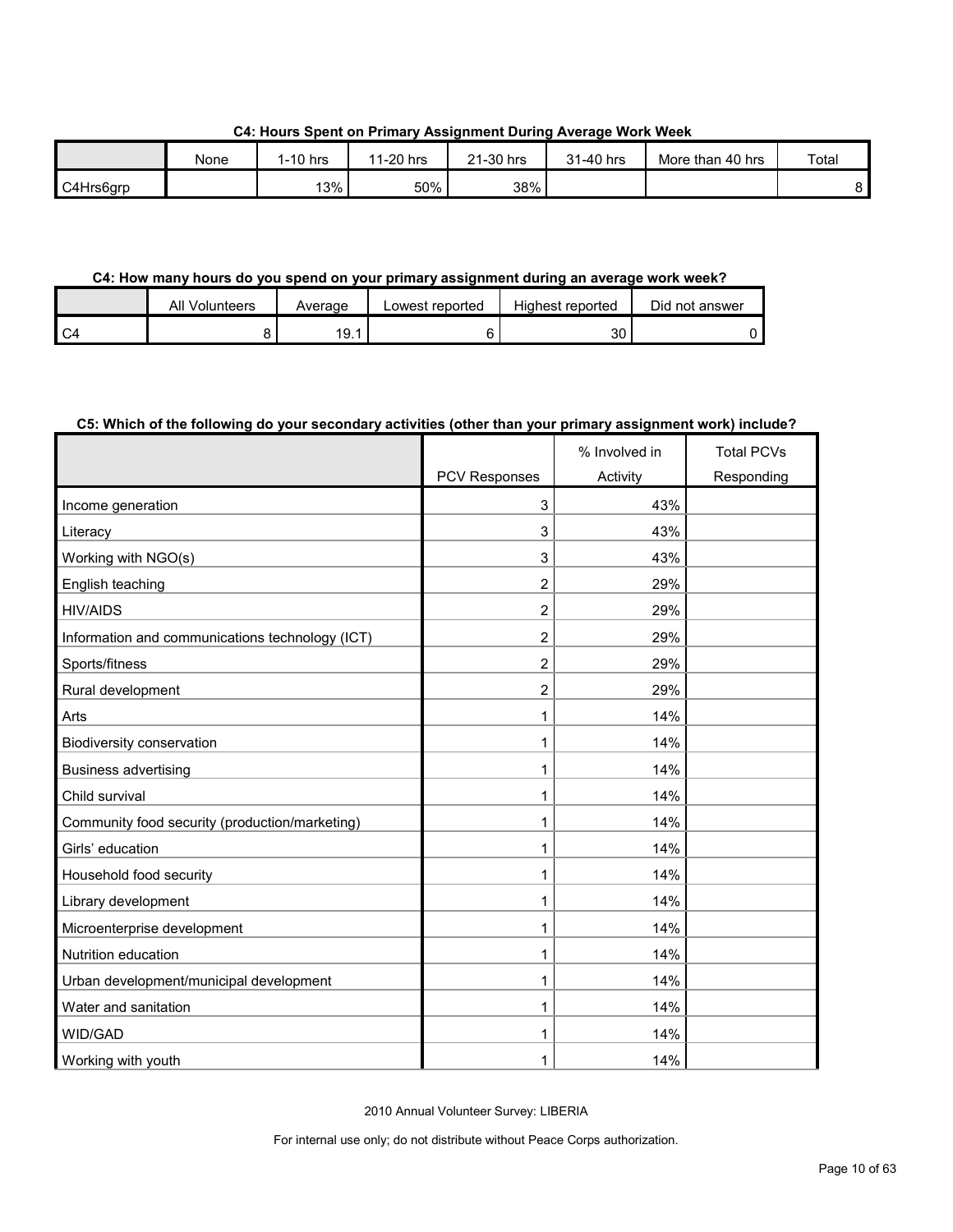### C4: Hours Spent on Primary Assignment During Average Work Week

| | None | 1-10 hrs | 11-20 hrs | 21-30 hrs | 31-40 hrs | More than 40 hrs | Total |
|---|---|---|---|---|---|---|---|
| C4Hrs6grp | | 13% | 50% | 38% | | | 8 |

### C4: How many hours do you spend on your primary assignment during an average work week?

| | All Volunteers | Average | Lowest reported | Highest reported | Did not answer |
|---|---|---|---|---|---|
| C4 | 8 | 19.1 | 6 | 30 | 0 |

### C5: Which of the following do your secondary activities (other than your primary assignment work) include?

| | PCV Responses | % Involved in Activity | Total PCVs Responding |
|---|---|---|---|
| Income generation | 3 | 43% | |
| Literacy | 3 | 43% | |
| Working with NGO(s) | 3 | 43% | |
| English teaching | 2 | 29% | |
| HIV/AIDS | 2 | 29% | |
| Information and communications technology (ICT) | 2 | 29% | |
| Sports/fitness | 2 | 29% | |
| Rural development | 2 | 29% | |
| Arts | 1 | 14% | |
| Biodiversity conservation | 1 | 14% | |
| Business advertising | 1 | 14% | |
| Child survival | 1 | 14% | |
| Community food security (production/marketing) | 1 | 14% | |
| Girls' education | 1 | 14% | |
| Household food security | 1 | 14% | |
| Library development | 1 | 14% | |
| Microenterprise development | 1 | 14% | |
| Nutrition education | 1 | 14% | |
| Urban development/municipal development | 1 | 14% | |
| Water and sanitation | 1 | 14% | |
| WID/GAD | 1 | 14% | |
| Working with youth | 1 | 14% | |

2010 Annual Volunteer Survey: LIBERIA

For internal use only; do not distribute without Peace Corps authorization.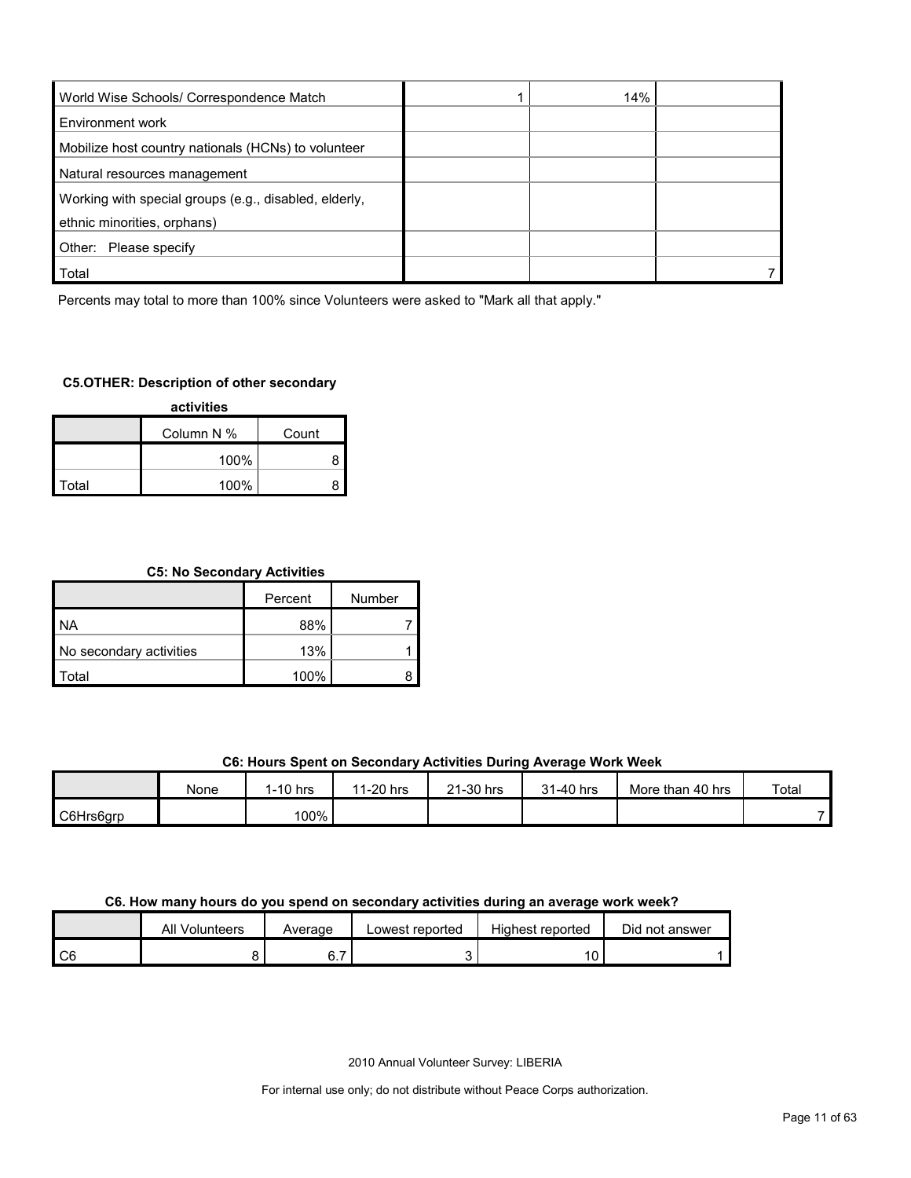| World Wise Schools/ Correspondence Match | 1 | 14% | |
|---|---|---|---|
| Environment work | | | |
| Mobilize host country nationals (HCNs) to volunteer | | | |
| Natural resources management | | | |
| Working with special groups (e.g., disabled, elderly, ethnic minorities, orphans) | | | |
| Other: Please specify | | | |
| Total | | | 7 |

Percents may total to more than 100% since Volunteers were asked to "Mark all that apply."

**C5.OTHER: Description of other secondary activities**

| | Column N % | Count |
|---|---|---|
| | 100% | 8 |
| Total | 100% | 8 |

**C5: No Secondary Activities**

| | Percent | Number |
|---|---|---|
| NA | 88% | 7 |
| No secondary activities | 13% | 1 |
| Total | 100% | 8 |

**C6: Hours Spent on Secondary Activities During Average Work Week**

| | None | 1-10 hrs | 11-20 hrs | 21-30 hrs | 31-40 hrs | More than 40 hrs | Total |
|---|---|---|---|---|---|---|---|
| C6Hrs6grp | | 100% | | | | | 7 |

**C6. How many hours do you spend on secondary activities during an average work week?**

| | All Volunteers | Average | Lowest reported | Highest reported | Did not answer |
|---|---|---|---|---|---|
| C6 | 8 | 6.7 | 3 | 10 | 1 |

2010 Annual Volunteer Survey: LIBERIA

For internal use only; do not distribute without Peace Corps authorization.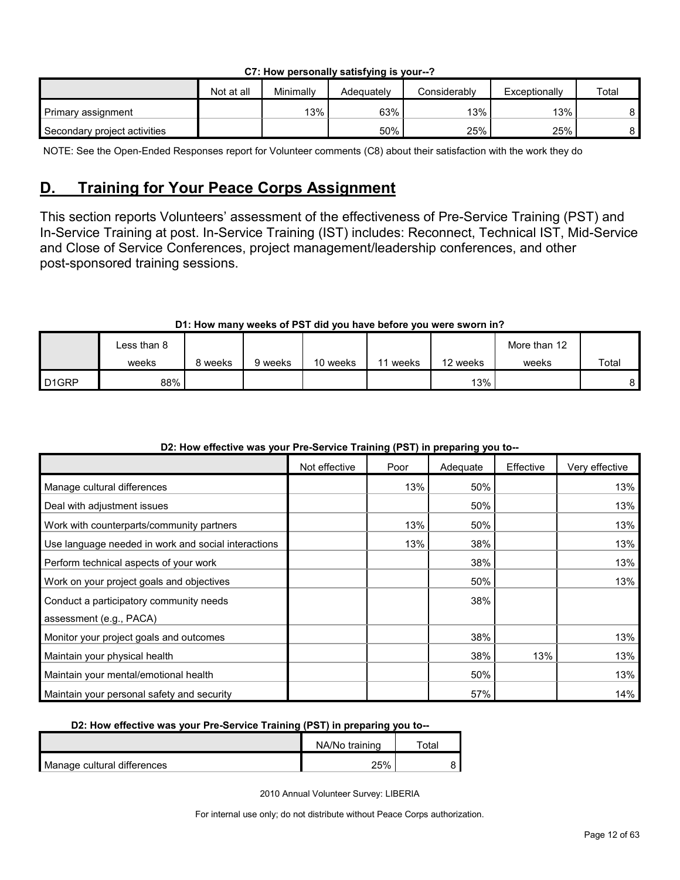**C7: How personally satisfying is your--?**

| | Not at all | Minimally | Adequately | Considerably | Exceptionally | Total |
|---|---|---|---|---|---|---|
| Primary assignment | | 13% | 63% | 13% | 13% | 8 |
| Secondary project activities | | | 50% | 25% | 25% | 8 |

NOTE: See the Open-Ended Responses report for Volunteer comments (C8) about their satisfaction with the work they do

## D. Training for Your Peace Corps Assignment

This section reports Volunteers' assessment of the effectiveness of Pre-Service Training (PST) and In-Service Training at post. In-Service Training (IST) includes: Reconnect, Technical IST, Mid-Service and Close of Service Conferences, project management/leadership conferences, and other post-sponsored training sessions.

**D1: How many weeks of PST did you have before you were sworn in?**

| | Less than 8 weeks | 8 weeks | 9 weeks | 10 weeks | 11 weeks | 12 weeks | More than 12 weeks | Total |
|---|---|---|---|---|---|---|---|---|
| D1GRP | 88% | | | | | 13% | | 8 |

**D2: How effective was your Pre-Service Training (PST) in preparing you to--**

| | Not effective | Poor | Adequate | Effective | Very effective |
|---|---|---|---|---|---|
| Manage cultural differences | | 13% | 50% | | 13% |
| Deal with adjustment issues | | | 50% | | 13% |
| Work with counterparts/community partners | | 13% | 50% | | 13% |
| Use language needed in work and social interactions | | 13% | 38% | | 13% |
| Perform technical aspects of your work | | | 38% | | 13% |
| Work on your project goals and objectives | | | 50% | | 13% |
| Conduct a participatory community needs assessment (e.g., PACA) | | | 38% | | |
| Monitor your project goals and outcomes | | | 38% | | 13% |
| Maintain your physical health | | | 38% | 13% | 13% |
| Maintain your mental/emotional health | | | 50% | | 13% |
| Maintain your personal safety and security | | | 57% | | 14% |

**D2: How effective was your Pre-Service Training (PST) in preparing you to--**

| | NA/No training | Total |
|---|---|---|
| Manage cultural differences | 25% | 8 |

2010 Annual Volunteer Survey: LIBERIA

For internal use only; do not distribute without Peace Corps authorization.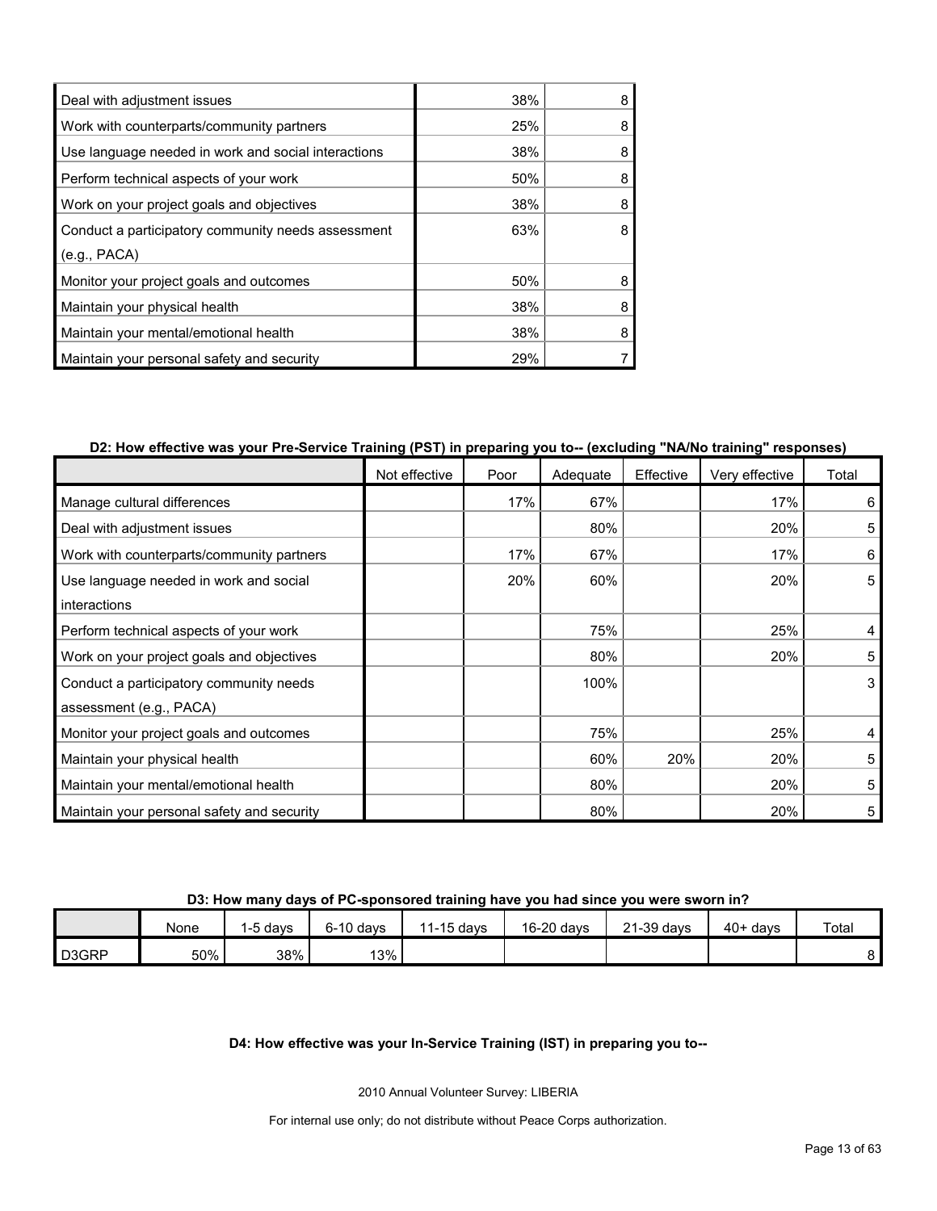| | | |
|---|---|---|
| Deal with adjustment issues | 38% | 8 |
| Work with counterparts/community partners | 25% | 8 |
| Use language needed in work and social interactions | 38% | 8 |
| Perform technical aspects of your work | 50% | 8 |
| Work on your project goals and objectives | 38% | 8 |
| Conduct a participatory community needs assessment (e.g., PACA) | 63% | 8 |
| Monitor your project goals and outcomes | 50% | 8 |
| Maintain your physical health | 38% | 8 |
| Maintain your mental/emotional health | 38% | 8 |
| Maintain your personal safety and security | 29% | 7 |

**D2: How effective was your Pre-Service Training (PST) in preparing you to-- (excluding "NA/No training" responses)**

| | Not effective | Poor | Adequate | Effective | Very effective | Total |
|---|---|---|---|---|---|---|
| Manage cultural differences | | 17% | 67% | | 17% | 6 |
| Deal with adjustment issues | | | 80% | | 20% | 5 |
| Work with counterparts/community partners | | 17% | 67% | | 17% | 6 |
| Use language needed in work and social interactions | | 20% | 60% | | 20% | 5 |
| Perform technical aspects of your work | | | 75% | | 25% | 4 |
| Work on your project goals and objectives | | | 80% | | 20% | 5 |
| Conduct a participatory community needs assessment (e.g., PACA) | | | 100% | | | 3 |
| Monitor your project goals and outcomes | | | 75% | | 25% | 4 |
| Maintain your physical health | | | 60% | 20% | 20% | 5 |
| Maintain your mental/emotional health | | | 80% | | 20% | 5 |
| Maintain your personal safety and security | | | 80% | | 20% | 5 |

**D3: How many days of PC-sponsored training have you had since you were sworn in?**

| | None | 1-5 days | 6-10 days | 11-15 days | 16-20 days | 21-39 days | 40+ days | Total |
|---|---|---|---|---|---|---|---|---|
| D3GRP | 50% | 38% | 13% | | | | | 8 |

**D4: How effective was your In-Service Training (IST) in preparing you to--**

2010 Annual Volunteer Survey: LIBERIA

For internal use only; do not distribute without Peace Corps authorization.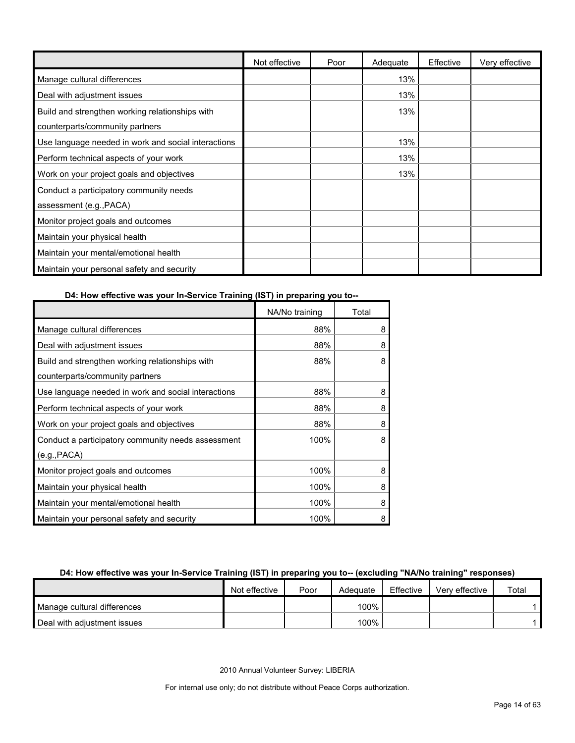| | Not effective | Poor | Adequate | Effective | Very effective |
|---|---|---|---|---|---|
| Manage cultural differences | | | 13% | | |
| Deal with adjustment issues | | | 13% | | |
| Build and strengthen working relationships with counterparts/community partners | | | 13% | | |
| Use language needed in work and social interactions | | | 13% | | |
| Perform technical aspects of your work | | | 13% | | |
| Work on your project goals and objectives | | | 13% | | |
| Conduct a participatory community needs assessment (e.g.,PACA) | | | | | |
| Monitor project goals and outcomes | | | | | |
| Maintain your physical health | | | | | |
| Maintain your mental/emotional health | | | | | |
| Maintain your personal safety and security | | | | | |

**D4: How effective was your In-Service Training (IST) in preparing you to--**

| | NA/No training | Total |
|---|---|---|
| Manage cultural differences | 88% | 8 |
| Deal with adjustment issues | 88% | 8 |
| Build and strengthen working relationships with counterparts/community partners | 88% | 8 |
| Use language needed in work and social interactions | 88% | 8 |
| Perform technical aspects of your work | 88% | 8 |
| Work on your project goals and objectives | 88% | 8 |
| Conduct a participatory community needs assessment (e.g.,PACA) | 100% | 8 |
| Monitor project goals and outcomes | 100% | 8 |
| Maintain your physical health | 100% | 8 |
| Maintain your mental/emotional health | 100% | 8 |
| Maintain your personal safety and security | 100% | 8 |

**D4: How effective was your In-Service Training (IST) in preparing you to-- (excluding "NA/No training" responses)**

| | Not effective | Poor | Adequate | Effective | Very effective | Total |
|---|---|---|---|---|---|---|
| Manage cultural differences | | | 100% | | | 1 |
| Deal with adjustment issues | | | 100% | | | 1 |

2010 Annual Volunteer Survey: LIBERIA

For internal use only; do not distribute without Peace Corps authorization.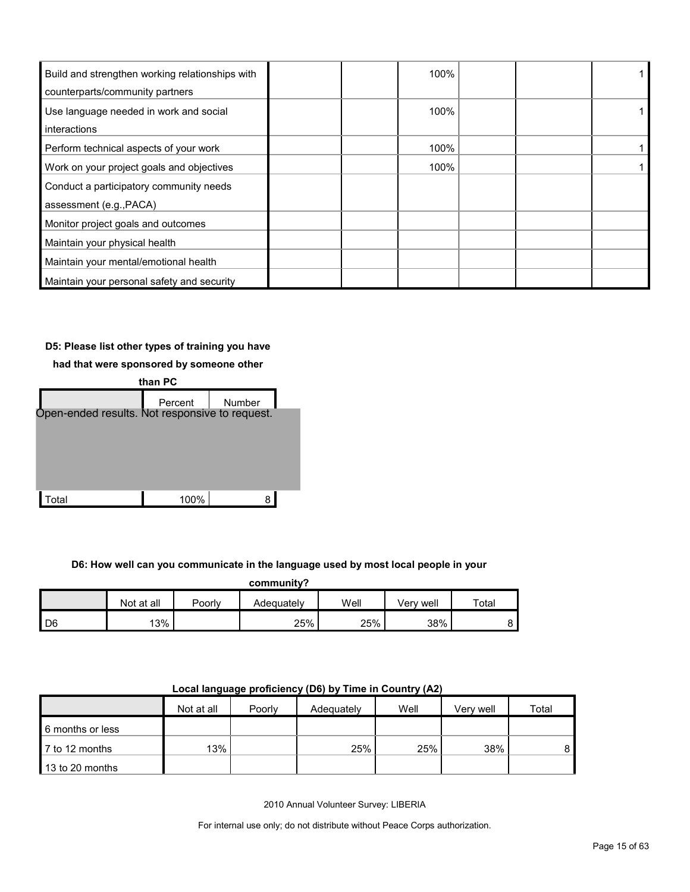| | | | | | | |
|---|---|---|---|---|---|---|
| Build and strengthen working relationships with counterparts/community partners | | | 100% | | | 1 |
| Use language needed in work and social interactions | | | 100% | | | 1 |
| Perform technical aspects of your work | | | 100% | | | 1 |
| Work on your project goals and objectives | | | 100% | | | 1 |
| Conduct a participatory community needs assessment (e.g.,PACA) | | | | | | |
| Monitor project goals and outcomes | | | | | | |
| Maintain your physical health | | | | | | |
| Maintain your mental/emotional health | | | | | | |
| Maintain your personal safety and security | | | | | | |

**D5: Please list other types of training you have had that were sponsored by someone other than PC**

| | Percent | Number |
|---|---|---|
| Open-ended results. Not responsive to request. | | |
| Total | 100% | 8 |

**D6: How well can you communicate in the language used by most local people in your community?**

| | Not at all | Poorly | Adequately | Well | Very well | Total |
|---|---|---|---|---|---|---|
| D6 | 13% | | 25% | 25% | 38% | 8 |

**Local language proficiency (D6) by Time in Country (A2)**

| | Not at all | Poorly | Adequately | Well | Very well | Total |
|---|---|---|---|---|---|---|
| 6 months or less | | | | | | |
| 7 to 12 months | 13% | | 25% | 25% | 38% | 8 |
| 13 to 20 months | | | | | | |

2010 Annual Volunteer Survey: LIBERIA

For internal use only; do not distribute without Peace Corps authorization.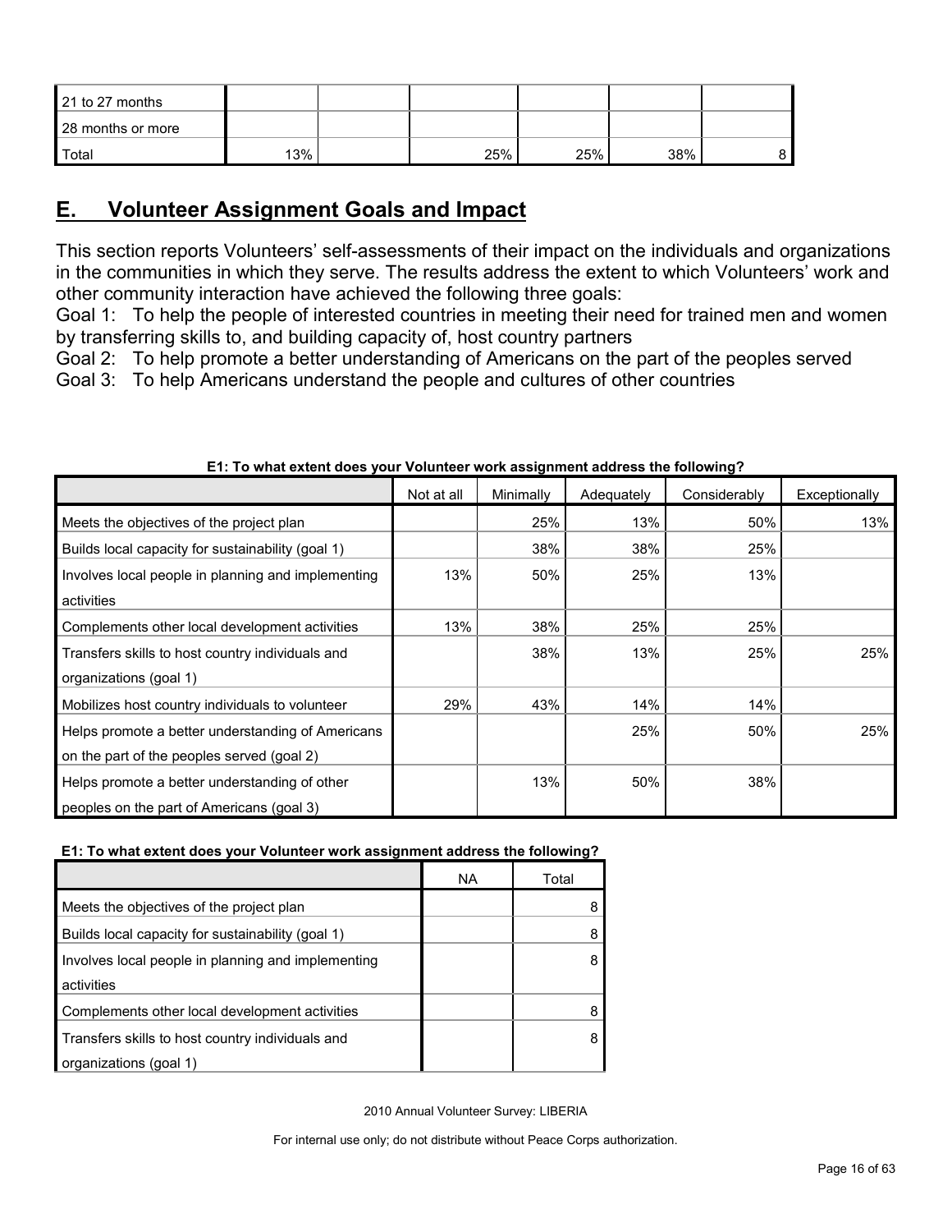| | | | | | | |
|---|---|---|---|---|---|---|
| 21 to 27 months | | | | | | |
| 28 months or more | | | | | | |
| Total | 13% | | 25% | 25% | 38% | 8 |

## E. Volunteer Assignment Goals and Impact

This section reports Volunteers' self-assessments of their impact on the individuals and organizations in the communities in which they serve. The results address the extent to which Volunteers' work and other community interaction have achieved the following three goals:

Goal 1: To help the people of interested countries in meeting their need for trained men and women by transferring skills to, and building capacity of, host country partners

Goal 2: To help promote a better understanding of Americans on the part of the peoples served

Goal 3: To help Americans understand the people and cultures of other countries

**E1: To what extent does your Volunteer work assignment address the following?**

| | Not at all | Minimally | Adequately | Considerably | Exceptionally |
|---|---|---|---|---|---|
| Meets the objectives of the project plan | | 25% | 13% | 50% | 13% |
| Builds local capacity for sustainability (goal 1) | | 38% | 38% | 25% | |
| Involves local people in planning and implementing activities | 13% | 50% | 25% | 13% | |
| Complements other local development activities | 13% | 38% | 25% | 25% | |
| Transfers skills to host country individuals and organizations (goal 1) | | 38% | 13% | 25% | 25% |
| Mobilizes host country individuals to volunteer | 29% | 43% | 14% | 14% | |
| Helps promote a better understanding of Americans on the part of the peoples served (goal 2) | | | 25% | 50% | 25% |
| Helps promote a better understanding of other peoples on the part of Americans (goal 3) | | 13% | 50% | 38% | |

**E1: To what extent does your Volunteer work assignment address the following?**

| | NA | Total |
|---|---|---|
| Meets the objectives of the project plan | | 8 |
| Builds local capacity for sustainability (goal 1) | | 8 |
| Involves local people in planning and implementing activities | | 8 |
| Complements other local development activities | | 8 |
| Transfers skills to host country individuals and organizations (goal 1) | | 8 |

2010 Annual Volunteer Survey: LIBERIA

For internal use only; do not distribute without Peace Corps authorization.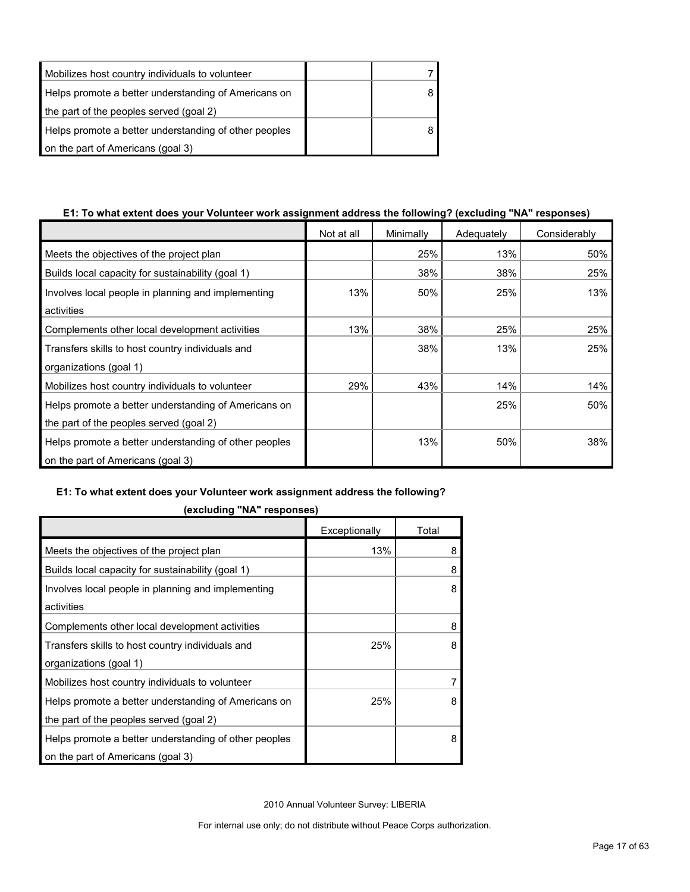| Mobilizes host country individuals to volunteer | | 7 |
|---|---|---|
| Helps promote a better understanding of Americans on the part of the peoples served (goal 2) | | 8 |
| Helps promote a better understanding of other peoples on the part of Americans (goal 3) | | 8 |

**E1: To what extent does your Volunteer work assignment address the following? (excluding "NA" responses)**

| | Not at all | Minimally | Adequately | Considerably |
|---|---|---|---|---|
| Meets the objectives of the project plan | | 25% | 13% | 50% |
| Builds local capacity for sustainability (goal 1) | | 38% | 38% | 25% |
| Involves local people in planning and implementing activities | 13% | 50% | 25% | 13% |
| Complements other local development activities | 13% | 38% | 25% | 25% |
| Transfers skills to host country individuals and organizations (goal 1) | | 38% | 13% | 25% |
| Mobilizes host country individuals to volunteer | 29% | 43% | 14% | 14% |
| Helps promote a better understanding of Americans on the part of the peoples served (goal 2) | | | 25% | 50% |
| Helps promote a better understanding of other peoples on the part of Americans (goal 3) | | 13% | 50% | 38% |

**E1: To what extent does your Volunteer work assignment address the following? (excluding "NA" responses)**

| | Exceptionally | Total |
|---|---|---|
| Meets the objectives of the project plan | 13% | 8 |
| Builds local capacity for sustainability (goal 1) | | 8 |
| Involves local people in planning and implementing activities | | 8 |
| Complements other local development activities | | 8 |
| Transfers skills to host country individuals and organizations (goal 1) | 25% | 8 |
| Mobilizes host country individuals to volunteer | | 7 |
| Helps promote a better understanding of Americans on the part of the peoples served (goal 2) | 25% | 8 |
| Helps promote a better understanding of other peoples on the part of Americans (goal 3) | | 8 |

2010 Annual Volunteer Survey: LIBERIA

For internal use only; do not distribute without Peace Corps authorization.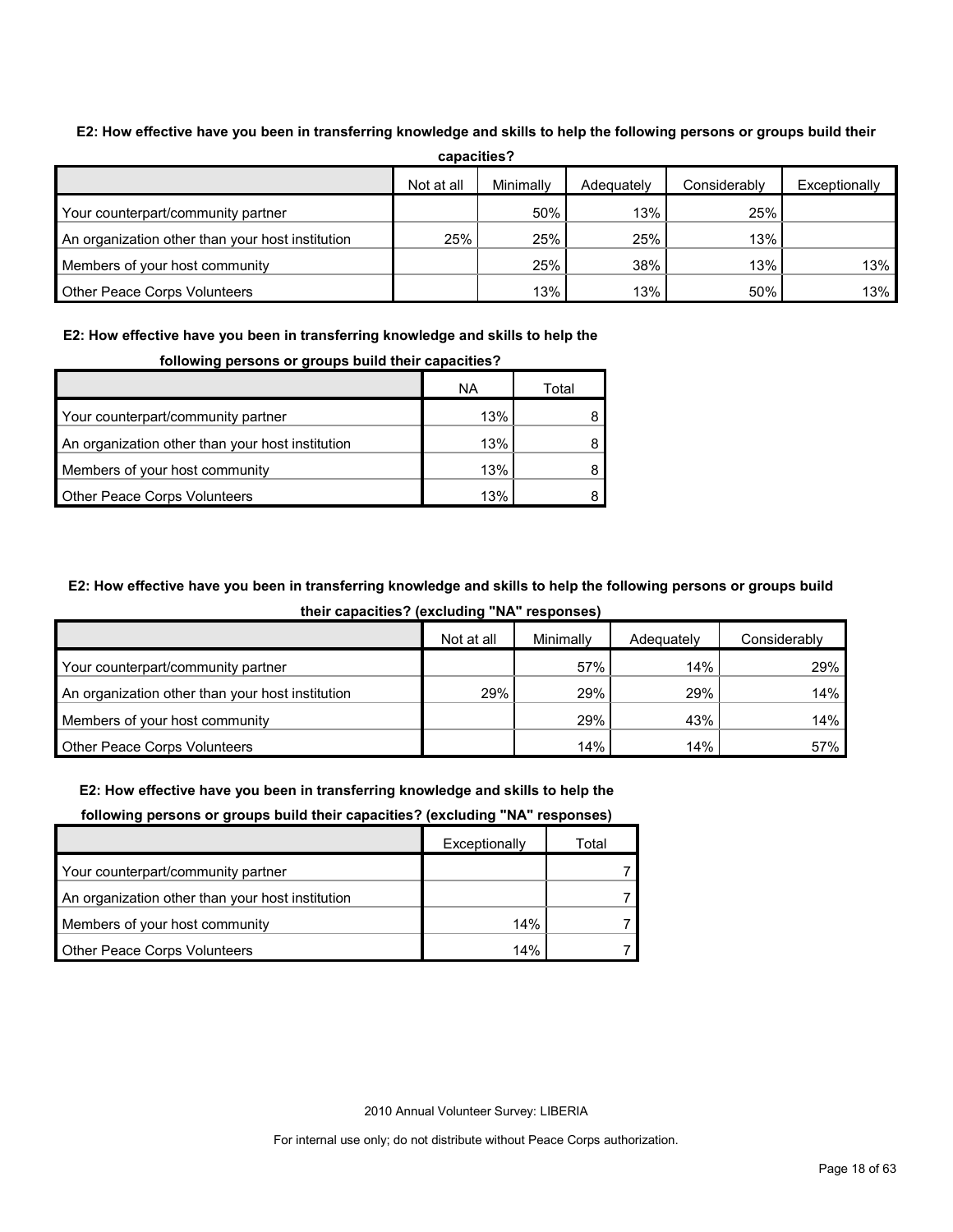**E2: How effective have you been in transferring knowledge and skills to help the following persons or groups build their capacities?**

| | Not at all | Minimally | Adequately | Considerably | Exceptionally |
|---|---|---|---|---|---|
| Your counterpart/community partner | | 50% | 13% | 25% | |
| An organization other than your host institution | 25% | 25% | 25% | 13% | |
| Members of your host community | | 25% | 38% | 13% | 13% |
| Other Peace Corps Volunteers | | 13% | 13% | 50% | 13% |

**E2: How effective have you been in transferring knowledge and skills to help the following persons or groups build their capacities?**

| | NA | Total |
|---|---|---|
| Your counterpart/community partner | 13% | 8 |
| An organization other than your host institution | 13% | 8 |
| Members of your host community | 13% | 8 |
| Other Peace Corps Volunteers | 13% | 8 |

**E2: How effective have you been in transferring knowledge and skills to help the following persons or groups build their capacities? (excluding "NA" responses)**

| | Not at all | Minimally | Adequately | Considerably |
|---|---|---|---|---|
| Your counterpart/community partner | | 57% | 14% | 29% |
| An organization other than your host institution | 29% | 29% | 29% | 14% |
| Members of your host community | | 29% | 43% | 14% |
| Other Peace Corps Volunteers | | 14% | 14% | 57% |

**E2: How effective have you been in transferring knowledge and skills to help the following persons or groups build their capacities? (excluding "NA" responses)**

| | Exceptionally | Total |
|---|---|---|
| Your counterpart/community partner | | 7 |
| An organization other than your host institution | | 7 |
| Members of your host community | 14% | 7 |
| Other Peace Corps Volunteers | 14% | 7 |

2010 Annual Volunteer Survey: LIBERIA

For internal use only; do not distribute without Peace Corps authorization.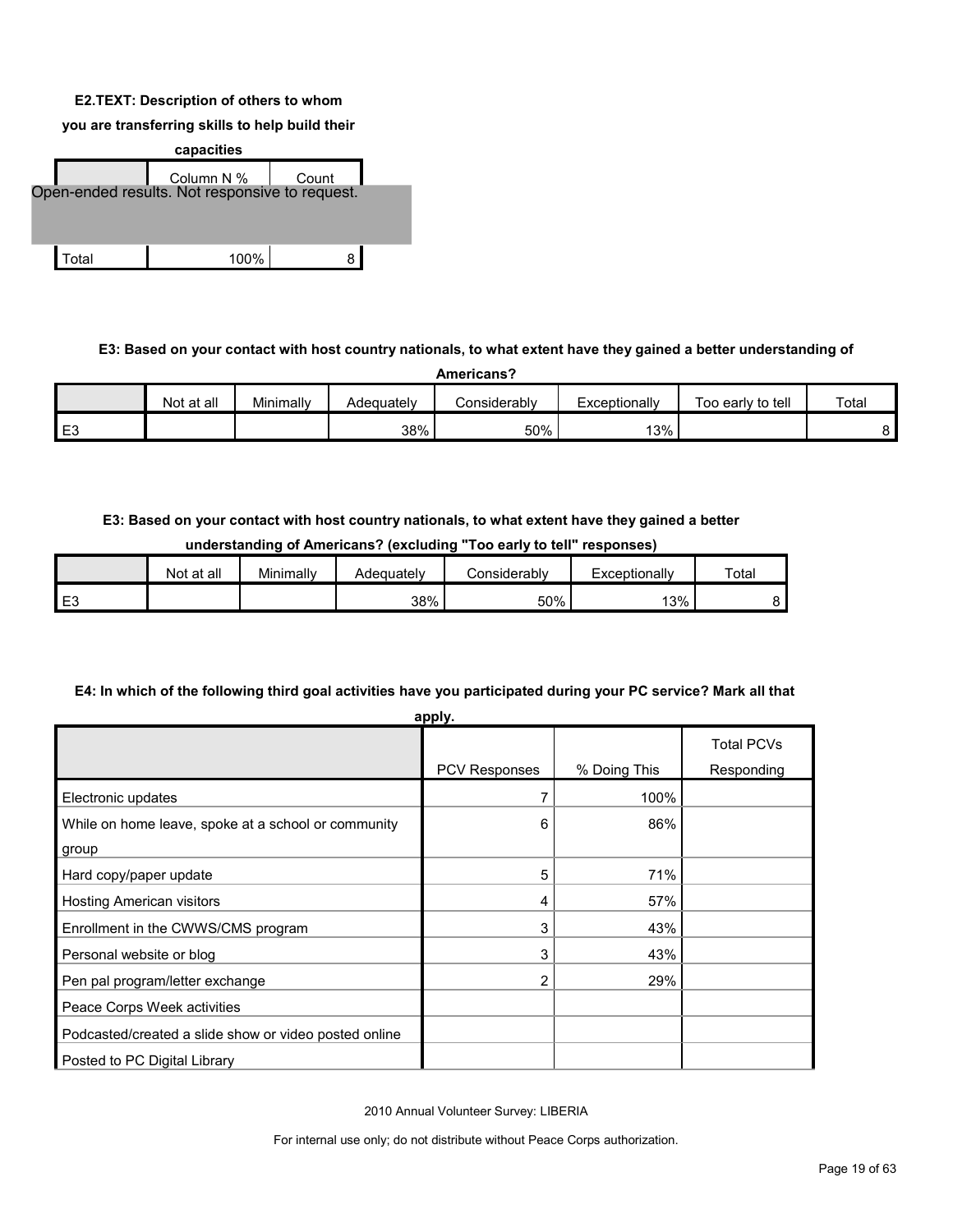**E2.TEXT: Description of others to whom you are transferring skills to help build their capacities**

| | Column N % | Count |
|---|---|---|
| Open-ended results. Not responsive to request. | | |
| Total | 100% | 8 |

**E3: Based on your contact with host country nationals, to what extent have they gained a better understanding of Americans?**

| | Not at all | Minimally | Adequately | Considerably | Exceptionally | Too early to tell | Total |
|---|---|---|---|---|---|---|---|
| E3 | | | 38% | 50% | 13% | | 8 |

**E3: Based on your contact with host country nationals, to what extent have they gained a better understanding of Americans? (excluding "Too early to tell" responses)**

| | Not at all | Minimally | Adequately | Considerably | Exceptionally | Total |
|---|---|---|---|---|---|---|
| E3 | | | 38% | 50% | 13% | 8 |

**E4: In which of the following third goal activities have you participated during your PC service? Mark all that apply.**

| | PCV Responses | % Doing This | Total PCVs Responding |
|---|---|---|---|
| Electronic updates | 7 | 100% | |
| While on home leave, spoke at a school or community group | 6 | 86% | |
| Hard copy/paper update | 5 | 71% | |
| Hosting American visitors | 4 | 57% | |
| Enrollment in the CWWS/CMS program | 3 | 43% | |
| Personal website or blog | 3 | 43% | |
| Pen pal program/letter exchange | 2 | 29% | |
| Peace Corps Week activities | | | |
| Podcasted/created a slide show or video posted online | | | |
| Posted to PC Digital Library | | | |

2010 Annual Volunteer Survey: LIBERIA

For internal use only; do not distribute without Peace Corps authorization.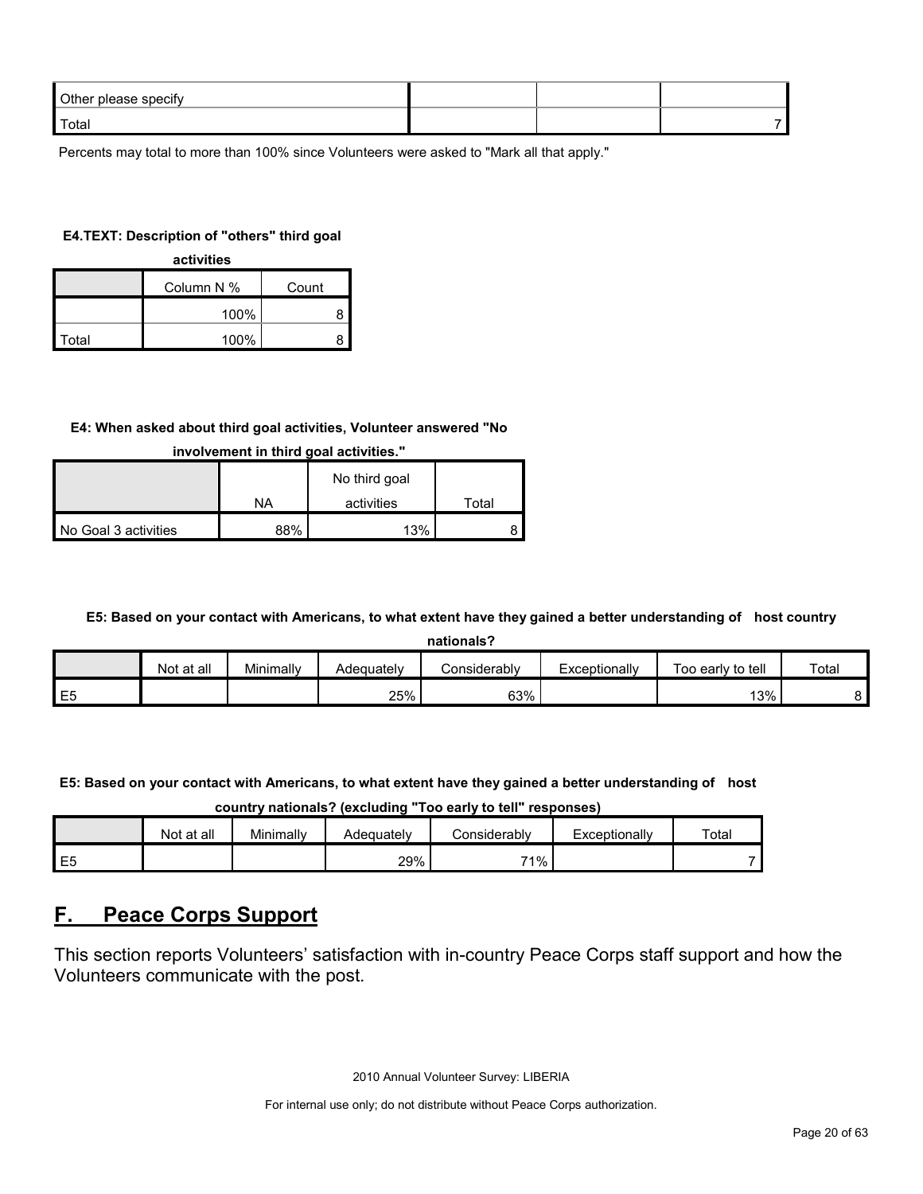| Other please specify | | | |
|---|---|---|---|
| Total | | | 7 |

Percents may total to more than 100% since Volunteers were asked to "Mark all that apply."

**E4.TEXT: Description of "others" third goal activities**

| | Column N % | Count |
|---|---|---|
| | 100% | 8 |
| Total | 100% | 8 |

**E4: When asked about third goal activities, Volunteer answered "No involvement in third goal activities."**

| | NA | No third goal activities | Total |
|---|---|---|---|
| No Goal 3 activities | 88% | 13% | 8 |

**E5: Based on your contact with Americans, to what extent have they gained a better understanding of host country nationals?**

| | Not at all | Minimally | Adequately | Considerably | Exceptionally | Too early to tell | Total |
|---|---|---|---|---|---|---|---|
| E5 | | | 25% | 63% | | 13% | 8 |

**E5: Based on your contact with Americans, to what extent have they gained a better understanding of host country nationals? (excluding "Too early to tell" responses)**

| | Not at all | Minimally | Adequately | Considerably | Exceptionally | Total |
|---|---|---|---|---|---|---|
| E5 | | | 29% | 71% | | 7 |

## F. Peace Corps Support

This section reports Volunteers' satisfaction with in-country Peace Corps staff support and how the Volunteers communicate with the post.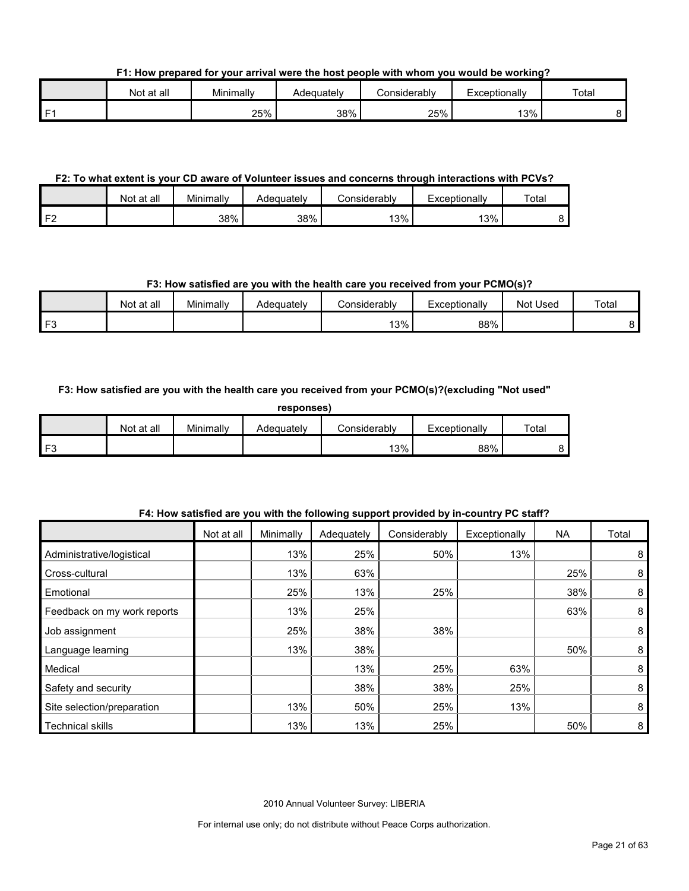**F1: How prepared for your arrival were the host people with whom you would be working?**

| | Not at all | Minimally | Adequately | Considerably | Exceptionally | Total |
|---|---|---|---|---|---|---|
| F1 | | 25% | 38% | 25% | 13% | 8 |

**F2: To what extent is your CD aware of Volunteer issues and concerns through interactions with PCVs?**

| | Not at all | Minimally | Adequately | Considerably | Exceptionally | Total |
|---|---|---|---|---|---|---|
| F2 | | 38% | 38% | 13% | 13% | 8 |

**F3: How satisfied are you with the health care you received from your PCMO(s)?**

| | Not at all | Minimally | Adequately | Considerably | Exceptionally | Not Used | Total |
|---|---|---|---|---|---|---|---|
| F3 | | | | 13% | 88% | | 8 |

**F3: How satisfied are you with the health care you received from your PCMO(s)?(excluding "Not used" responses)**

| | Not at all | Minimally | Adequately | Considerably | Exceptionally | Total |
|---|---|---|---|---|---|---|
| F3 | | | | 13% | 88% | 8 |

**F4: How satisfied are you with the following support provided by in-country PC staff?**

| | Not at all | Minimally | Adequately | Considerably | Exceptionally | NA | Total |
|---|---|---|---|---|---|---|---|
| Administrative/logistical | | 13% | 25% | 50% | 13% | | 8 |
| Cross-cultural | | 13% | 63% | | | 25% | 8 |
| Emotional | | 25% | 13% | 25% | | 38% | 8 |
| Feedback on my work reports | | 13% | 25% | | | 63% | 8 |
| Job assignment | | 25% | 38% | 38% | | | 8 |
| Language learning | | 13% | 38% | | | 50% | 8 |
| Medical | | | 13% | 25% | 63% | | 8 |
| Safety and security | | | 38% | 38% | 25% | | 8 |
| Site selection/preparation | | 13% | 50% | 25% | 13% | | 8 |
| Technical skills | | 13% | 13% | 25% | | 50% | 8 |

2010 Annual Volunteer Survey: LIBERIA

For internal use only; do not distribute without Peace Corps authorization.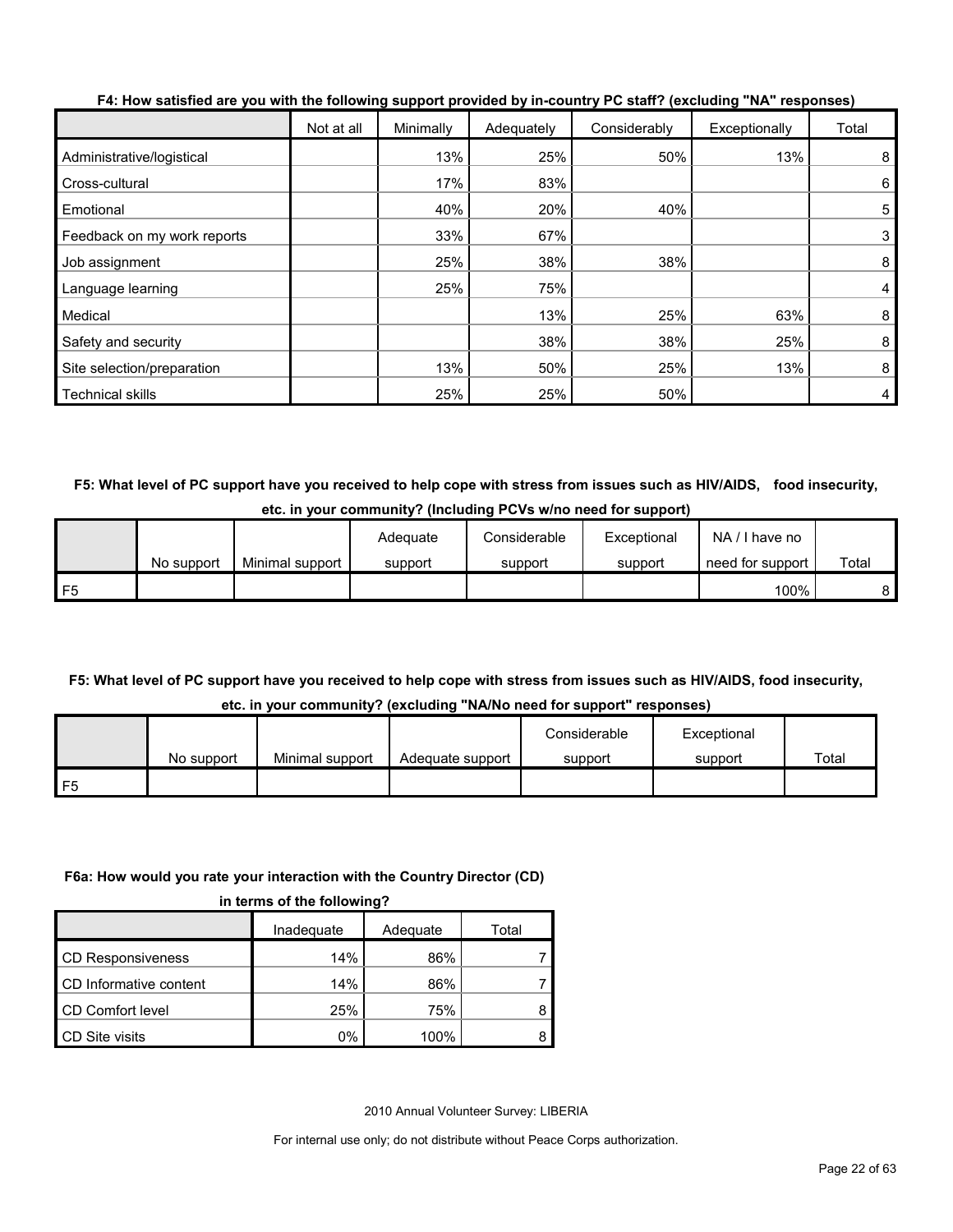**F4: How satisfied are you with the following support provided by in-country PC staff? (excluding "NA" responses)**

| | Not at all | Minimally | Adequately | Considerably | Exceptionally | Total |
|---|---|---|---|---|---|---|
| Administrative/logistical | | 13% | 25% | 50% | 13% | 8 |
| Cross-cultural | | 17% | 83% | | | 6 |
| Emotional | | 40% | 20% | 40% | | 5 |
| Feedback on my work reports | | 33% | 67% | | | 3 |
| Job assignment | | 25% | 38% | 38% | | 8 |
| Language learning | | 25% | 75% | | | 4 |
| Medical | | | 13% | 25% | 63% | 8 |
| Safety and security | | | 38% | 38% | 25% | 8 |
| Site selection/preparation | | 13% | 50% | 25% | 13% | 8 |
| Technical skills | | 25% | 25% | 50% | | 4 |

**F5: What level of PC support have you received to help cope with stress from issues such as HIV/AIDS, food insecurity, etc. in your community? (Including PCVs w/no need for support)**

| | No support | Minimal support | Adequate support | Considerable support | Exceptional support | NA / I have no need for support | Total |
|---|---|---|---|---|---|---|---|
| F5 | | | | | | 100% | 8 |

**F5: What level of PC support have you received to help cope with stress from issues such as HIV/AIDS, food insecurity, etc. in your community? (excluding "NA/No need for support" responses)**

| | No support | Minimal support | Adequate support | Considerable support | Exceptional support | Total |
|---|---|---|---|---|---|---|
| F5 | | | | | | |

**F6a: How would you rate your interaction with the Country Director (CD) in terms of the following?**

| | Inadequate | Adequate | Total |
|---|---|---|---|
| CD Responsiveness | 14% | 86% | 7 |
| CD Informative content | 14% | 86% | 7 |
| CD Comfort level | 25% | 75% | 8 |
| CD Site visits | 0% | 100% | 8 |

2010 Annual Volunteer Survey: LIBERIA

For internal use only; do not distribute without Peace Corps authorization.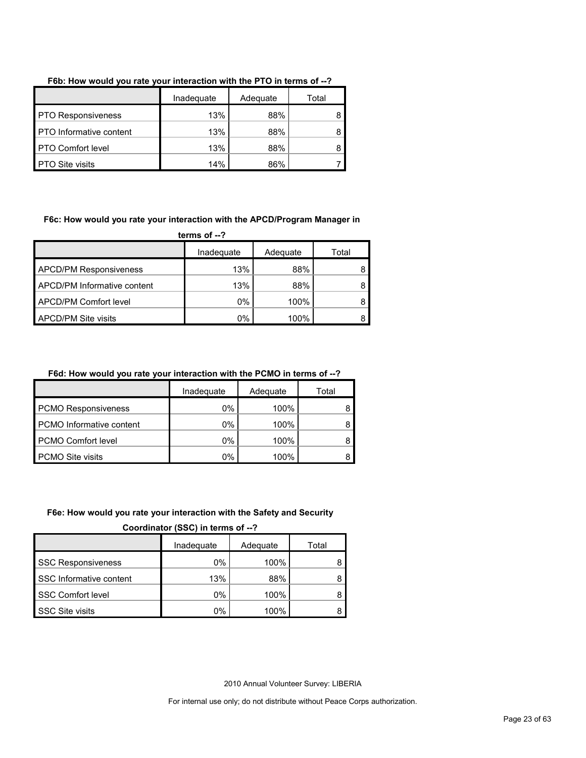**F6b: How would you rate your interaction with the PTO in terms of --?**

| | Inadequate | Adequate | Total |
|---|---|---|---|
| PTO Responsiveness | 13% | 88% | 8 |
| PTO Informative content | 13% | 88% | 8 |
| PTO Comfort level | 13% | 88% | 8 |
| PTO Site visits | 14% | 86% | 7 |

**F6c: How would you rate your interaction with the APCD/Program Manager in terms of --?**

| | Inadequate | Adequate | Total |
|---|---|---|---|
| APCD/PM Responsiveness | 13% | 88% | 8 |
| APCD/PM Informative content | 13% | 88% | 8 |
| APCD/PM Comfort level | 0% | 100% | 8 |
| APCD/PM Site visits | 0% | 100% | 8 |

**F6d: How would you rate your interaction with the PCMO in terms of --?**

| | Inadequate | Adequate | Total |
|---|---|---|---|
| PCMO Responsiveness | 0% | 100% | 8 |
| PCMO Informative content | 0% | 100% | 8 |
| PCMO Comfort level | 0% | 100% | 8 |
| PCMO Site visits | 0% | 100% | 8 |

**F6e: How would you rate your interaction with the Safety and Security Coordinator (SSC) in terms of --?**

| | Inadequate | Adequate | Total |
|---|---|---|---|
| SSC Responsiveness | 0% | 100% | 8 |
| SSC Informative content | 13% | 88% | 8 |
| SSC Comfort level | 0% | 100% | 8 |
| SSC Site visits | 0% | 100% | 8 |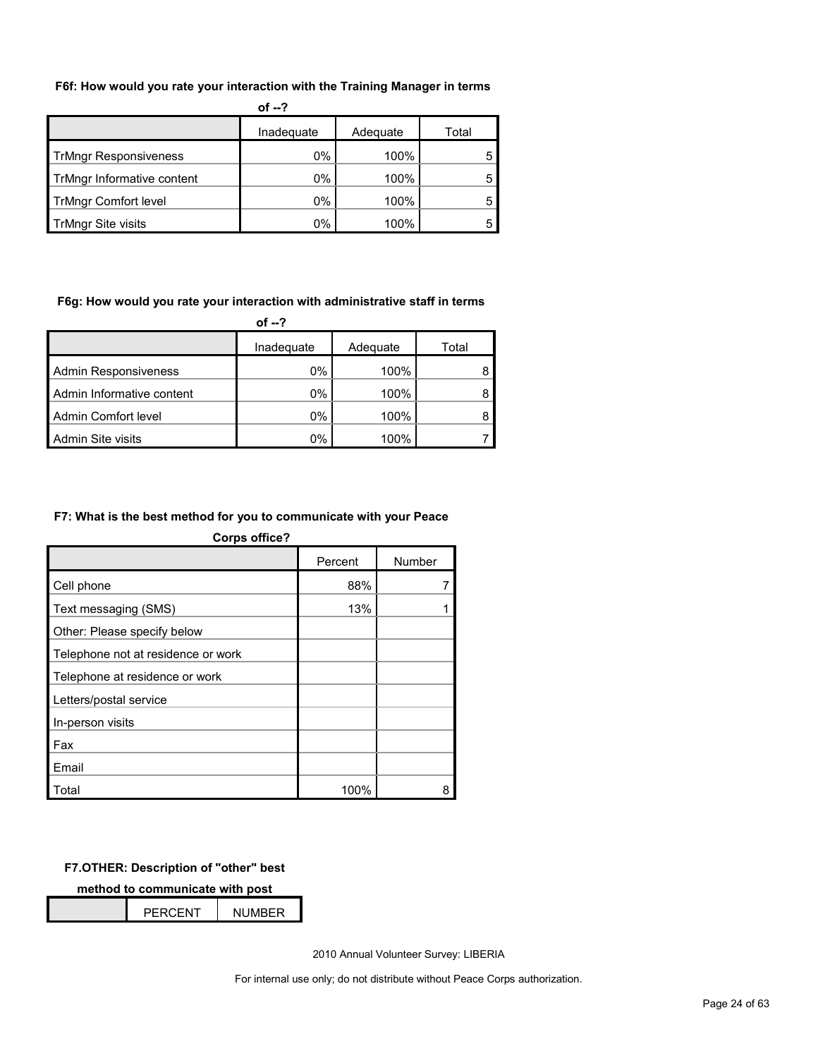**F6f: How would you rate your interaction with the Training Manager in terms of --?**

| | Inadequate | Adequate | Total |
|---|---|---|---|
| TrMngr Responsiveness | 0% | 100% | 5 |
| TrMngr Informative content | 0% | 100% | 5 |
| TrMngr Comfort level | 0% | 100% | 5 |
| TrMngr Site visits | 0% | 100% | 5 |

**F6g: How would you rate your interaction with administrative staff in terms of --?**

| | Inadequate | Adequate | Total |
|---|---|---|---|
| Admin Responsiveness | 0% | 100% | 8 |
| Admin Informative content | 0% | 100% | 8 |
| Admin Comfort level | 0% | 100% | 8 |
| Admin Site visits | 0% | 100% | 7 |

**F7: What is the best method for you to communicate with your Peace Corps office?**

| | Percent | Number |
|---|---|---|
| Cell phone | 88% | 7 |
| Text messaging (SMS) | 13% | 1 |
| Other: Please specify below | | |
| Telephone not at residence or work | | |
| Telephone at residence or work | | |
| Letters/postal service | | |
| In-person visits | | |
| Fax | | |
| Email | | |
| Total | 100% | 8 |

**F7.OTHER: Description of "other" best method to communicate with post**

| | PERCENT | NUMBER |
|---|---|---|

2010 Annual Volunteer Survey: LIBERIA

For internal use only; do not distribute without Peace Corps authorization.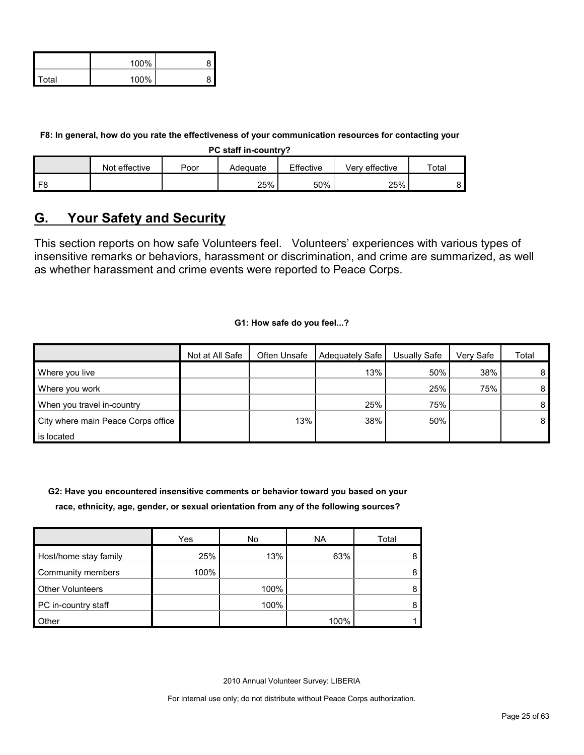| | | |
|---|---|---|
| | 100% | 8 |
| Total | 100% | 8 |

**F8: In general, how do you rate the effectiveness of your communication resources for contacting your PC staff in-country?**

| | Not effective | Poor | Adequate | Effective | Very effective | Total |
|---|---|---|---|---|---|---|
| F8 | | | 25% | 50% | 25% | 8 |

## G. Your Safety and Security

This section reports on how safe Volunteers feel. Volunteers' experiences with various types of insensitive remarks or behaviors, harassment or discrimination, and crime are summarized, as well as whether harassment and crime events were reported to Peace Corps.

**G1: How safe do you feel...?**

| | Not at All Safe | Often Unsafe | Adequately Safe | Usually Safe | Very Safe | Total |
|---|---|---|---|---|---|---|
| Where you live | | | 13% | 50% | 38% | 8 |
| Where you work | | | | 25% | 75% | 8 |
| When you travel in-country | | | 25% | 75% | | 8 |
| City where main Peace Corps office is located | | 13% | 38% | 50% | | 8 |

**G2: Have you encountered insensitive comments or behavior toward you based on your race, ethnicity, age, gender, or sexual orientation from any of the following sources?**

| | Yes | No | NA | Total |
|---|---|---|---|---|
| Host/home stay family | 25% | 13% | 63% | 8 |
| Community members | 100% | | | 8 |
| Other Volunteers | | 100% | | 8 |
| PC in-country staff | | 100% | | 8 |
| Other | | | 100% | 1 |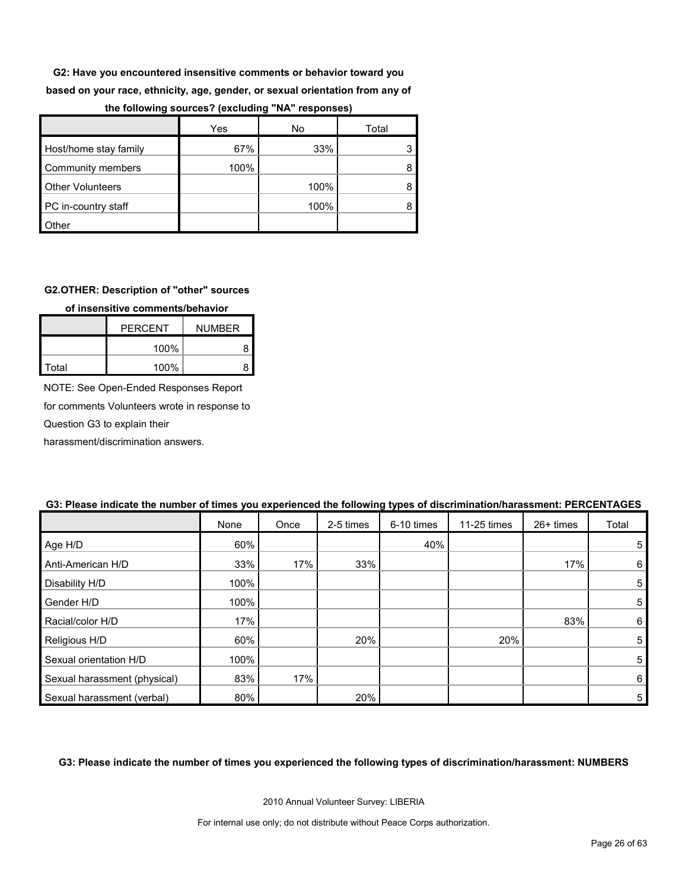**G2: Have you encountered insensitive comments or behavior toward you based on your race, ethnicity, age, gender, or sexual orientation from any of the following sources? (excluding "NA" responses)**

| | Yes | No | Total |
|---|---|---|---|
| Host/home stay family | 67% | 33% | 3 |
| Community members | 100% | | 8 |
| Other Volunteers | | 100% | 8 |
| PC in-country staff | | 100% | 8 |
| Other | | | |

**G2.OTHER: Description of "other" sources of insensitive comments/behavior**

| | PERCENT | NUMBER |
|---|---|---|
| | 100% | 8 |
| Total | 100% | 8 |

NOTE: See Open-Ended Responses Report for comments Volunteers wrote in response to Question G3 to explain their harassment/discrimination answers.

**G3: Please indicate the number of times you experienced the following types of discrimination/harassment: PERCENTAGES**

| | None | Once | 2-5 times | 6-10 times | 11-25 times | 26+ times | Total |
|---|---|---|---|---|---|---|---|
| Age H/D | 60% | | | 40% | | | 5 |
| Anti-American H/D | 33% | 17% | 33% | | | 17% | 6 |
| Disability H/D | 100% | | | | | | 5 |
| Gender H/D | 100% | | | | | | 5 |
| Racial/color H/D | 17% | | | | | 83% | 6 |
| Religious H/D | 60% | | 20% | | 20% | | 5 |
| Sexual orientation H/D | 100% | | | | | | 5 |
| Sexual harassment (physical) | 83% | 17% | | | | | 6 |
| Sexual harassment (verbal) | 80% | | 20% | | | | 5 |

**G3: Please indicate the number of times you experienced the following types of discrimination/harassment: NUMBERS**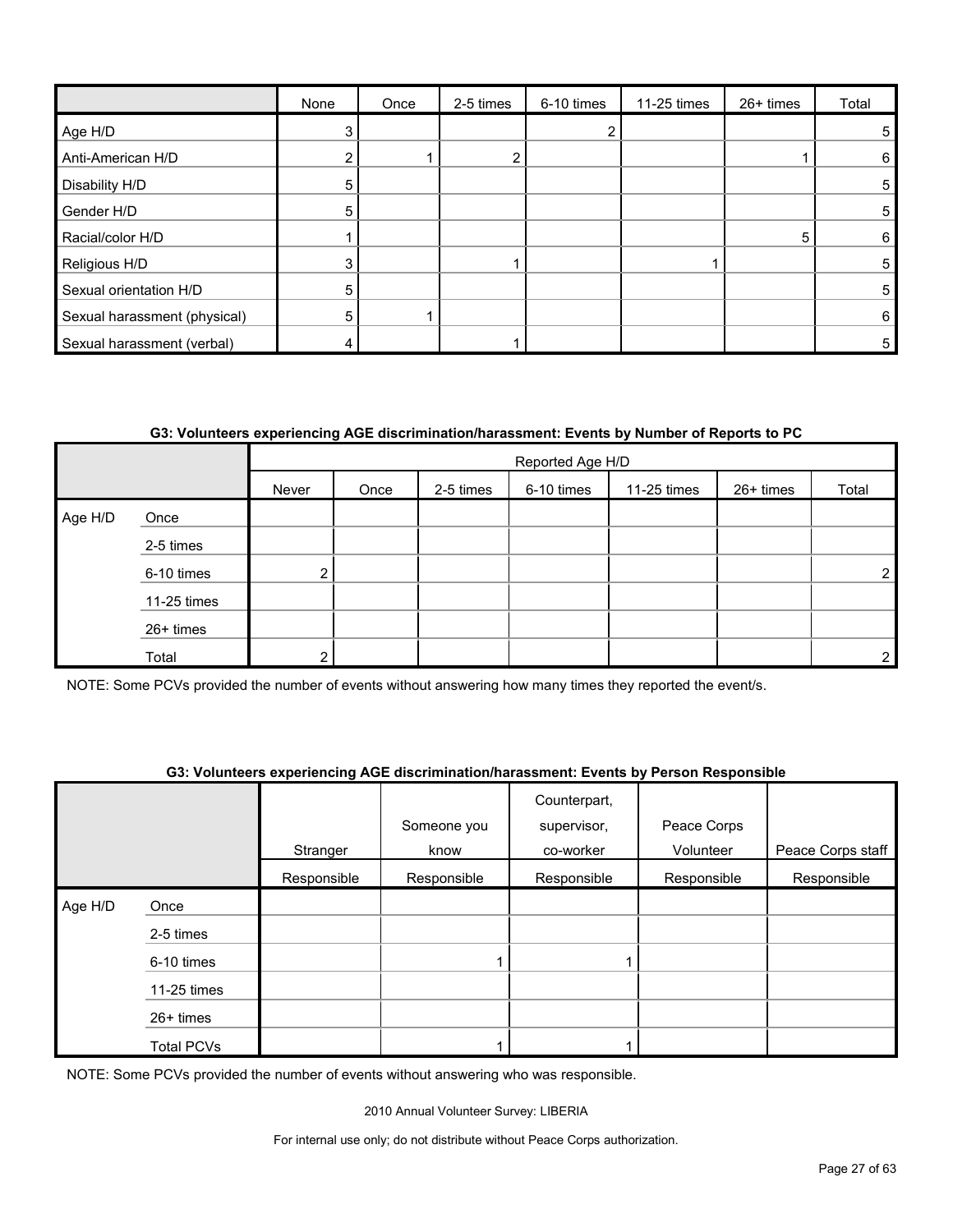| | None | Once | 2-5 times | 6-10 times | 11-25 times | 26+ times | Total |
|---|---|---|---|---|---|---|---|
| Age H/D | 3 | | | 2 | | | 5 |
| Anti-American H/D | 2 | 1 | 2 | | | 1 | 6 |
| Disability H/D | 5 | | | | | | 5 |
| Gender H/D | 5 | | | | | | 5 |
| Racial/color H/D | 1 | | | | | 5 | 6 |
| Religious H/D | 3 | | 1 | | 1 | | 5 |
| Sexual orientation H/D | 5 | | | | | | 5 |
| Sexual harassment (physical) | 5 | 1 | | | | | 6 |
| Sexual harassment (verbal) | 4 | | 1 | | | | 5 |

**G3: Volunteers experiencing AGE discrimination/harassment: Events by Number of Reports to PC**

| | | Reported Age H/D | | | | | | |
|---|---|---|---|---|---|---|---|---|
| | | Never | Once | 2-5 times | 6-10 times | 11-25 times | 26+ times | Total |
| Age H/D | Once | | | | | | | |
| | 2-5 times | | | | | | | |
| | 6-10 times | 2 | | | | | | 2 |
| | 11-25 times | | | | | | | |
| | 26+ times | | | | | | | |
| | Total | 2 | | | | | | 2 |

NOTE: Some PCVs provided the number of events without answering how many times they reported the event/s.

**G3: Volunteers experiencing AGE discrimination/harassment: Events by Person Responsible**

| | | Stranger | Someone you know | Counterpart, supervisor, co-worker | Peace Corps Volunteer | Peace Corps staff |
|---|---|---|---|---|---|---|
| | | Responsible | Responsible | Responsible | Responsible | Responsible |
| Age H/D | Once | | | | | |
| | 2-5 times | | | | | |
| | 6-10 times | | 1 | 1 | | |
| | 11-25 times | | | | | |
| | 26+ times | | | | | |
| | Total PCVs | | 1 | 1 | | |

NOTE: Some PCVs provided the number of events without answering who was responsible.

2010 Annual Volunteer Survey: LIBERIA

For internal use only; do not distribute without Peace Corps authorization.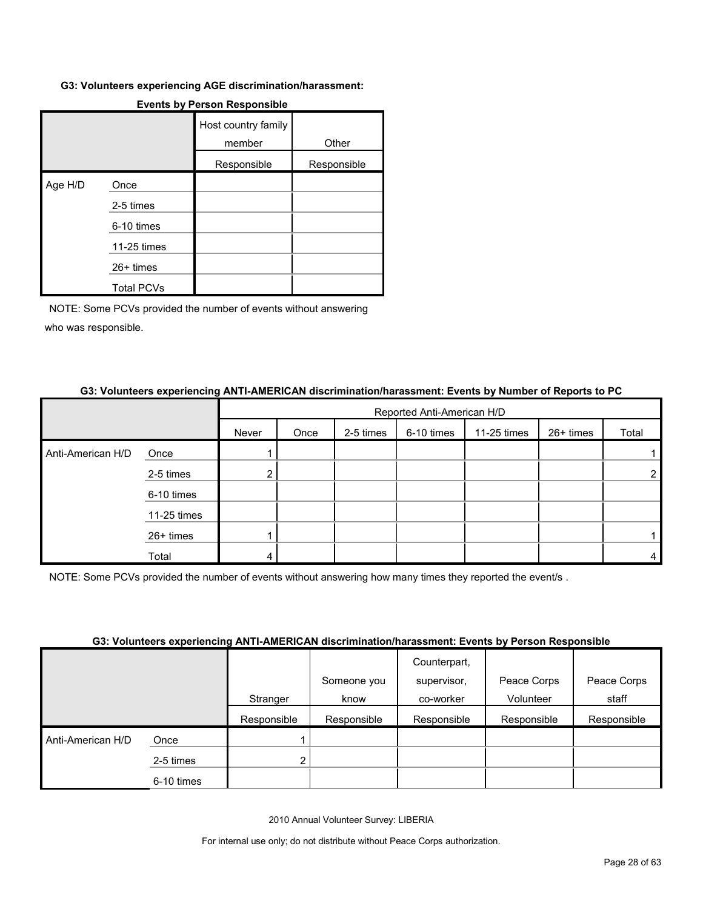#### G3: Volunteers experiencing AGE discrimination/harassment:

**Events by Person Responsible**

| | | Host country family member Responsible | Other Responsible |
|---|---|---|---|
| Age H/D | Once | | |
| | 2-5 times | | |
| | 6-10 times | | |
| | 11-25 times | | |
| | 26+ times | | |
| | Total PCVs | | |

NOTE: Some PCVs provided the number of events without answering who was responsible.

#### G3: Volunteers experiencing ANTI-AMERICAN discrimination/harassment: Events by Number of Reports to PC

| | | Reported Anti-American H/D | | | | | | |
|---|---|---|---|---|---|---|---|---|
| | | Never | Once | 2-5 times | 6-10 times | 11-25 times | 26+ times | Total |
| Anti-American H/D | Once | 1 | | | | | | 1 |
| | 2-5 times | 2 | | | | | | 2 |
| | 6-10 times | | | | | | | |
| | 11-25 times | | | | | | | |
| | 26+ times | 1 | | | | | | 1 |
| | Total | 4 | | | | | | 4 |

NOTE: Some PCVs provided the number of events without answering how many times they reported the event/s .

#### G3: Volunteers experiencing ANTI-AMERICAN discrimination/harassment: Events by Person Responsible

| | | Stranger Responsible | Someone you know Responsible | Counterpart, supervisor, co-worker Responsible | Peace Corps Volunteer Responsible | Peace Corps staff Responsible |
|---|---|---|---|---|---|---|
| Anti-American H/D | Once | 1 | | | | |
| | 2-5 times | 2 | | | | |
| | 6-10 times | | | | | |

2010 Annual Volunteer Survey: LIBERIA

For internal use only; do not distribute without Peace Corps authorization.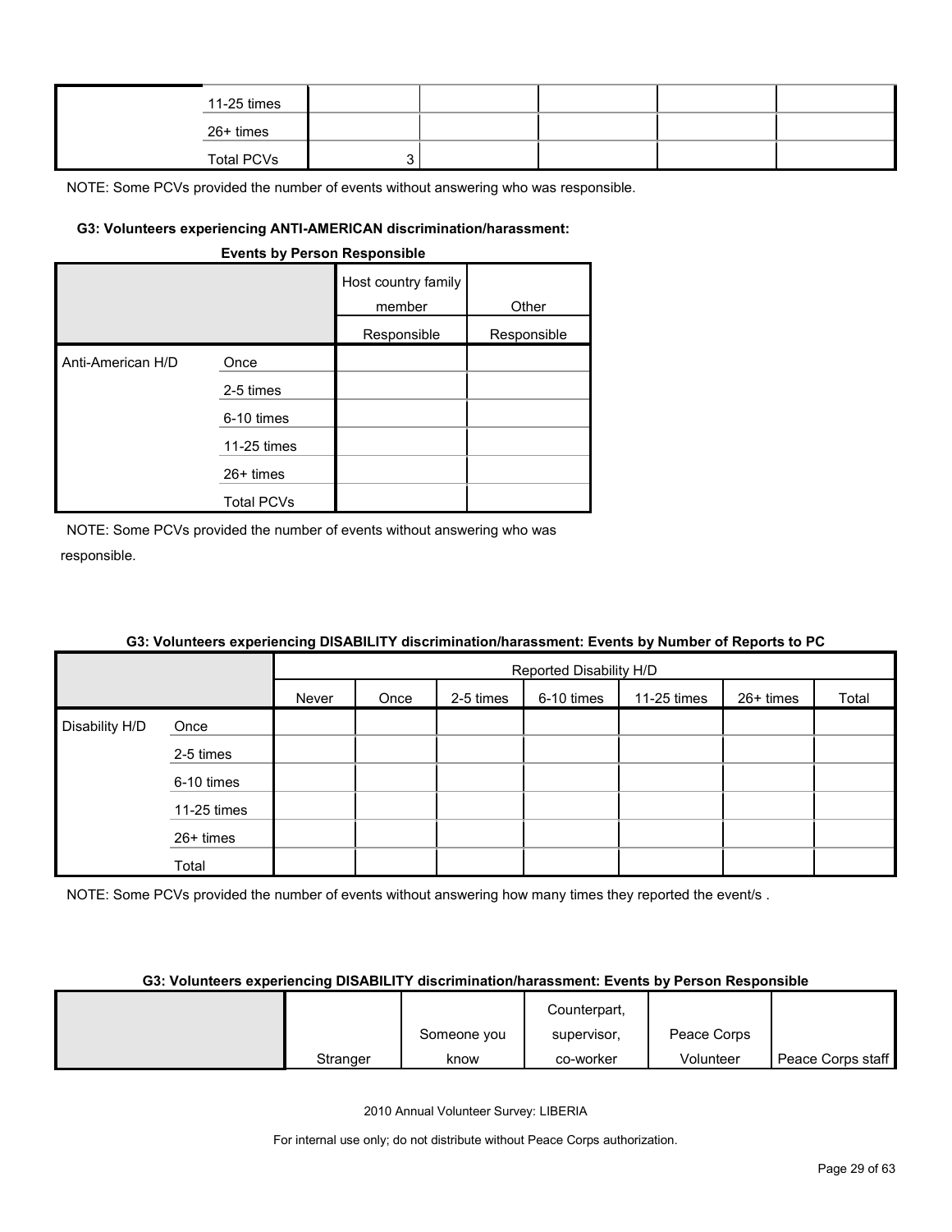| | | | | | | |
|---|---|---|---|---|---|---|
| | 11-25 times | | | | | |
| | 26+ times | | | | | |
| | Total PCVs | 3 | | | | |

NOTE: Some PCVs provided the number of events without answering who was responsible.

#### G3: Volunteers experiencing ANTI-AMERICAN discrimination/harassment: Events by Person Responsible

| | | Host country family member | Other |
|---|---|---|---|
| | | Responsible | Responsible |
| Anti-American H/D | Once | | |
| | 2-5 times | | |
| | 6-10 times | | |
| | 11-25 times | | |
| | 26+ times | | |
| | Total PCVs | | |

NOTE: Some PCVs provided the number of events without answering who was responsible.

#### G3: Volunteers experiencing DISABILITY discrimination/harassment: Events by Number of Reports to PC

| | | Reported Disability H/D | | | | | | |
|---|---|---|---|---|---|---|---|---|
| | | Never | Once | 2-5 times | 6-10 times | 11-25 times | 26+ times | Total |
| Disability H/D | Once | | | | | | | |
| | 2-5 times | | | | | | | |
| | 6-10 times | | | | | | | |
| | 11-25 times | | | | | | | |
| | 26+ times | | | | | | | |
| | Total | | | | | | | |

NOTE: Some PCVs provided the number of events without answering how many times they reported the event/s .

#### G3: Volunteers experiencing DISABILITY discrimination/harassment: Events by Person Responsible

| | Stranger | Someone you know | Counterpart, supervisor, co-worker | Peace Corps Volunteer | Peace Corps staff |
|---|---|---|---|---|---|

2010 Annual Volunteer Survey: LIBERIA

For internal use only; do not distribute without Peace Corps authorization.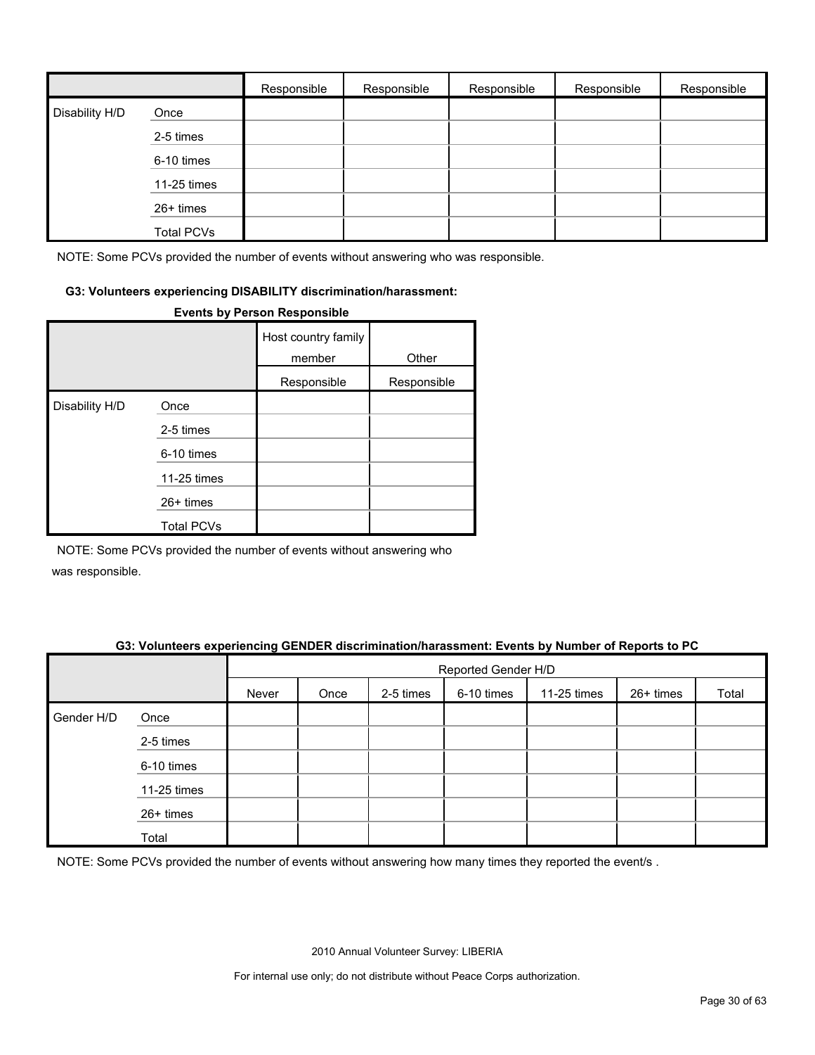| | | Responsible | Responsible | Responsible | Responsible | Responsible |
|---|---|---|---|---|---|---|
| Disability H/D | Once | | | | | |
| | 2-5 times | | | | | |
| | 6-10 times | | | | | |
| | 11-25 times | | | | | |
| | 26+ times | | | | | |
| | Total PCVs | | | | | |

NOTE: Some PCVs provided the number of events without answering who was responsible.

**G3: Volunteers experiencing DISABILITY discrimination/harassment: Events by Person Responsible**

| | | Host country family member | Other |
|---|---|---|---|
| | | Responsible | Responsible |
| Disability H/D | Once | | |
| | 2-5 times | | |
| | 6-10 times | | |
| | 11-25 times | | |
| | 26+ times | | |
| | Total PCVs | | |

NOTE: Some PCVs provided the number of events without answering who was responsible.

**G3: Volunteers experiencing GENDER discrimination/harassment: Events by Number of Reports to PC**

| | | Reported Gender H/D | | | | | | |
|---|---|---|---|---|---|---|---|---|
| | | Never | Once | 2-5 times | 6-10 times | 11-25 times | 26+ times | Total |
| Gender H/D | Once | | | | | | | |
| | 2-5 times | | | | | | | |
| | 6-10 times | | | | | | | |
| | 11-25 times | | | | | | | |
| | 26+ times | | | | | | | |
| | Total | | | | | | | |

NOTE: Some PCVs provided the number of events without answering how many times they reported the event/s .

2010 Annual Volunteer Survey: LIBERIA

For internal use only; do not distribute without Peace Corps authorization.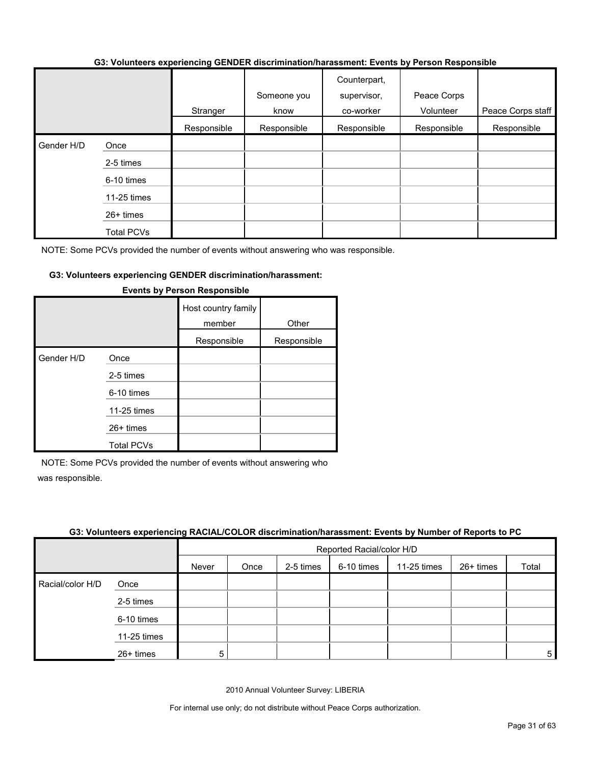**G3: Volunteers experiencing GENDER discrimination/harassment: Events by Person Responsible**

| | | Stranger | Someone you know | Counterpart, supervisor, co-worker | Peace Corps Volunteer | Peace Corps staff |
|---|---|---|---|---|---|---|
| | | Responsible | Responsible | Responsible | Responsible | Responsible |
| Gender H/D | Once | | | | | |
| | 2-5 times | | | | | |
| | 6-10 times | | | | | |
| | 11-25 times | | | | | |
| | 26+ times | | | | | |
| | Total PCVs | | | | | |

NOTE: Some PCVs provided the number of events without answering who was responsible.

**G3: Volunteers experiencing GENDER discrimination/harassment: Events by Person Responsible**

| | | Host country family member | Other |
|---|---|---|---|
| | | Responsible | Responsible |
| Gender H/D | Once | | |
| | 2-5 times | | |
| | 6-10 times | | |
| | 11-25 times | | |
| | 26+ times | | |
| | Total PCVs | | |

NOTE: Some PCVs provided the number of events without answering who was responsible.

**G3: Volunteers experiencing RACIAL/COLOR discrimination/harassment: Events by Number of Reports to PC**

| | | Reported Racial/color H/D | | | | | | |
|---|---|---|---|---|---|---|---|---|
| | | Never | Once | 2-5 times | 6-10 times | 11-25 times | 26+ times | Total |
| Racial/color H/D | Once | | | | | | | |
| | 2-5 times | | | | | | | |
| | 6-10 times | | | | | | | |
| | 11-25 times | | | | | | | |
| | 26+ times | 5 | | | | | | 5 |

2010 Annual Volunteer Survey: LIBERIA

For internal use only; do not distribute without Peace Corps authorization.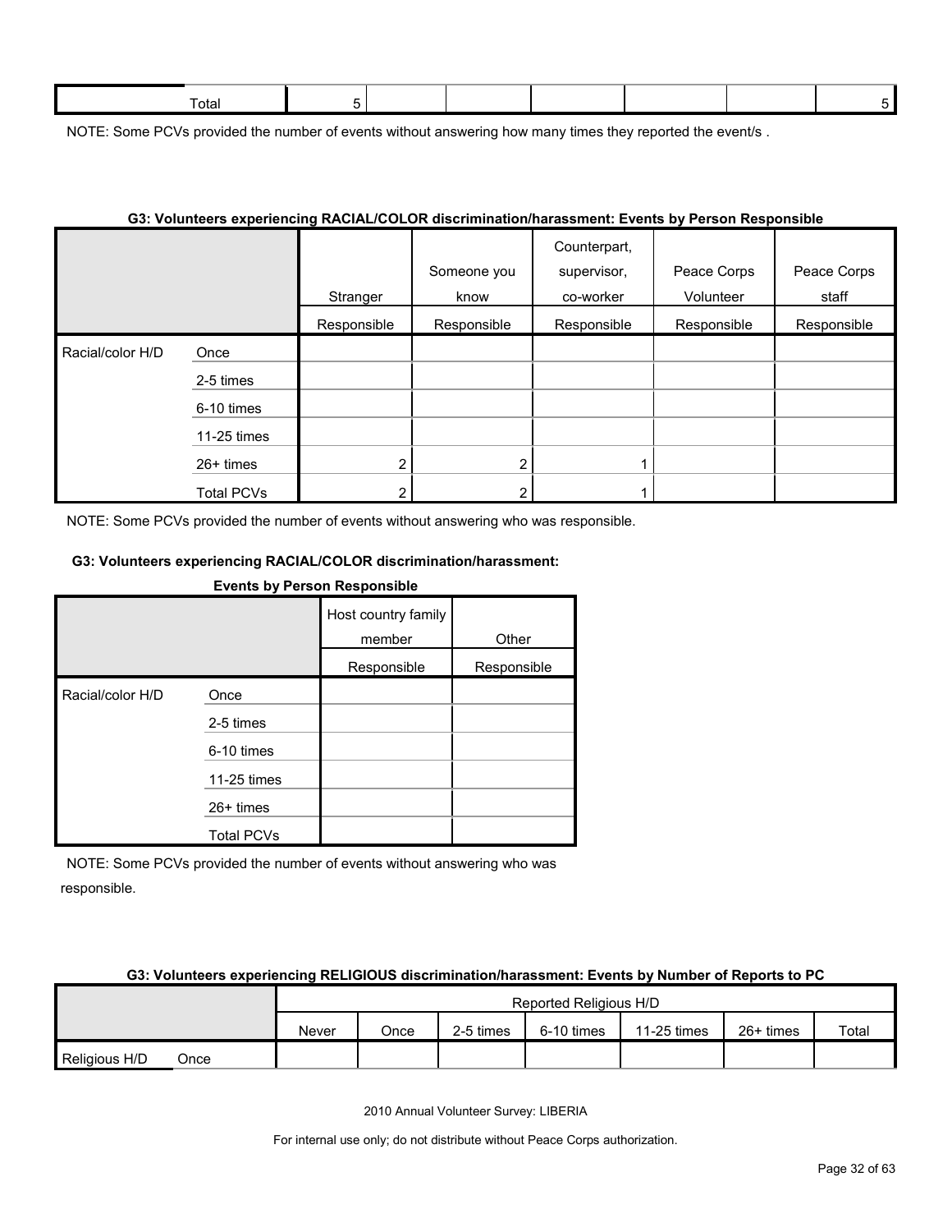| Total | 5 | | | | | | 5 |
|---|---|---|---|---|---|---|---|

NOTE: Some PCVs provided the number of events without answering how many times they reported the event/s .

**G3: Volunteers experiencing RACIAL/COLOR discrimination/harassment: Events by Person Responsible**

| | | Stranger | Someone you know | Counterpart, supervisor, co-worker | Peace Corps Volunteer | Peace Corps staff |
|---|---|---|---|---|---|---|
| | | Responsible | Responsible | Responsible | Responsible | Responsible |
| Racial/color H/D | Once | | | | | |
| | 2-5 times | | | | | |
| | 6-10 times | | | | | |
| | 11-25 times | | | | | |
| | 26+ times | 2 | 2 | 1 | | |
| | Total PCVs | 2 | 2 | 1 | | |

NOTE: Some PCVs provided the number of events without answering who was responsible.

**G3: Volunteers experiencing RACIAL/COLOR discrimination/harassment: Events by Person Responsible**

| | | Host country family member | Other |
|---|---|---|---|
| | | Responsible | Responsible |
| Racial/color H/D | Once | | |
| | 2-5 times | | |
| | 6-10 times | | |
| | 11-25 times | | |
| | 26+ times | | |
| | Total PCVs | | |

NOTE: Some PCVs provided the number of events without answering who was responsible.

**G3: Volunteers experiencing RELIGIOUS discrimination/harassment: Events by Number of Reports to PC**

| | | Reported Religious H/D | | | | | | |
|---|---|---|---|---|---|---|---|---|
| | | Never | Once | 2-5 times | 6-10 times | 11-25 times | 26+ times | Total |
| Religious H/D | Once | | | | | | | |

2010 Annual Volunteer Survey: LIBERIA

For internal use only; do not distribute without Peace Corps authorization.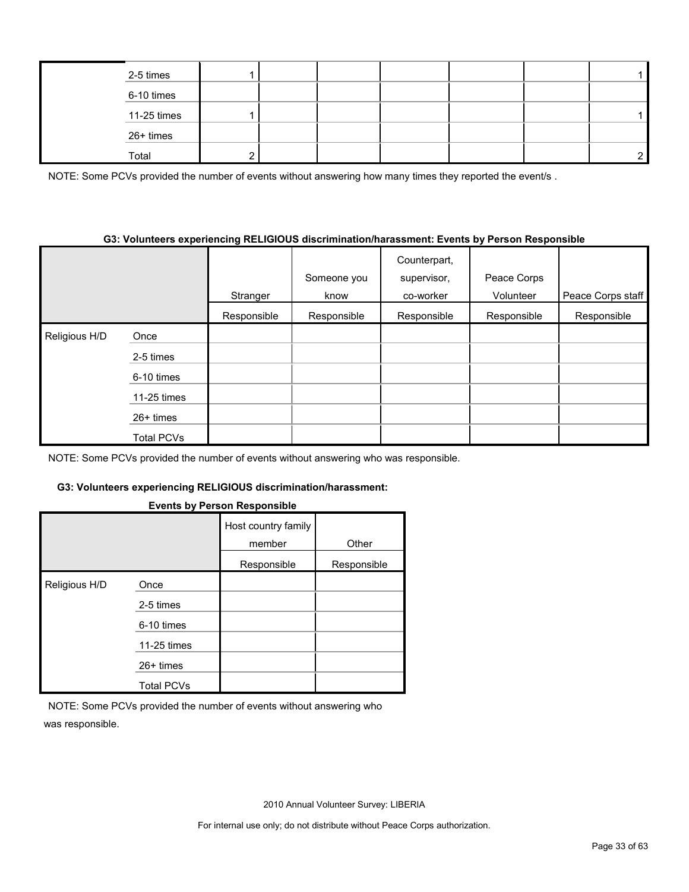| | | | | | | | | |
|---|---|---|---|---|---|---|---|---|
| | 2-5 times | 1 | | | | | | 1 |
| | 6-10 times | | | | | | | |
| | 11-25 times | 1 | | | | | | 1 |
| | 26+ times | | | | | | | |
| | Total | 2 | | | | | | 2 |

NOTE: Some PCVs provided the number of events without answering how many times they reported the event/s .

**G3: Volunteers experiencing RELIGIOUS discrimination/harassment: Events by Person Responsible**

| | | Stranger | Someone you know | Counterpart, supervisor, co-worker | Peace Corps Volunteer | Peace Corps staff |
|---|---|---|---|---|---|---|
| | | Responsible | Responsible | Responsible | Responsible | Responsible |
| Religious H/D | Once | | | | | |
| | 2-5 times | | | | | |
| | 6-10 times | | | | | |
| | 11-25 times | | | | | |
| | 26+ times | | | | | |
| | Total PCVs | | | | | |

NOTE: Some PCVs provided the number of events without answering who was responsible.

**G3: Volunteers experiencing RELIGIOUS discrimination/harassment: Events by Person Responsible**

| | | Host country family member | Other |
|---|---|---|---|
| | | Responsible | Responsible |
| Religious H/D | Once | | |
| | 2-5 times | | |
| | 6-10 times | | |
| | 11-25 times | | |
| | 26+ times | | |
| | Total PCVs | | |

NOTE: Some PCVs provided the number of events without answering who was responsible.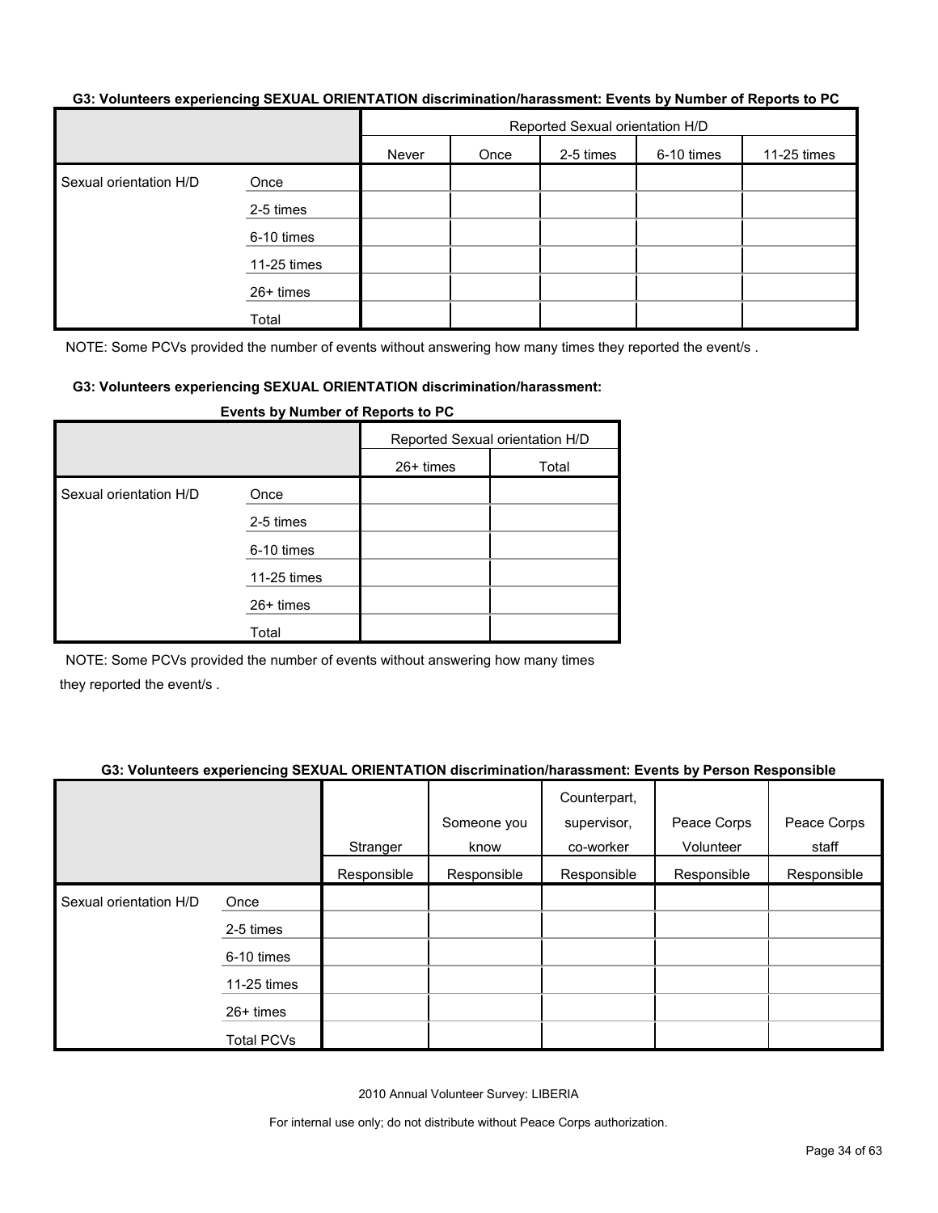**G3: Volunteers experiencing SEXUAL ORIENTATION discrimination/harassment: Events by Number of Reports to PC**

| | | Reported Sexual orientation H/D | | | | |
|---|---|---|---|---|---|---|
| | | Never | Once | 2-5 times | 6-10 times | 11-25 times |
| Sexual orientation H/D | Once | | | | | |
| | 2-5 times | | | | | |
| | 6-10 times | | | | | |
| | 11-25 times | | | | | |
| | 26+ times | | | | | |
| | Total | | | | | |

NOTE: Some PCVs provided the number of events without answering how many times they reported the event/s .

**G3: Volunteers experiencing SEXUAL ORIENTATION discrimination/harassment: Events by Number of Reports to PC**

| | | Reported Sexual orientation H/D | |
|---|---|---|---|
| | | 26+ times | Total |
| Sexual orientation H/D | Once | | |
| | 2-5 times | | |
| | 6-10 times | | |
| | 11-25 times | | |
| | 26+ times | | |
| | Total | | |

NOTE: Some PCVs provided the number of events without answering how many times they reported the event/s .

**G3: Volunteers experiencing SEXUAL ORIENTATION discrimination/harassment: Events by Person Responsible**

| | | Stranger | Someone you know | Counterpart, supervisor, co-worker | Peace Corps Volunteer | Peace Corps staff |
|---|---|---|---|---|---|---|
| | | Responsible | Responsible | Responsible | Responsible | Responsible |
| Sexual orientation H/D | Once | | | | | |
| | 2-5 times | | | | | |
| | 6-10 times | | | | | |
| | 11-25 times | | | | | |
| | 26+ times | | | | | |
| | Total PCVs | | | | | |

2010 Annual Volunteer Survey: LIBERIA

For internal use only; do not distribute without Peace Corps authorization.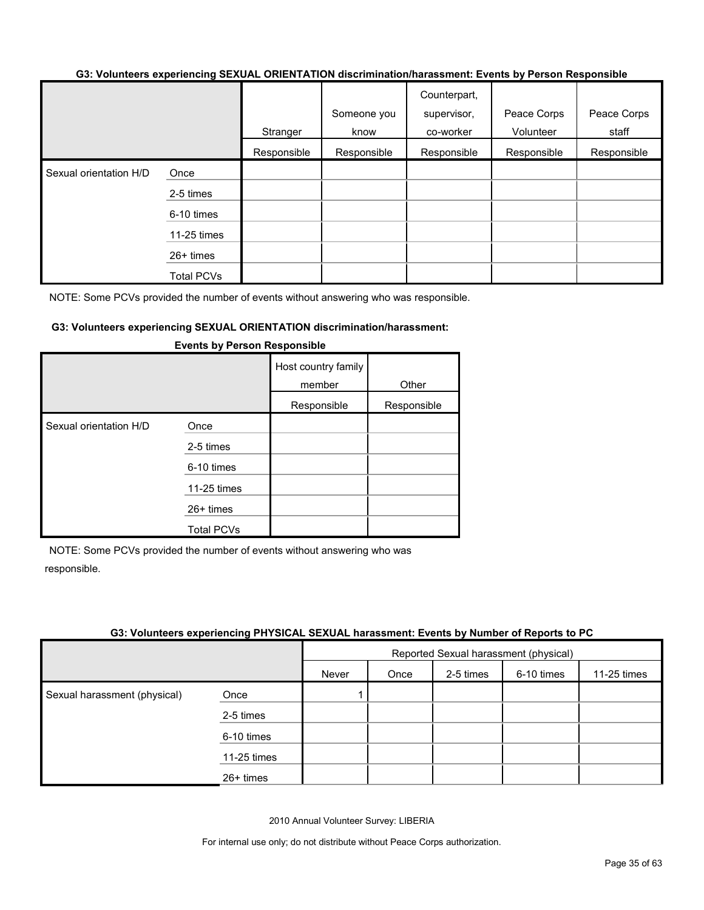### G3: Volunteers experiencing SEXUAL ORIENTATION discrimination/harassment: Events by Person Responsible

| | | Stranger | Someone you know | Counterpart, supervisor, co-worker | Peace Corps Volunteer | Peace Corps staff |
|---|---|---|---|---|---|---|
| | | Responsible | Responsible | Responsible | Responsible | Responsible |
| Sexual orientation H/D | Once | | | | | |
| | 2-5 times | | | | | |
| | 6-10 times | | | | | |
| | 11-25 times | | | | | |
| | 26+ times | | | | | |
| | Total PCVs | | | | | |

NOTE: Some PCVs provided the number of events without answering who was responsible.

### G3: Volunteers experiencing SEXUAL ORIENTATION discrimination/harassment: Events by Person Responsible

| | | Host country family member | Other |
|---|---|---|---|
| | | Responsible | Responsible |
| Sexual orientation H/D | Once | | |
| | 2-5 times | | |
| | 6-10 times | | |
| | 11-25 times | | |
| | 26+ times | | |
| | Total PCVs | | |

NOTE: Some PCVs provided the number of events without answering who was responsible.

### G3: Volunteers experiencing PHYSICAL SEXUAL harassment: Events by Number of Reports to PC

| | | Reported Sexual harassment (physical) | | | | |
|---|---|---|---|---|---|---|
| | | Never | Once | 2-5 times | 6-10 times | 11-25 times |
| Sexual harassment (physical) | Once | 1 | | | | |
| | 2-5 times | | | | | |
| | 6-10 times | | | | | |
| | 11-25 times | | | | | |
| | 26+ times | | | | | |

2010 Annual Volunteer Survey: LIBERIA

For internal use only; do not distribute without Peace Corps authorization.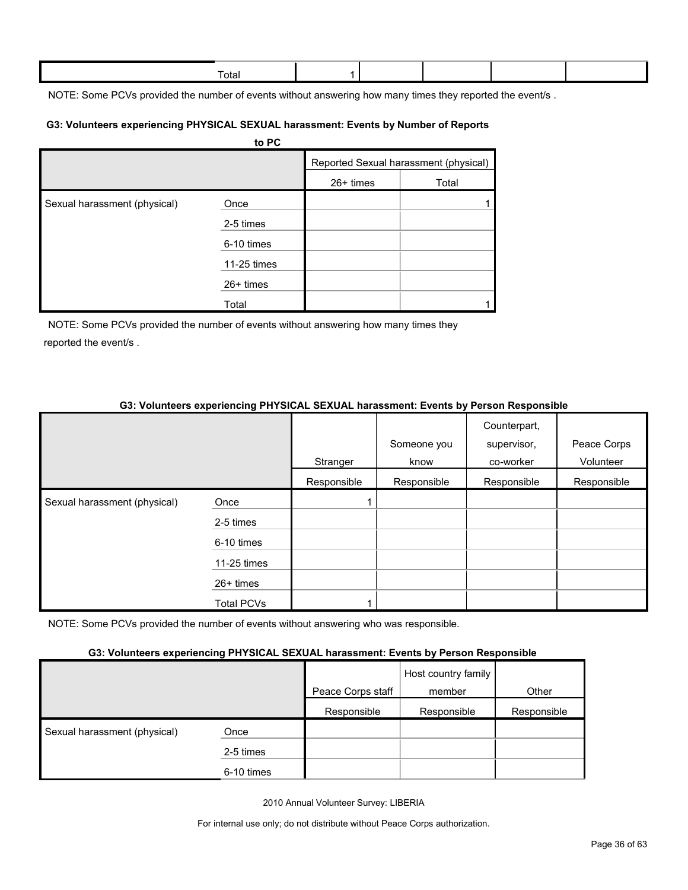| | Total | 1 | | | | |
|---|---|---|---|---|---|---|

NOTE: Some PCVs provided the number of events without answering how many times they reported the event/s .

#### G3: Volunteers experiencing PHYSICAL SEXUAL harassment: Events by Number of Reports to PC

| | | Reported Sexual harassment (physical) | |
|---|---|---|---|
| | | 26+ times | Total |
| Sexual harassment (physical) | Once | | 1 |
| | 2-5 times | | |
| | 6-10 times | | |
| | 11-25 times | | |
| | 26+ times | | |
| | Total | | 1 |

NOTE: Some PCVs provided the number of events without answering how many times they reported the event/s .

#### G3: Volunteers experiencing PHYSICAL SEXUAL harassment: Events by Person Responsible

| | | Stranger | Someone you know | Counterpart, supervisor, co-worker | Peace Corps Volunteer |
|---|---|---|---|---|---|
| | | Responsible | Responsible | Responsible | Responsible |
| Sexual harassment (physical) | Once | 1 | | | |
| | 2-5 times | | | | |
| | 6-10 times | | | | |
| | 11-25 times | | | | |
| | 26+ times | | | | |
| | Total PCVs | 1 | | | |

NOTE: Some PCVs provided the number of events without answering who was responsible.

#### G3: Volunteers experiencing PHYSICAL SEXUAL harassment: Events by Person Responsible

| | | Peace Corps staff | Host country family member | Other |
|---|---|---|---|---|
| | | Responsible | Responsible | Responsible |
| Sexual harassment (physical) | Once | | | |
| | 2-5 times | | | |
| | 6-10 times | | | |

2010 Annual Volunteer Survey: LIBERIA

For internal use only; do not distribute without Peace Corps authorization.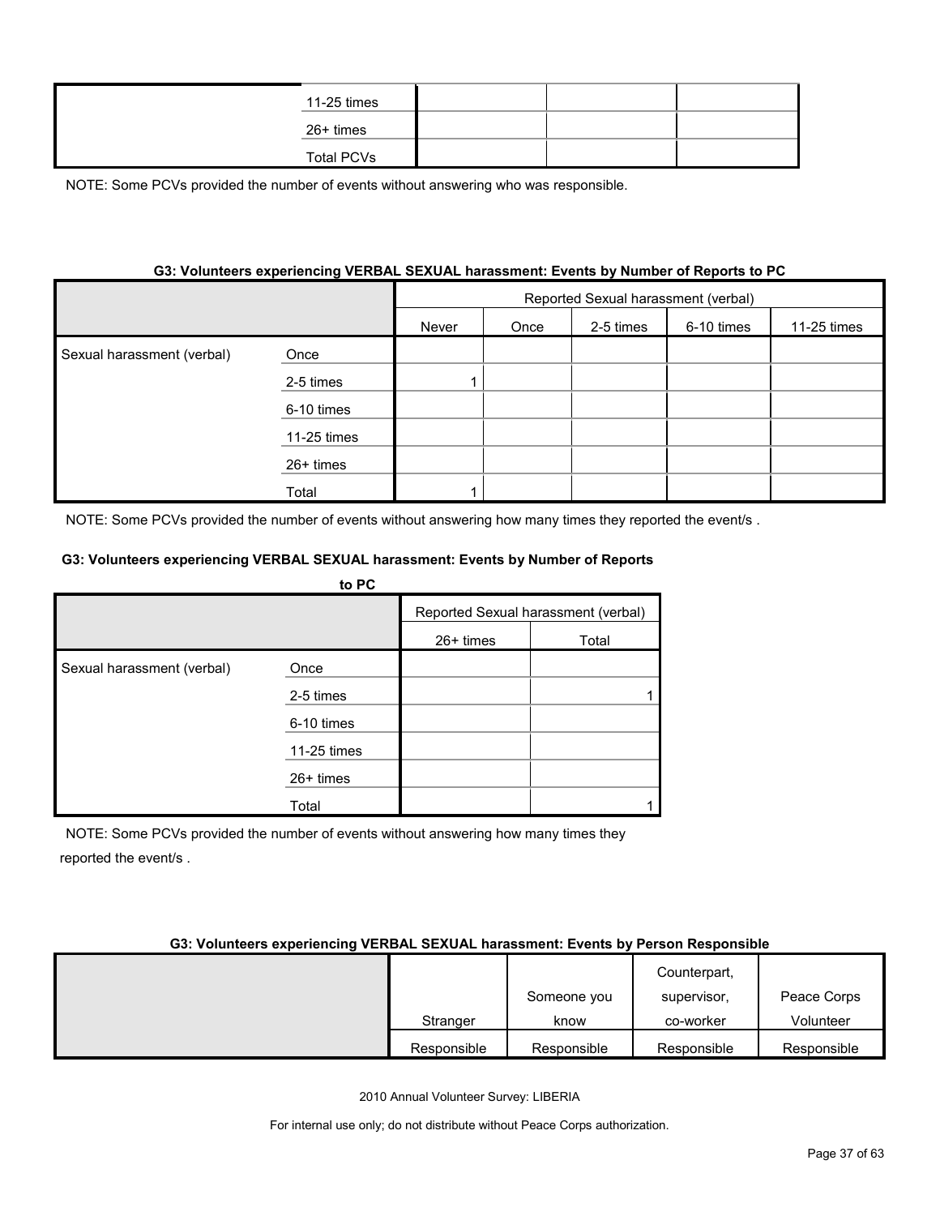| | | | | |
|---|---|---|---|---|
| | 11-25 times | | | |
| | 26+ times | | | |
| | Total PCVs | | | |

NOTE: Some PCVs provided the number of events without answering who was responsible.

#### G3: Volunteers experiencing VERBAL SEXUAL harassment: Events by Number of Reports to PC

| | | Reported Sexual harassment (verbal) | | | | |
|---|---|---|---|---|---|---|
| | | Never | Once | 2-5 times | 6-10 times | 11-25 times |
| Sexual harassment (verbal) | Once | | | | | |
| | 2-5 times | 1 | | | | |
| | 6-10 times | | | | | |
| | 11-25 times | | | | | |
| | 26+ times | | | | | |
| | Total | 1 | | | | |

NOTE: Some PCVs provided the number of events without answering how many times they reported the event/s .

#### G3: Volunteers experiencing VERBAL SEXUAL harassment: Events by Number of Reports to PC

| | | Reported Sexual harassment (verbal) | |
|---|---|---|---|
| | | 26+ times | Total |
| Sexual harassment (verbal) | Once | | |
| | 2-5 times | | 1 |
| | 6-10 times | | |
| | 11-25 times | | |
| | 26+ times | | |
| | Total | | 1 |

NOTE: Some PCVs provided the number of events without answering how many times they reported the event/s .

#### G3: Volunteers experiencing VERBAL SEXUAL harassment: Events by Person Responsible

| | Stranger | Someone you know | Counterpart, supervisor, co-worker | Peace Corps Volunteer |
|---|---|---|---|---|
| | Responsible | Responsible | Responsible | Responsible |

2010 Annual Volunteer Survey: LIBERIA

For internal use only; do not distribute without Peace Corps authorization.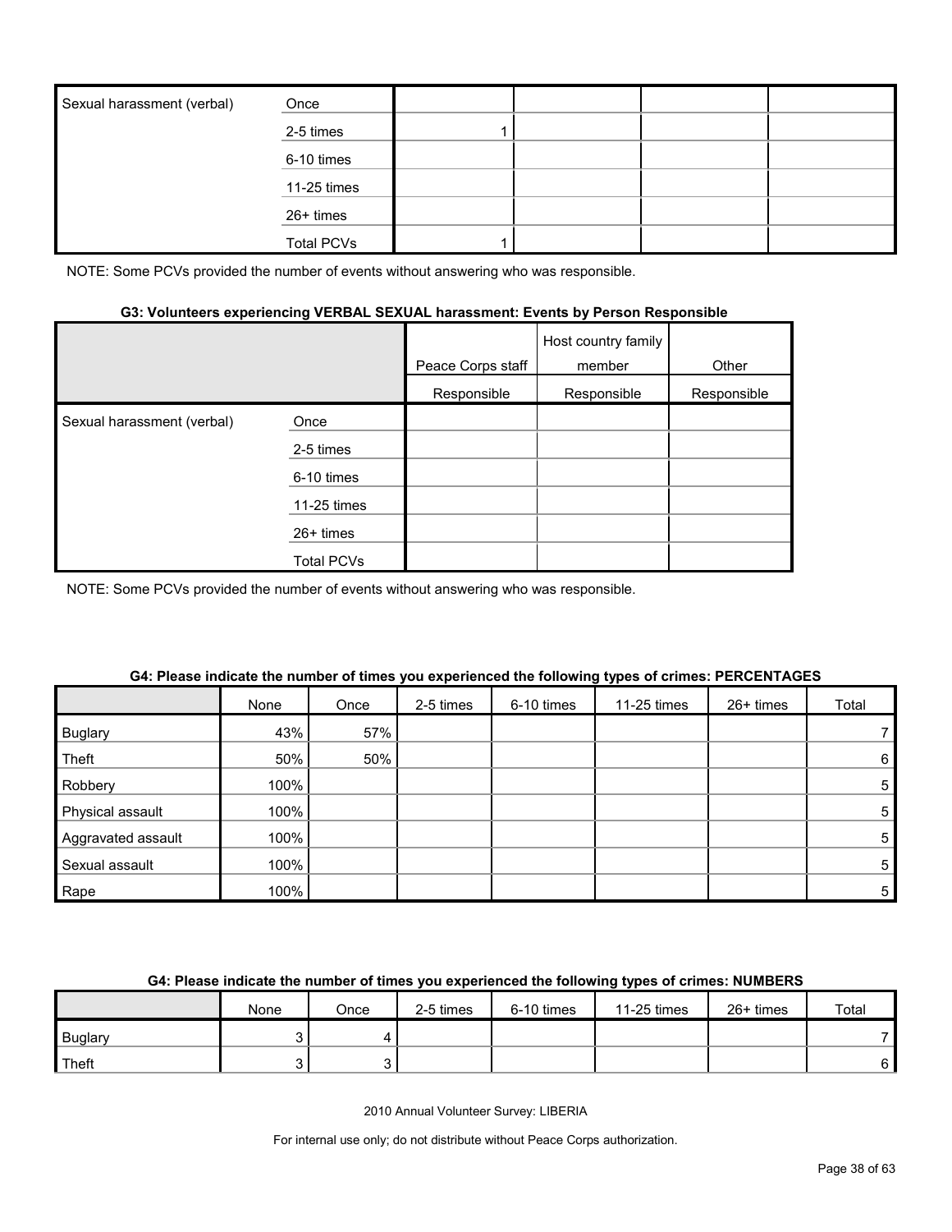| | | | | | |
|---|---|---|---|---|---|
| Sexual harassment (verbal) | Once | | | | |
| | 2-5 times | 1 | | | |
| | 6-10 times | | | | |
| | 11-25 times | | | | |
| | 26+ times | | | | |
| | Total PCVs | 1 | | | |

NOTE: Some PCVs provided the number of events without answering who was responsible.

#### G3: Volunteers experiencing VERBAL SEXUAL harassment: Events by Person Responsible

| | | Peace Corps staff | Host country family member | Other |
|---|---|---|---|---|
| | | Responsible | Responsible | Responsible |
| Sexual harassment (verbal) | Once | | | |
| | 2-5 times | | | |
| | 6-10 times | | | |
| | 11-25 times | | | |
| | 26+ times | | | |
| | Total PCVs | | | |

NOTE: Some PCVs provided the number of events without answering who was responsible.

#### G4: Please indicate the number of times you experienced the following types of crimes: PERCENTAGES

| | None | Once | 2-5 times | 6-10 times | 11-25 times | 26+ times | Total |
|---|---|---|---|---|---|---|---|
| Buglary | 43% | 57% | | | | | 7 |
| Theft | 50% | 50% | | | | | 6 |
| Robbery | 100% | | | | | | 5 |
| Physical assault | 100% | | | | | | 5 |
| Aggravated assault | 100% | | | | | | 5 |
| Sexual assault | 100% | | | | | | 5 |
| Rape | 100% | | | | | | 5 |

#### G4: Please indicate the number of times you experienced the following types of crimes: NUMBERS

| | None | Once | 2-5 times | 6-10 times | 11-25 times | 26+ times | Total |
|---|---|---|---|---|---|---|---|
| Buglary | 3 | 4 | | | | | 7 |
| Theft | 3 | 3 | | | | | 6 |

2010 Annual Volunteer Survey: LIBERIA

For internal use only; do not distribute without Peace Corps authorization.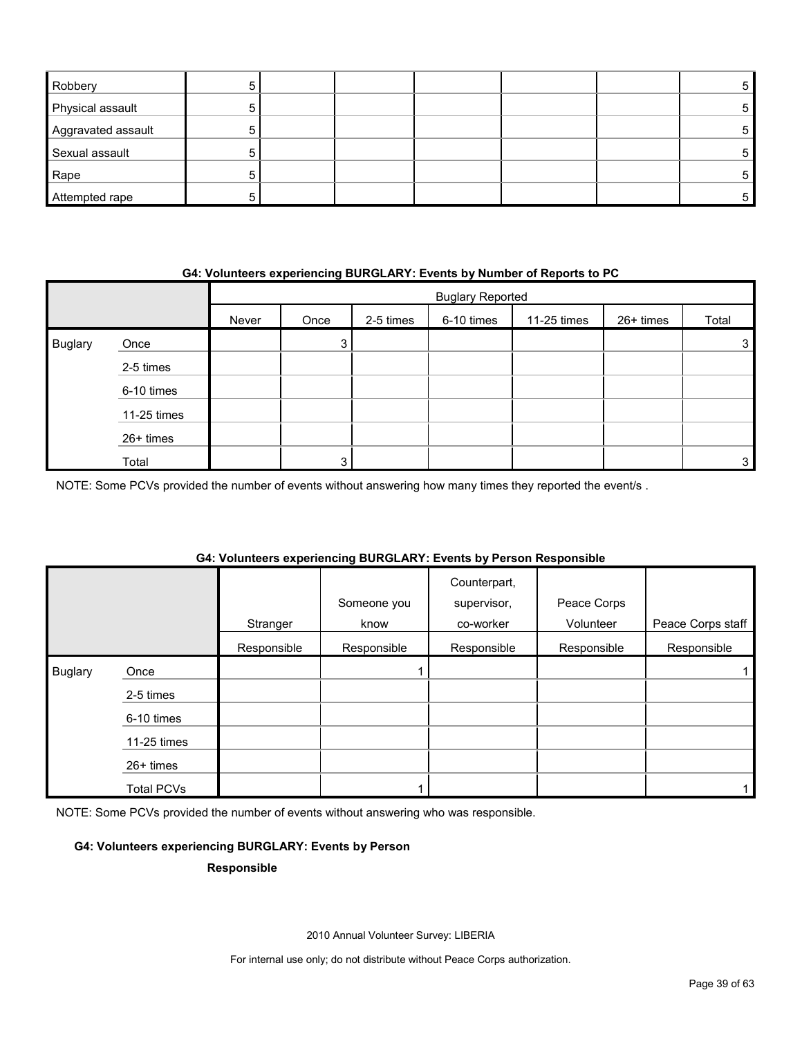| | | | | | | | |
|---|---|---|---|---|---|---|---|
| Robbery | 5 | | | | | | 5 |
| Physical assault | 5 | | | | | | 5 |
| Aggravated assault | 5 | | | | | | 5 |
| Sexual assault | 5 | | | | | | 5 |
| Rape | 5 | | | | | | 5 |
| Attempted rape | 5 | | | | | | 5 |

**G4: Volunteers experiencing BURGLARY: Events by Number of Reports to PC**

| | | Buglary Reported | | | | | | |
|---|---|---|---|---|---|---|---|---|
| | | Never | Once | 2-5 times | 6-10 times | 11-25 times | 26+ times | Total |
| Buglary | Once | | 3 | | | | | 3 |
| | 2-5 times | | | | | | | |
| | 6-10 times | | | | | | | |
| | 11-25 times | | | | | | | |
| | 26+ times | | | | | | | |
| | Total | | 3 | | | | | 3 |

NOTE: Some PCVs provided the number of events without answering how many times they reported the event/s .

**G4: Volunteers experiencing BURGLARY: Events by Person Responsible**

| | | Stranger | Someone you know | Counterpart, supervisor, co-worker | Peace Corps Volunteer | Peace Corps staff |
|---|---|---|---|---|---|---|
| | | Responsible | Responsible | Responsible | Responsible | Responsible |
| Buglary | Once | | 1 | | | 1 |
| | 2-5 times | | | | | |
| | 6-10 times | | | | | |
| | 11-25 times | | | | | |
| | 26+ times | | | | | |
| | Total PCVs | | 1 | | | 1 |

NOTE: Some PCVs provided the number of events without answering who was responsible.

**G4: Volunteers experiencing BURGLARY: Events by Person Responsible**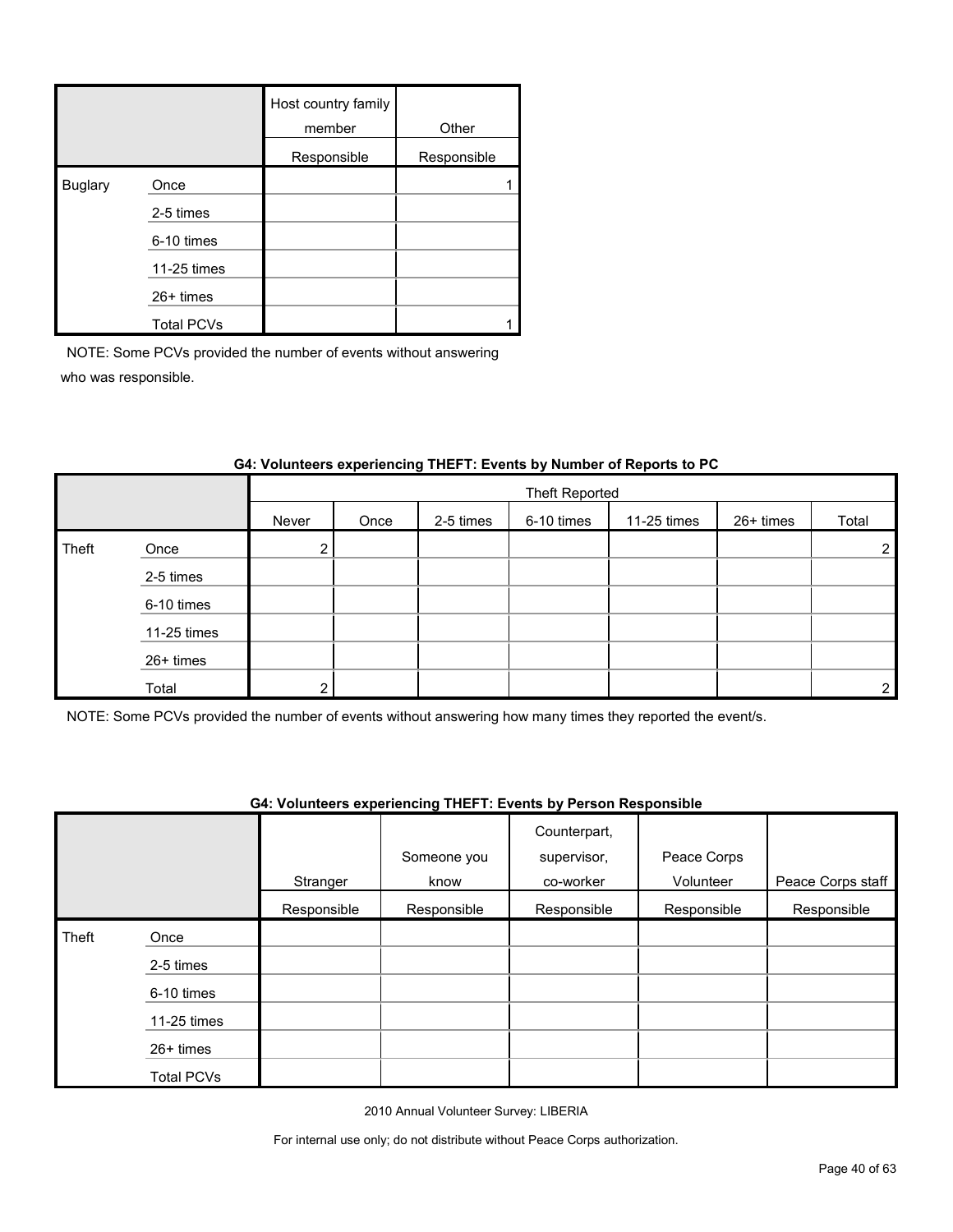| | | Host country family member | Other |
|---|---|---|---|
| | | Responsible | Responsible |
| Buglary | Once | | 1 |
| | 2-5 times | | |
| | 6-10 times | | |
| | 11-25 times | | |
| | 26+ times | | |
| | Total PCVs | | 1 |

NOTE: Some PCVs provided the number of events without answering who was responsible.

**G4: Volunteers experiencing THEFT: Events by Number of Reports to PC**

| | | Theft Reported | | | | | | |
|---|---|---|---|---|---|---|---|---|
| | | Never | Once | 2-5 times | 6-10 times | 11-25 times | 26+ times | Total |
| Theft | Once | 2 | | | | | | 2 |
| | 2-5 times | | | | | | | |
| | 6-10 times | | | | | | | |
| | 11-25 times | | | | | | | |
| | 26+ times | | | | | | | |
| | Total | 2 | | | | | | 2 |

NOTE: Some PCVs provided the number of events without answering how many times they reported the event/s.

**G4: Volunteers experiencing THEFT: Events by Person Responsible**

| | | Stranger | Someone you know | Counterpart, supervisor, co-worker | Peace Corps Volunteer | Peace Corps staff |
|---|---|---|---|---|---|---|
| | | Responsible | Responsible | Responsible | Responsible | Responsible |
| Theft | Once | | | | | |
| | 2-5 times | | | | | |
| | 6-10 times | | | | | |
| | 11-25 times | | | | | |
| | 26+ times | | | | | |
| | Total PCVs | | | | | |

2010 Annual Volunteer Survey: LIBERIA

For internal use only; do not distribute without Peace Corps authorization.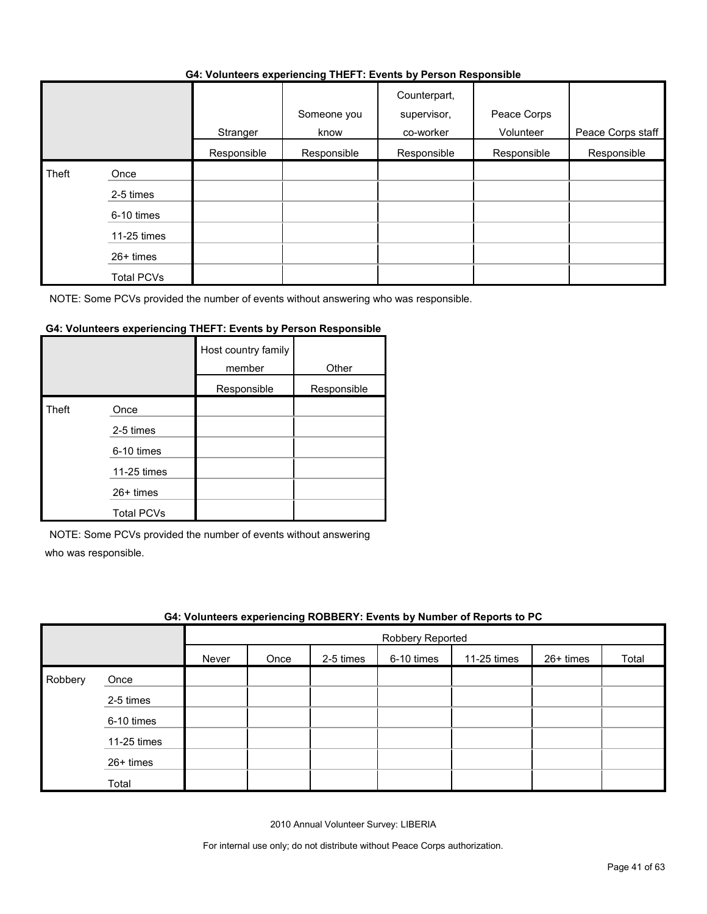**G4: Volunteers experiencing THEFT: Events by Person Responsible**

| | | Stranger | Someone you know | Counterpart, supervisor, co-worker | Peace Corps Volunteer | Peace Corps staff |
|---|---|---|---|---|---|---|
| | | Responsible | Responsible | Responsible | Responsible | Responsible |
| Theft | Once | | | | | |
| | 2-5 times | | | | | |
| | 6-10 times | | | | | |
| | 11-25 times | | | | | |
| | 26+ times | | | | | |
| | Total PCVs | | | | | |

NOTE: Some PCVs provided the number of events without answering who was responsible.

**G4: Volunteers experiencing THEFT: Events by Person Responsible**

| | | Host country family member | Other |
|---|---|---|---|
| | | Responsible | Responsible |
| Theft | Once | | |
| | 2-5 times | | |
| | 6-10 times | | |
| | 11-25 times | | |
| | 26+ times | | |
| | Total PCVs | | |

NOTE: Some PCVs provided the number of events without answering who was responsible.

**G4: Volunteers experiencing ROBBERY: Events by Number of Reports to PC**

| | | Robbery Reported | | | | | | |
|---|---|---|---|---|---|---|---|---|
| | | Never | Once | 2-5 times | 6-10 times | 11-25 times | 26+ times | Total |
| Robbery | Once | | | | | | | |
| | 2-5 times | | | | | | | |
| | 6-10 times | | | | | | | |
| | 11-25 times | | | | | | | |
| | 26+ times | | | | | | | |
| | Total | | | | | | | |

2010 Annual Volunteer Survey: LIBERIA

For internal use only; do not distribute without Peace Corps authorization.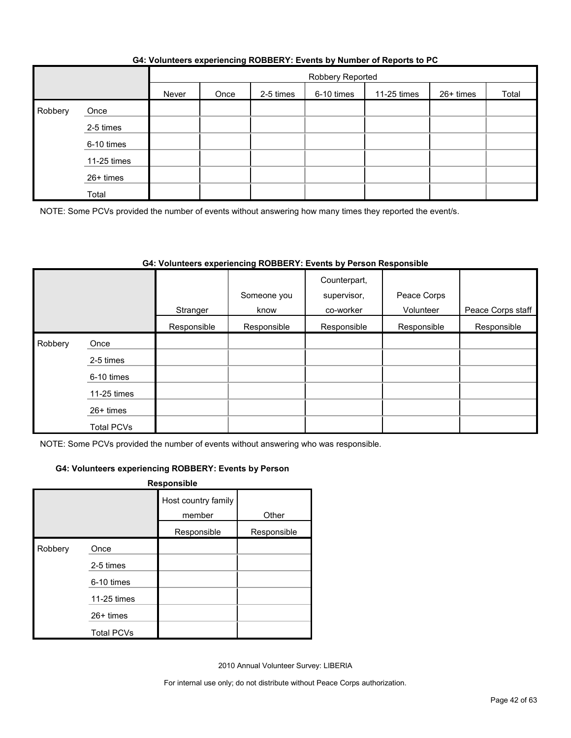**G4: Volunteers experiencing ROBBERY: Events by Number of Reports to PC**

| | | Robbery Reported | | | | | | |
|---|---|---|---|---|---|---|---|---|
| | | Never | Once | 2-5 times | 6-10 times | 11-25 times | 26+ times | Total |
| Robbery | Once | | | | | | | |
| | 2-5 times | | | | | | | |
| | 6-10 times | | | | | | | |
| | 11-25 times | | | | | | | |
| | 26+ times | | | | | | | |
| | Total | | | | | | | |

NOTE: Some PCVs provided the number of events without answering how many times they reported the event/s.

**G4: Volunteers experiencing ROBBERY: Events by Person Responsible**

| | | Stranger | Someone you know | Counterpart, supervisor, co-worker | Peace Corps Volunteer | Peace Corps staff |
|---|---|---|---|---|---|---|
| | | Responsible | Responsible | Responsible | Responsible | Responsible |
| Robbery | Once | | | | | |
| | 2-5 times | | | | | |
| | 6-10 times | | | | | |
| | 11-25 times | | | | | |
| | 26+ times | | | | | |
| | Total PCVs | | | | | |

NOTE: Some PCVs provided the number of events without answering who was responsible.

**G4: Volunteers experiencing ROBBERY: Events by Person Responsible**

| | | Host country family member | Other |
|---|---|---|---|
| | | Responsible | Responsible |
| Robbery | Once | | |
| | 2-5 times | | |
| | 6-10 times | | |
| | 11-25 times | | |
| | 26+ times | | |
| | Total PCVs | | |

2010 Annual Volunteer Survey: LIBERIA

For internal use only; do not distribute without Peace Corps authorization.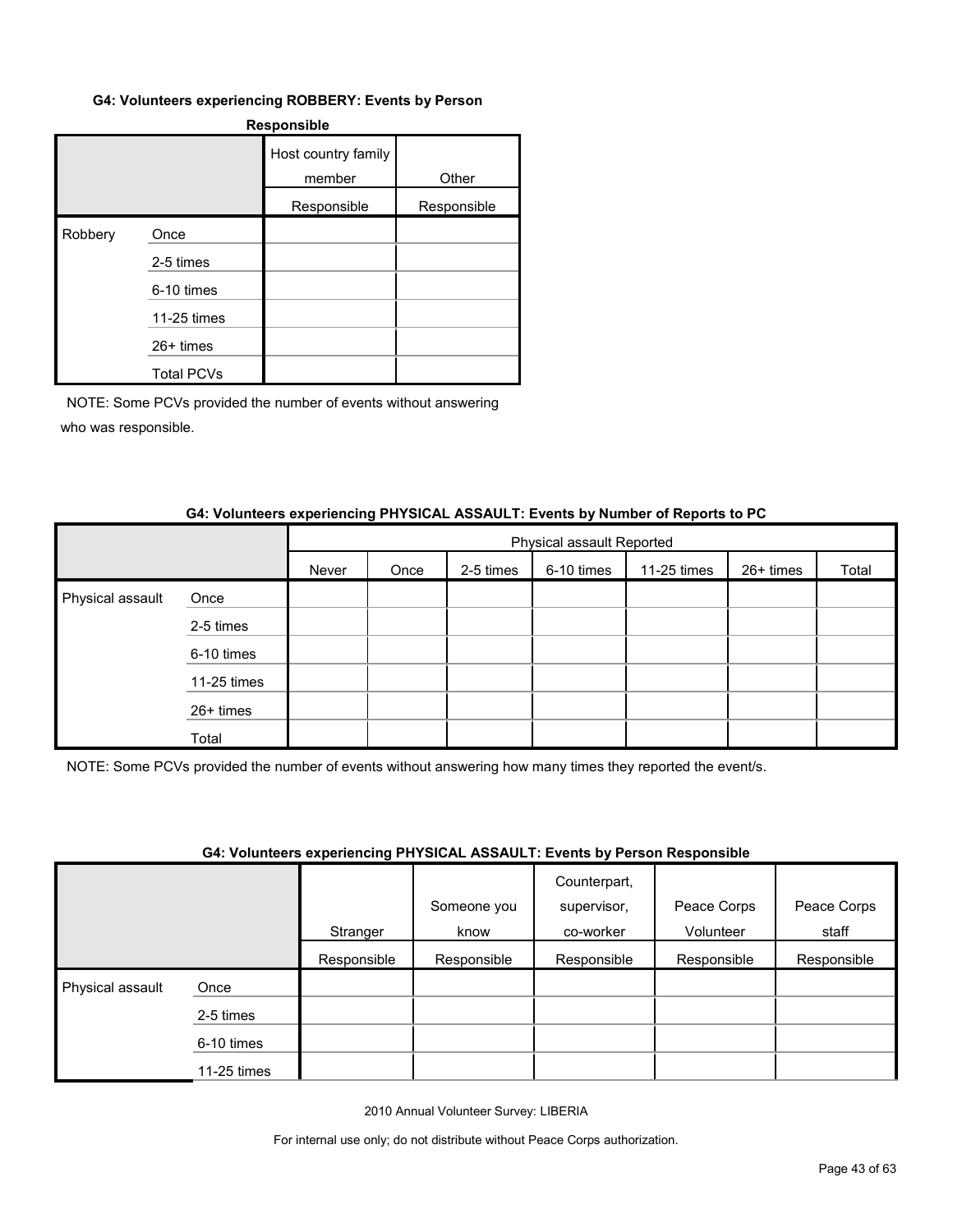**G4: Volunteers experiencing ROBBERY: Events by Person Responsible**

| | | Host country family member | Other |
|---|---|---|---|
| | | Responsible | Responsible |
| Robbery | Once | | |
| | 2-5 times | | |
| | 6-10 times | | |
| | 11-25 times | | |
| | 26+ times | | |
| | Total PCVs | | |

NOTE: Some PCVs provided the number of events without answering who was responsible.

**G4: Volunteers experiencing PHYSICAL ASSAULT: Events by Number of Reports to PC**

| | | Physical assault Reported | | | | | | |
|---|---|---|---|---|---|---|---|---|
| | | Never | Once | 2-5 times | 6-10 times | 11-25 times | 26+ times | Total |
| Physical assault | Once | | | | | | | |
| | 2-5 times | | | | | | | |
| | 6-10 times | | | | | | | |
| | 11-25 times | | | | | | | |
| | 26+ times | | | | | | | |
| | Total | | | | | | | |

NOTE: Some PCVs provided the number of events without answering how many times they reported the event/s.

**G4: Volunteers experiencing PHYSICAL ASSAULT: Events by Person Responsible**

| | | Stranger | Someone you know | Counterpart, supervisor, co-worker | Peace Corps Volunteer | Peace Corps staff |
|---|---|---|---|---|---|---|
| | | Responsible | Responsible | Responsible | Responsible | Responsible |
| Physical assault | Once | | | | | |
| | 2-5 times | | | | | |
| | 6-10 times | | | | | |
| | 11-25 times | | | | | |

2010 Annual Volunteer Survey: LIBERIA

For internal use only; do not distribute without Peace Corps authorization.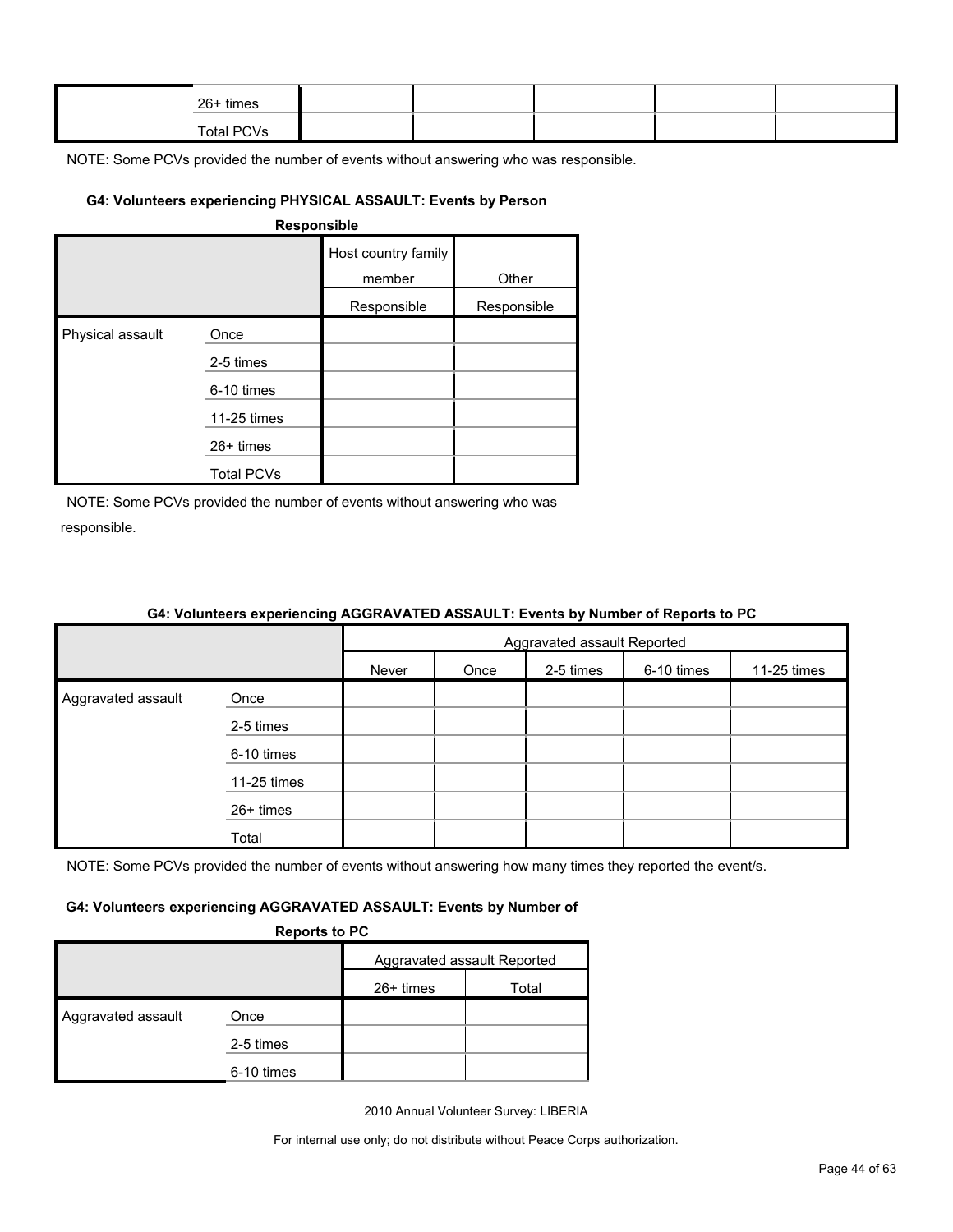| | | | | | | |
|---|---|---|---|---|---|---|
| | 26+ times | | | | | |
| | Total PCVs | | | | | |

NOTE: Some PCVs provided the number of events without answering who was responsible.

#### G4: Volunteers experiencing PHYSICAL ASSAULT: Events by Person Responsible

| | | Host country family member | Other |
|---|---|---|---|
| | | Responsible | Responsible |
| Physical assault | Once | | |
| | 2-5 times | | |
| | 6-10 times | | |
| | 11-25 times | | |
| | 26+ times | | |
| | Total PCVs | | |

NOTE: Some PCVs provided the number of events without answering who was responsible.

#### G4: Volunteers experiencing AGGRAVATED ASSAULT: Events by Number of Reports to PC

| | | Aggravated assault Reported | | | | |
|---|---|---|---|---|---|---|
| | | Never | Once | 2-5 times | 6-10 times | 11-25 times |
| Aggravated assault | Once | | | | | |
| | 2-5 times | | | | | |
| | 6-10 times | | | | | |
| | 11-25 times | | | | | |
| | 26+ times | | | | | |
| | Total | | | | | |

NOTE: Some PCVs provided the number of events without answering how many times they reported the event/s.

#### G4: Volunteers experiencing AGGRAVATED ASSAULT: Events by Number of Reports to PC

| | | Aggravated assault Reported | |
|---|---|---|---|
| | | 26+ times | Total |
| Aggravated assault | Once | | |
| | 2-5 times | | |
| | 6-10 times | | |

2010 Annual Volunteer Survey: LIBERIA

For internal use only; do not distribute without Peace Corps authorization.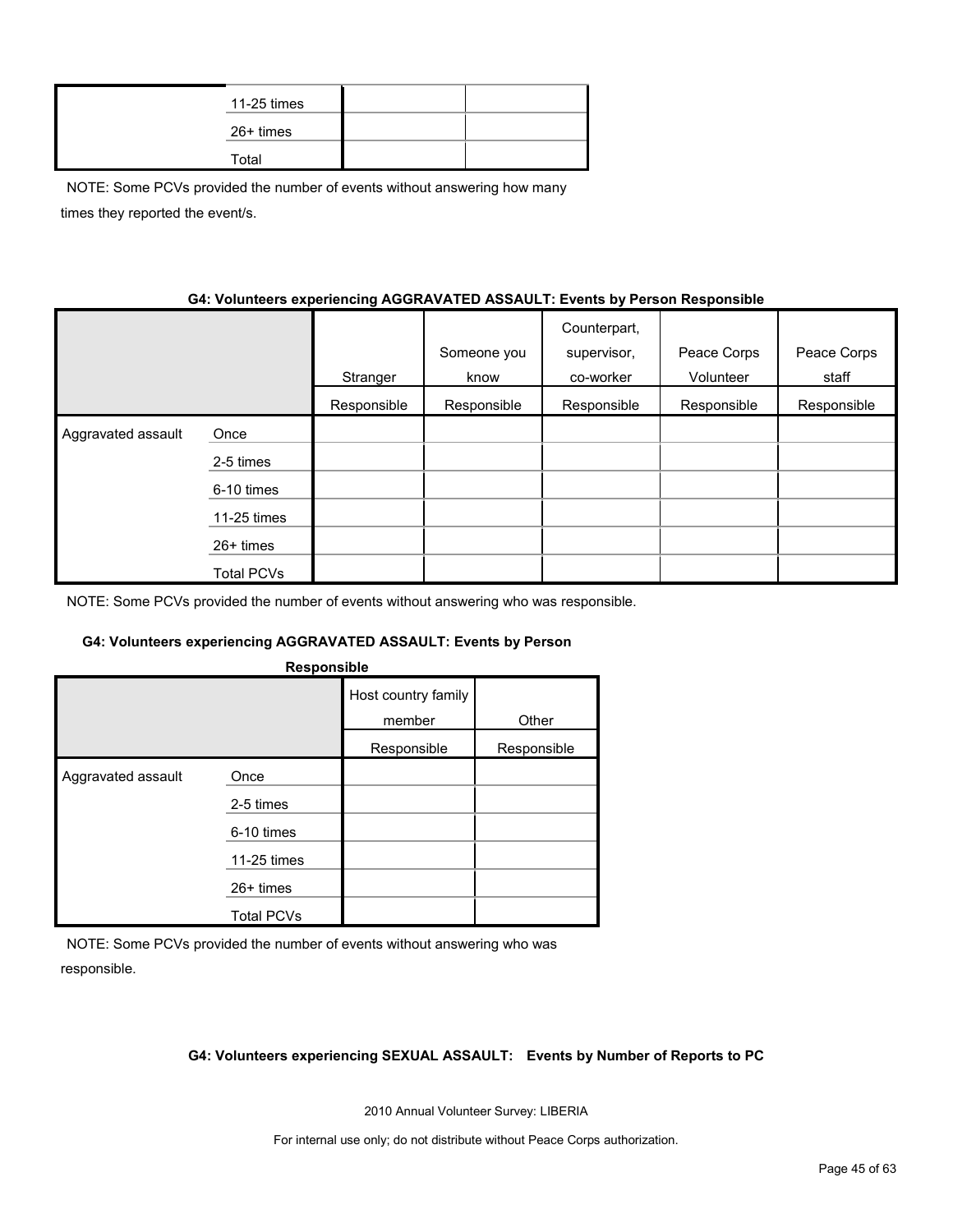| | | | |
|---|---|---|---|
| | 11-25 times | | |
| | 26+ times | | |
| | Total | | |

NOTE: Some PCVs provided the number of events without answering how many times they reported the event/s.

**G4: Volunteers experiencing AGGRAVATED ASSAULT: Events by Person Responsible**

| | | Stranger | Someone you know | Counterpart, supervisor, co-worker | Peace Corps Volunteer | Peace Corps staff |
|---|---|---|---|---|---|---|
| | | Responsible | Responsible | Responsible | Responsible | Responsible |
| Aggravated assault | Once | | | | | |
| | 2-5 times | | | | | |
| | 6-10 times | | | | | |
| | 11-25 times | | | | | |
| | 26+ times | | | | | |
| | Total PCVs | | | | | |

NOTE: Some PCVs provided the number of events without answering who was responsible.

**G4: Volunteers experiencing AGGRAVATED ASSAULT: Events by Person Responsible**

| | | Host country family member | Other |
|---|---|---|---|
| | | Responsible | Responsible |
| Aggravated assault | Once | | |
| | 2-5 times | | |
| | 6-10 times | | |
| | 11-25 times | | |
| | 26+ times | | |
| | Total PCVs | | |

NOTE: Some PCVs provided the number of events without answering who was responsible.

**G4: Volunteers experiencing SEXUAL ASSAULT: Events by Number of Reports to PC**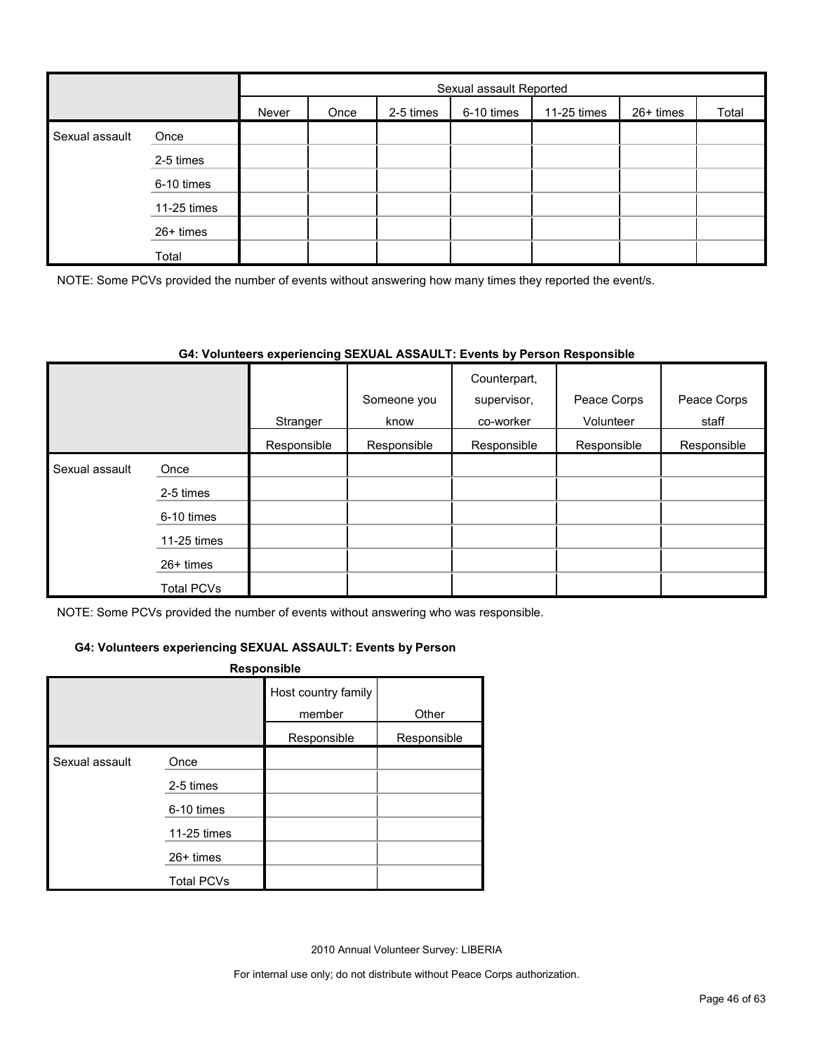| | | Sexual assault Reported | | | | | | |
|---|---|---|---|---|---|---|---|---|
| | | Never | Once | 2-5 times | 6-10 times | 11-25 times | 26+ times | Total |
| Sexual assault | Once | | | | | | | |
| | 2-5 times | | | | | | | |
| | 6-10 times | | | | | | | |
| | 11-25 times | | | | | | | |
| | 26+ times | | | | | | | |
| | Total | | | | | | | |

NOTE: Some PCVs provided the number of events without answering how many times they reported the event/s.

**G4: Volunteers experiencing SEXUAL ASSAULT: Events by Person Responsible**

| | | Stranger | Someone you know | Counterpart, supervisor, co-worker | Peace Corps Volunteer | Peace Corps staff |
|---|---|---|---|---|---|---|
| | | Responsible | Responsible | Responsible | Responsible | Responsible |
| Sexual assault | Once | | | | | |
| | 2-5 times | | | | | |
| | 6-10 times | | | | | |
| | 11-25 times | | | | | |
| | 26+ times | | | | | |
| | Total PCVs | | | | | |

NOTE: Some PCVs provided the number of events without answering who was responsible.

**G4: Volunteers experiencing SEXUAL ASSAULT: Events by Person Responsible**

| | | Host country family member | Other |
|---|---|---|---|
| | | Responsible | Responsible |
| Sexual assault | Once | | |
| | 2-5 times | | |
| | 6-10 times | | |
| | 11-25 times | | |
| | 26+ times | | |
| | Total PCVs | | |

2010 Annual Volunteer Survey: LIBERIA

For internal use only; do not distribute without Peace Corps authorization.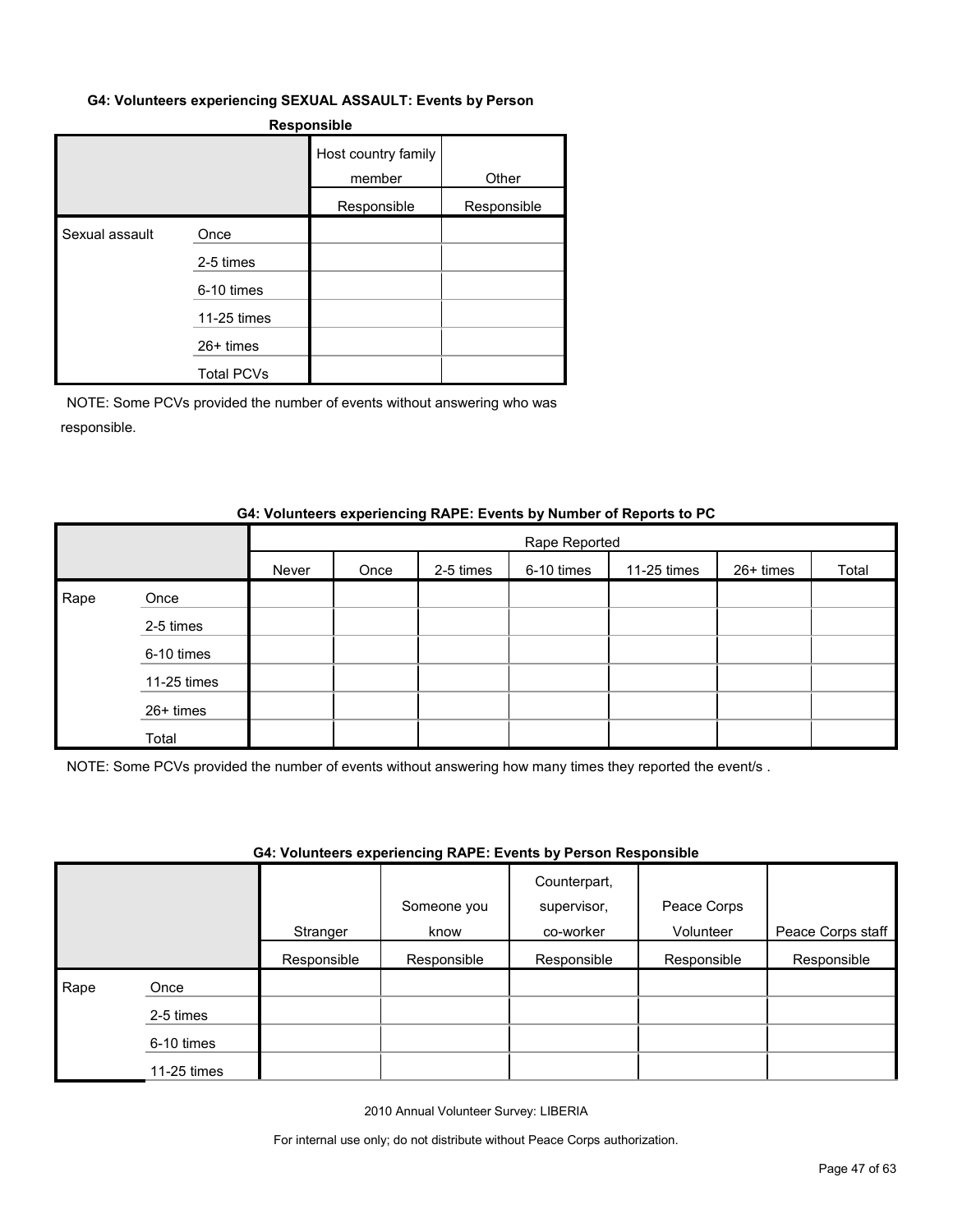**G4: Volunteers experiencing SEXUAL ASSAULT: Events by Person Responsible**

| | | Host country family member | Other |
|---|---|---|---|
| | | Responsible | Responsible |
| Sexual assault | Once | | |
| | 2-5 times | | |
| | 6-10 times | | |
| | 11-25 times | | |
| | 26+ times | | |
| | Total PCVs | | |

NOTE: Some PCVs provided the number of events without answering who was responsible.

**G4: Volunteers experiencing RAPE: Events by Number of Reports to PC**

| | | Rape Reported | | | | | | |
|---|---|---|---|---|---|---|---|---|
| | | Never | Once | 2-5 times | 6-10 times | 11-25 times | 26+ times | Total |
| Rape | Once | | | | | | | |
| | 2-5 times | | | | | | | |
| | 6-10 times | | | | | | | |
| | 11-25 times | | | | | | | |
| | 26+ times | | | | | | | |
| | Total | | | | | | | |

NOTE: Some PCVs provided the number of events without answering how many times they reported the event/s .

**G4: Volunteers experiencing RAPE: Events by Person Responsible**

| | | Stranger | Someone you know | Counterpart, supervisor, co-worker | Peace Corps Volunteer | Peace Corps staff |
|---|---|---|---|---|---|---|
| | | Responsible | Responsible | Responsible | Responsible | Responsible |
| Rape | Once | | | | | |
| | 2-5 times | | | | | |
| | 6-10 times | | | | | |
| | 11-25 times | | | | | |

2010 Annual Volunteer Survey: LIBERIA

For internal use only; do not distribute without Peace Corps authorization.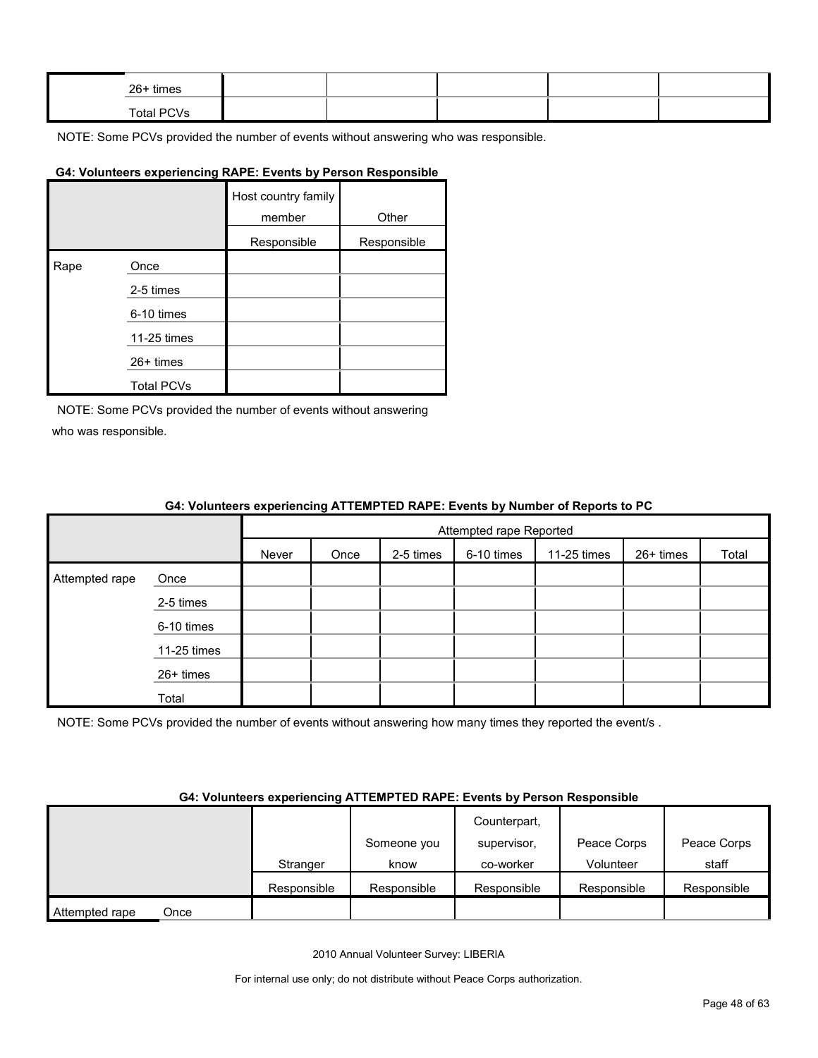| | | | | | | |
|---|---|---|---|---|---|---|
| | 26+ times | | | | | |
| | Total PCVs | | | | | |

NOTE: Some PCVs provided the number of events without answering who was responsible.

**G4: Volunteers experiencing RAPE: Events by Person Responsible**

| | | Host country family member | Other |
|---|---|---|---|
| | | Responsible | Responsible |
| Rape | Once | | |
| | 2-5 times | | |
| | 6-10 times | | |
| | 11-25 times | | |
| | 26+ times | | |
| | Total PCVs | | |

NOTE: Some PCVs provided the number of events without answering who was responsible.

**G4: Volunteers experiencing ATTEMPTED RAPE: Events by Number of Reports to PC**

| | | Attempted rape Reported | | | | | | |
|---|---|---|---|---|---|---|---|---|
| | | Never | Once | 2-5 times | 6-10 times | 11-25 times | 26+ times | Total |
| Attempted rape | Once | | | | | | | |
| | 2-5 times | | | | | | | |
| | 6-10 times | | | | | | | |
| | 11-25 times | | | | | | | |
| | 26+ times | | | | | | | |
| | Total | | | | | | | |

NOTE: Some PCVs provided the number of events without answering how many times they reported the event/s .

**G4: Volunteers experiencing ATTEMPTED RAPE: Events by Person Responsible**

| | | Stranger | Someone you know | Counterpart, supervisor, co-worker | Peace Corps Volunteer | Peace Corps staff |
|---|---|---|---|---|---|---|
| | | Responsible | Responsible | Responsible | Responsible | Responsible |
| Attempted rape | Once | | | | | |

2010 Annual Volunteer Survey: LIBERIA

For internal use only; do not distribute without Peace Corps authorization.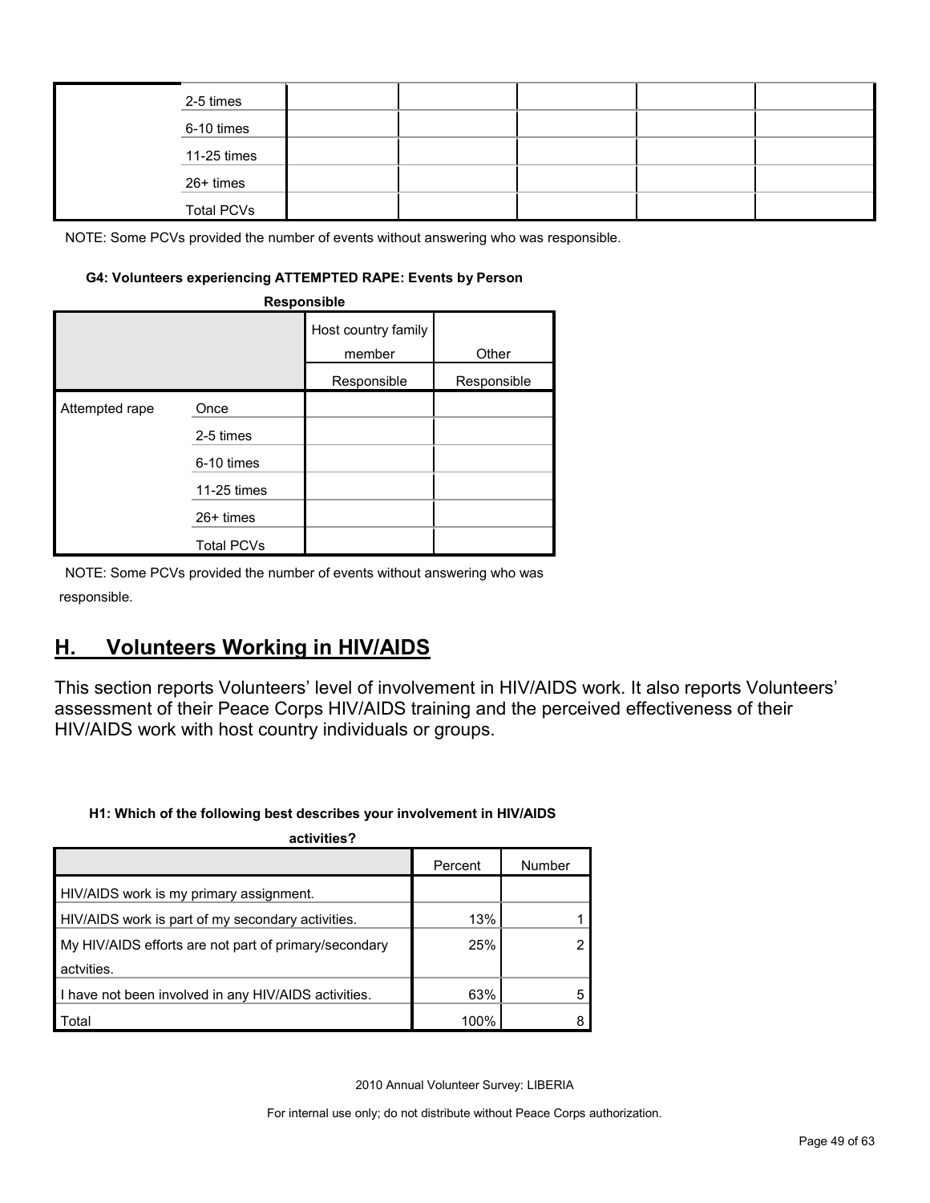| | | | | | | |
|---|---|---|---|---|---|---|
| | 2-5 times | | | | | |
| | 6-10 times | | | | | |
| | 11-25 times | | | | | |
| | 26+ times | | | | | |
| | Total PCVs | | | | | |

NOTE: Some PCVs provided the number of events without answering who was responsible.

**G4: Volunteers experiencing ATTEMPTED RAPE: Events by Person Responsible**

| | | Host country family member | Other |
|---|---|---|---|
| | | Responsible | Responsible |
| Attempted rape | Once | | |
| | 2-5 times | | |
| | 6-10 times | | |
| | 11-25 times | | |
| | 26+ times | | |
| | Total PCVs | | |

NOTE: Some PCVs provided the number of events without answering who was responsible.

## H. Volunteers Working in HIV/AIDS

This section reports Volunteers' level of involvement in HIV/AIDS work. It also reports Volunteers' assessment of their Peace Corps HIV/AIDS training and the perceived effectiveness of their HIV/AIDS work with host country individuals or groups.

**H1: Which of the following best describes your involvement in HIV/AIDS activities?**

| | Percent | Number |
|---|---|---|
| HIV/AIDS work is my primary assignment. | | |
| HIV/AIDS work is part of my secondary activities. | 13% | 1 |
| My HIV/AIDS efforts are not part of primary/secondary actvities. | 25% | 2 |
| I have not been involved in any HIV/AIDS activities. | 63% | 5 |
| Total | 100% | 8 |

2010 Annual Volunteer Survey: LIBERIA

For internal use only; do not distribute without Peace Corps authorization.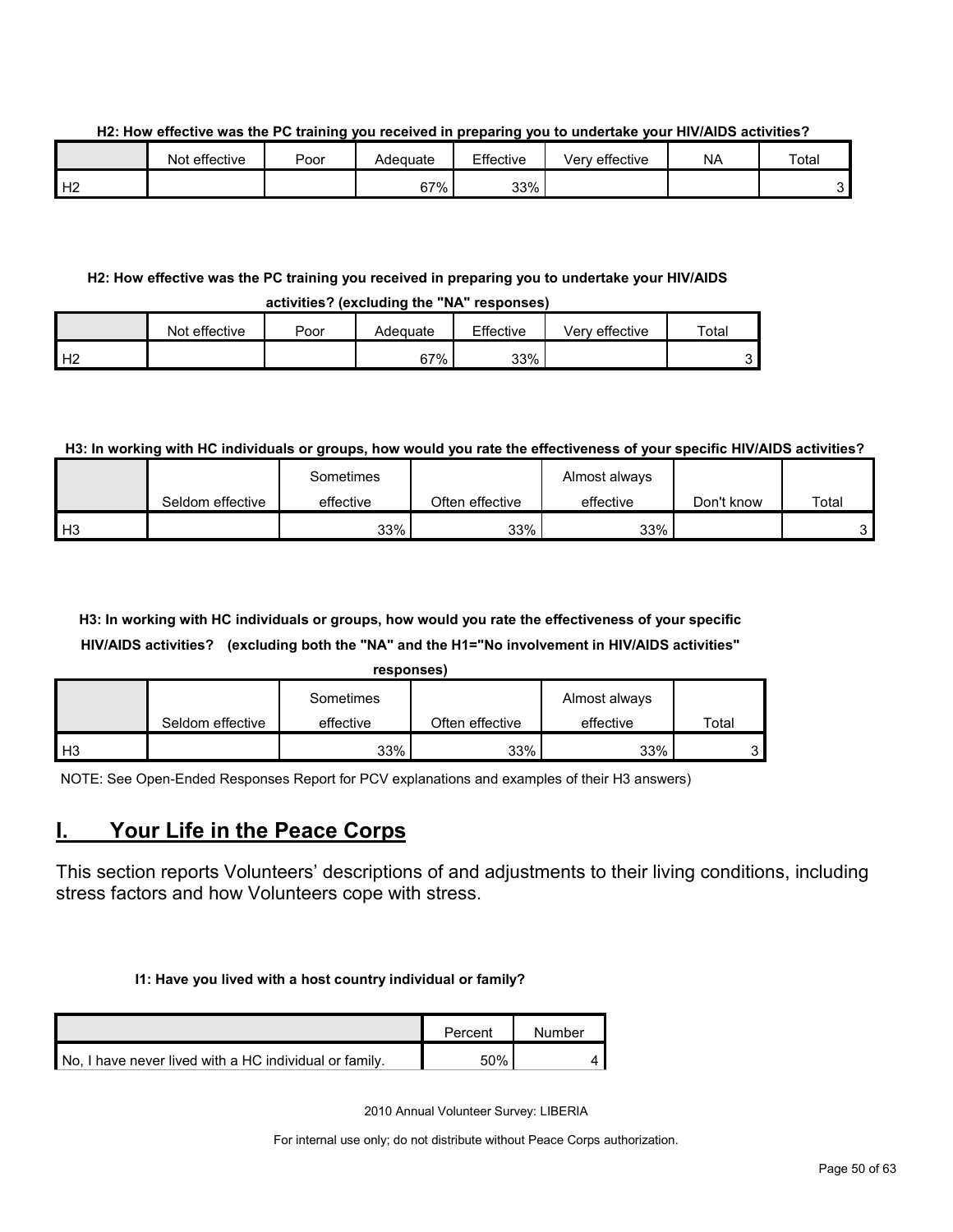**H2: How effective was the PC training you received in preparing you to undertake your HIV/AIDS activities?**

| | Not effective | Poor | Adequate | Effective | Very effective | NA | Total |
|---|---|---|---|---|---|---|---|
| H2 | | | 67% | 33% | | | 3 |

**H2: How effective was the PC training you received in preparing you to undertake your HIV/AIDS activities? (excluding the "NA" responses)**

| | Not effective | Poor | Adequate | Effective | Very effective | Total |
|---|---|---|---|---|---|---|
| H2 | | | 67% | 33% | | 3 |

**H3: In working with HC individuals or groups, how would you rate the effectiveness of your specific HIV/AIDS activities?**

| | Seldom effective | Sometimes effective | Often effective | Almost always effective | Don't know | Total |
|---|---|---|---|---|---|---|
| H3 | | 33% | 33% | 33% | | 3 |

**H3: In working with HC individuals or groups, how would you rate the effectiveness of your specific HIV/AIDS activities? (excluding both the "NA" and the H1="No involvement in HIV/AIDS activities" responses)**

| | Seldom effective | Sometimes effective | Often effective | Almost always effective | Total |
|---|---|---|---|---|---|
| H3 | | 33% | 33% | 33% | 3 |

NOTE: See Open-Ended Responses Report for PCV explanations and examples of their H3 answers)

## I. Your Life in the Peace Corps

This section reports Volunteers' descriptions of and adjustments to their living conditions, including stress factors and how Volunteers cope with stress.

**I1: Have you lived with a host country individual or family?**

| | Percent | Number |
|---|---|---|
| No, I have never lived with a HC individual or family. | 50% | 4 |

2010 Annual Volunteer Survey: LIBERIA

For internal use only; do not distribute without Peace Corps authorization.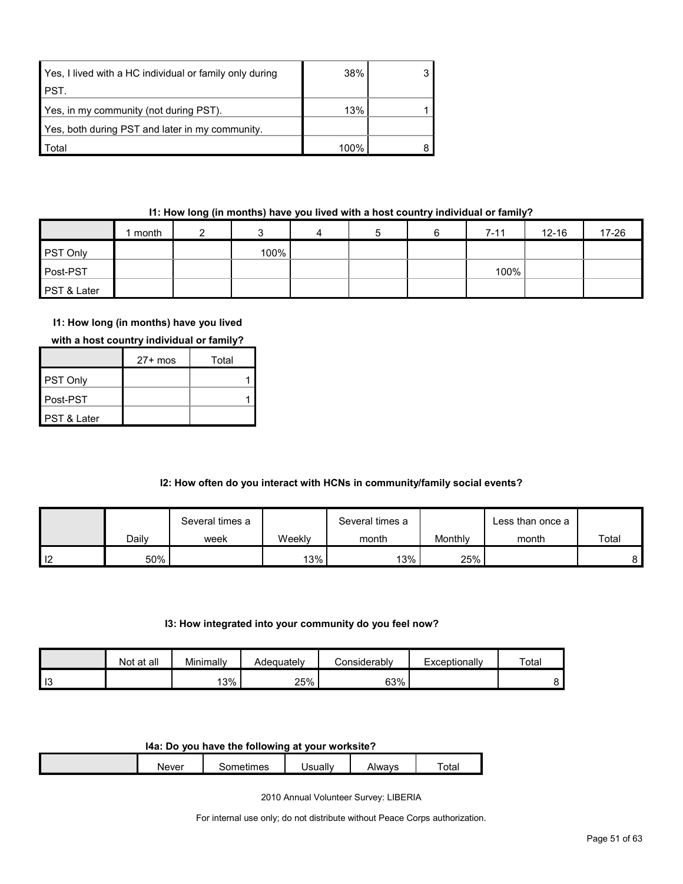| | | |
|---|---|---|
| Yes, I lived with a HC individual or family only during PST. | 38% | 3 |
| Yes, in my community (not during PST). | 13% | 1 |
| Yes, both during PST and later in my community. | | |
| Total | 100% | 8 |

**I1: How long (in months) have you lived with a host country individual or family?**

| | 1 month | 2 | 3 | 4 | 5 | 6 | 7-11 | 12-16 | 17-26 | 27+ mos | Total |
|---|---|---|---|---|---|---|---|---|---|---|---|
| PST Only | | | 100% | | | | | | | | 1 |
| Post-PST | | | | | | | 100% | | | | 1 |
| PST & Later | | | | | | | | | | | |

**I2: How often do you interact with HCNs in community/family social events?**

| | Daily | Several times a week | Weekly | Several times a month | Monthly | Less than once a month | Total |
|---|---|---|---|---|---|---|---|
| I2 | 50% | | 13% | 13% | 25% | | 8 |

**I3: How integrated into your community do you feel now?**

| | Not at all | Minimally | Adequately | Considerably | Exceptionally | Total |
|---|---|---|---|---|---|---|
| I3 | | 13% | 25% | 63% | | 8 |

**I4a: Do you have the following at your worksite?**

| | Never | Sometimes | Usually | Always | Total |
|---|---|---|---|---|---|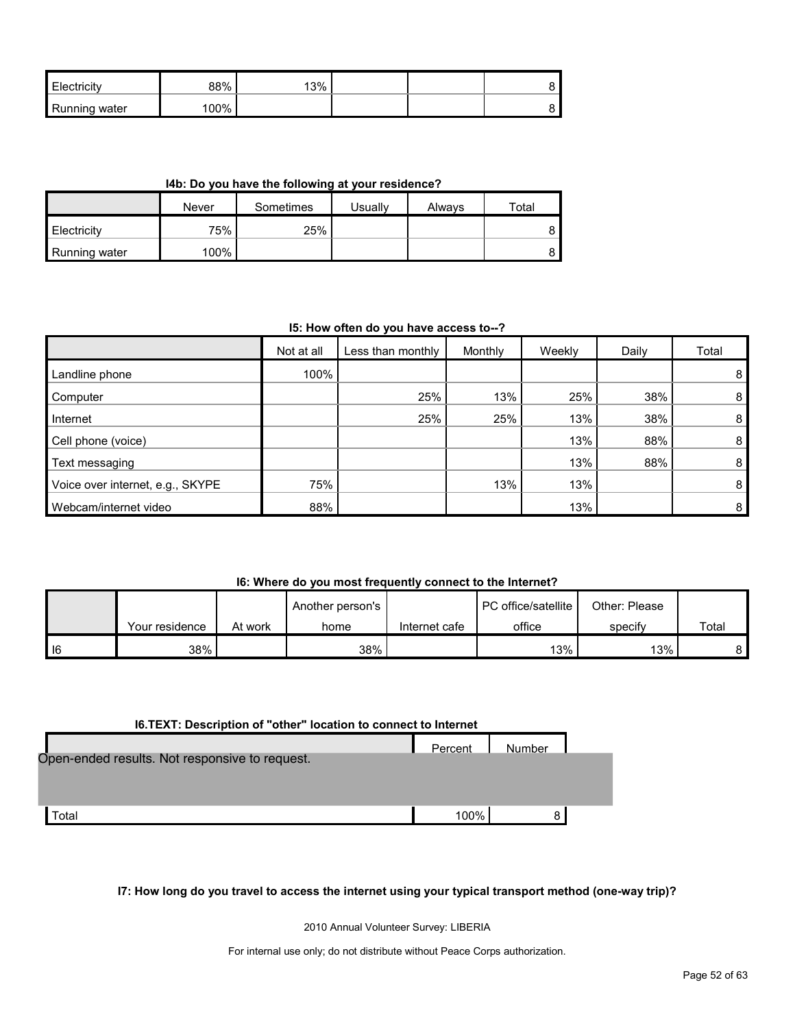| | Never | Sometimes | Usually | Always | Total |
|---|---|---|---|---|---|
| Electricity | 88% | 13% | | | 8 |
| Running water | 100% | | | | 8 |

**I4b: Do you have the following at your residence?**

| | Never | Sometimes | Usually | Always | Total |
|---|---|---|---|---|---|
| Electricity | 75% | 25% | | | 8 |
| Running water | 100% | | | | 8 |

**I5: How often do you have access to--?**

| | Not at all | Less than monthly | Monthly | Weekly | Daily | Total |
|---|---|---|---|---|---|---|
| Landline phone | 100% | | | | | 8 |
| Computer | | 25% | 13% | 25% | 38% | 8 |
| Internet | | 25% | 25% | 13% | 38% | 8 |
| Cell phone (voice) | | | | 13% | 88% | 8 |
| Text messaging | | | | 13% | 88% | 8 |
| Voice over internet, e.g., SKYPE | 75% | | 13% | 13% | | 8 |
| Webcam/internet video | 88% | | | 13% | | 8 |

**I6: Where do you most frequently connect to the Internet?**

| | Your residence | At work | Another person's home | Internet cafe | PC office/satellite office | Other: Please specify | Total |
|---|---|---|---|---|---|---|---|
| I6 | 38% | | 38% | | 13% | 13% | 8 |

**I6.TEXT: Description of "other" location to connect to Internet**

| | Percent | Number |
|---|---|---|
| Open-ended results. Not responsive to request. | | |
| Total | 100% | 8 |

**I7: How long do you travel to access the internet using your typical transport method (one-way trip)?**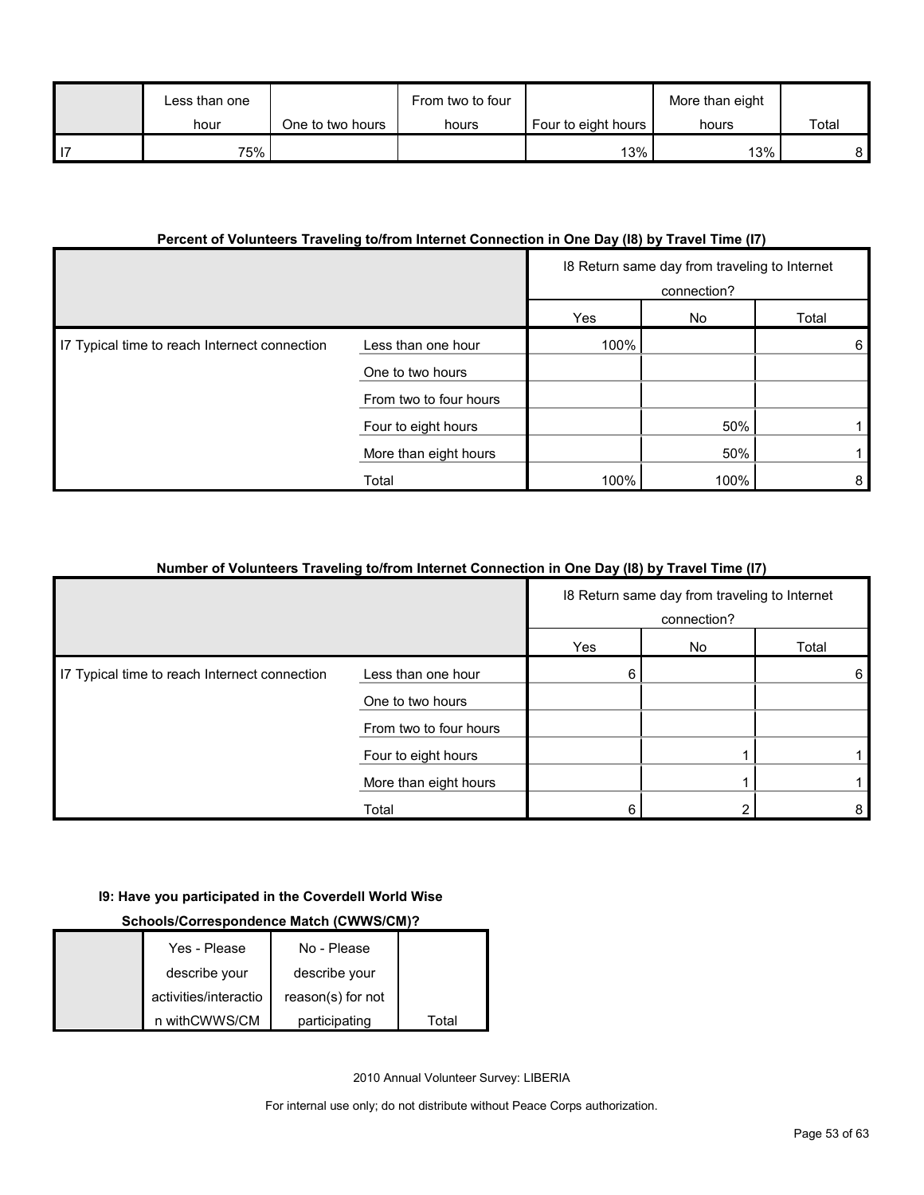| | Less than one hour | One to two hours | From two to four hours | Four to eight hours | More than eight hours | Total |
|---|---|---|---|---|---|---|
| I7 | 75% | | | 13% | 13% | 8 |

**Percent of Volunteers Traveling to/from Internet Connection in One Day (I8) by Travel Time (I7)**

| | | I8 Return same day from traveling to Internet connection? | | |
|---|---|---|---|---|
| | | Yes | No | Total |
| I7 Typical time to reach Internet connection | Less than one hour | 100% | | 6 |
| | One to two hours | | | |
| | From two to four hours | | | |
| | Four to eight hours | | 50% | 1 |
| | More than eight hours | | 50% | 1 |
| | Total | 100% | 100% | 8 |

**Number of Volunteers Traveling to/from Internet Connection in One Day (I8) by Travel Time (I7)**

| | | I8 Return same day from traveling to Internet connection? | | |
|---|---|---|---|---|
| | | Yes | No | Total |
| I7 Typical time to reach Internet connection | Less than one hour | 6 | | 6 |
| | One to two hours | | | |
| | From two to four hours | | | |
| | Four to eight hours | | 1 | 1 |
| | More than eight hours | | 1 | 1 |
| | Total | 6 | 2 | 8 |

**I9: Have you participated in the Coverdell World Wise Schools/Correspondence Match (CWWS/CM)?**

| | Yes - Please describe your activities/interaction withCWWS/CM | No - Please describe your reason(s) for not participating | Total |
|---|---|---|---|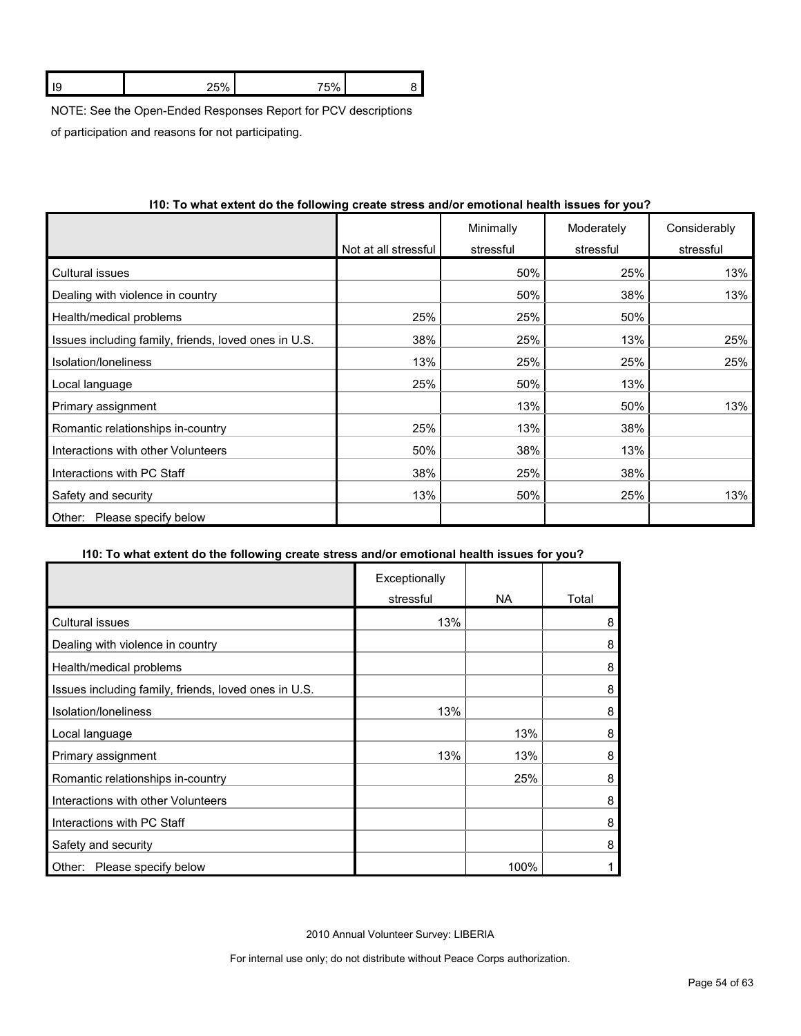| I9 | 25% | 75% | 8 |
|---|---|---|---|

NOTE: See the Open-Ended Responses Report for PCV descriptions of participation and reasons for not participating.

**I10: To what extent do the following create stress and/or emotional health issues for you?**

| | Not at all stressful | Minimally stressful | Moderately stressful | Considerably stressful |
|---|---|---|---|---|
| Cultural issues | | 50% | 25% | 13% |
| Dealing with violence in country | | 50% | 38% | 13% |
| Health/medical problems | 25% | 25% | 50% | |
| Issues including family, friends, loved ones in U.S. | 38% | 25% | 13% | 25% |
| Isolation/loneliness | 13% | 25% | 25% | 25% |
| Local language | 25% | 50% | 13% | |
| Primary assignment | | 13% | 50% | 13% |
| Romantic relationships in-country | 25% | 13% | 38% | |
| Interactions with other Volunteers | 50% | 38% | 13% | |
| Interactions with PC Staff | 38% | 25% | 38% | |
| Safety and security | 13% | 50% | 25% | 13% |
| Other: Please specify below | | | | |

**I10: To what extent do the following create stress and/or emotional health issues for you?**

| | Exceptionally stressful | NA | Total |
|---|---|---|---|
| Cultural issues | 13% | | 8 |
| Dealing with violence in country | | | 8 |
| Health/medical problems | | | 8 |
| Issues including family, friends, loved ones in U.S. | | | 8 |
| Isolation/loneliness | 13% | | 8 |
| Local language | | 13% | 8 |
| Primary assignment | 13% | 13% | 8 |
| Romantic relationships in-country | | 25% | 8 |
| Interactions with other Volunteers | | | 8 |
| Interactions with PC Staff | | | 8 |
| Safety and security | | | 8 |
| Other: Please specify below | | 100% | 1 |

2010 Annual Volunteer Survey: LIBERIA

For internal use only; do not distribute without Peace Corps authorization.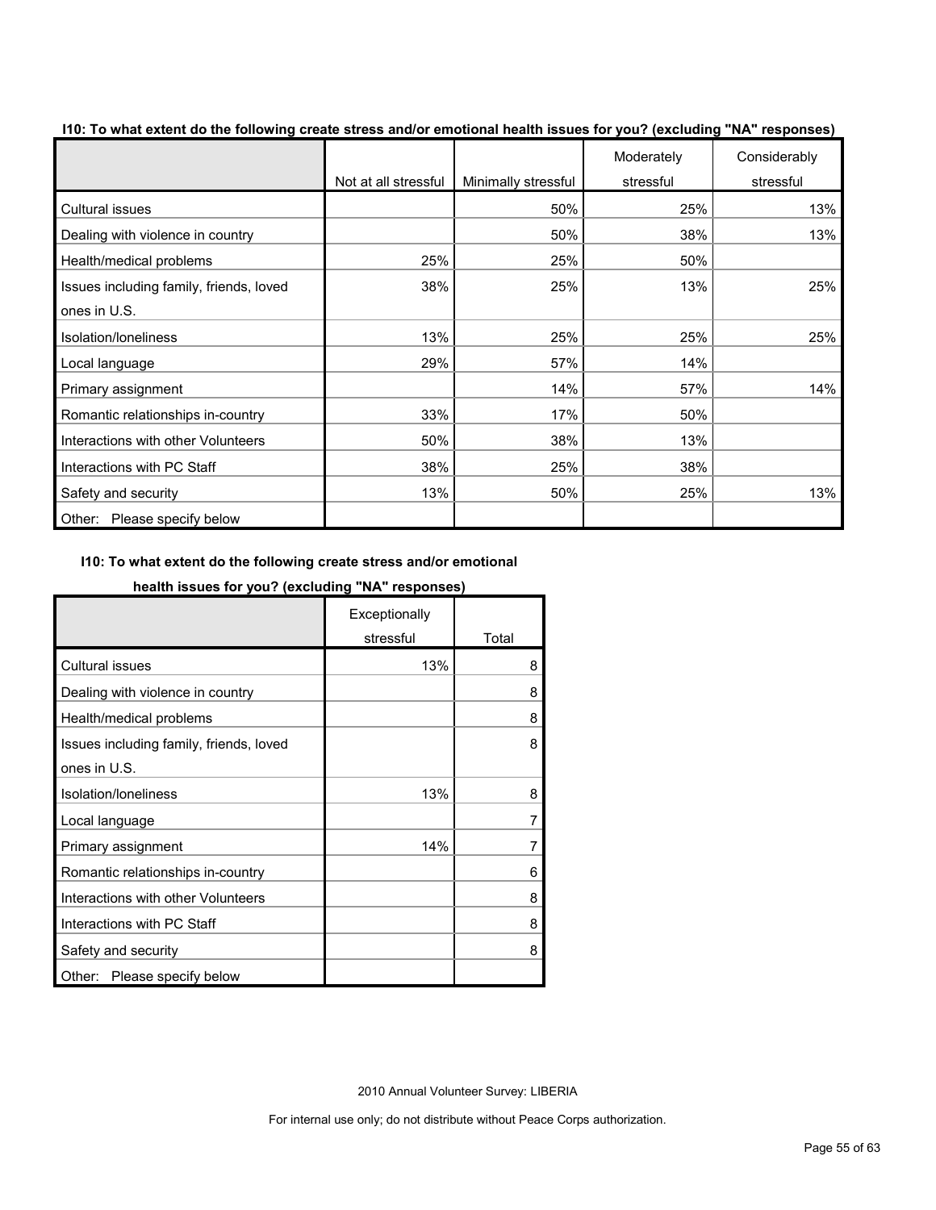**I10: To what extent do the following create stress and/or emotional health issues for you? (excluding "NA" responses)**

| | Not at all stressful | Minimally stressful | Moderately stressful | Considerably stressful | Exceptionally stressful | Total |
|---|---|---|---|---|---|---|
| Cultural issues | | 50% | 25% | 13% | 13% | 8 |
| Dealing with violence in country | | 50% | 38% | 13% | | 8 |
| Health/medical problems | 25% | 25% | 50% | | | 8 |
| Issues including family, friends, loved ones in U.S. | 38% | 25% | 13% | 25% | | 8 |
| Isolation/loneliness | 13% | 25% | 25% | 25% | 13% | 8 |
| Local language | 29% | 57% | 14% | | | 7 |
| Primary assignment | | 14% | 57% | 14% | 14% | 7 |
| Romantic relationships in-country | 33% | 17% | 50% | | | 6 |
| Interactions with other Volunteers | 50% | 38% | 13% | | | 8 |
| Interactions with PC Staff | 38% | 25% | 38% | | | 8 |
| Safety and security | 13% | 50% | 25% | 13% | | 8 |
| Other: Please specify below | | | | | | |

2010 Annual Volunteer Survey: LIBERIA

For internal use only; do not distribute without Peace Corps authorization.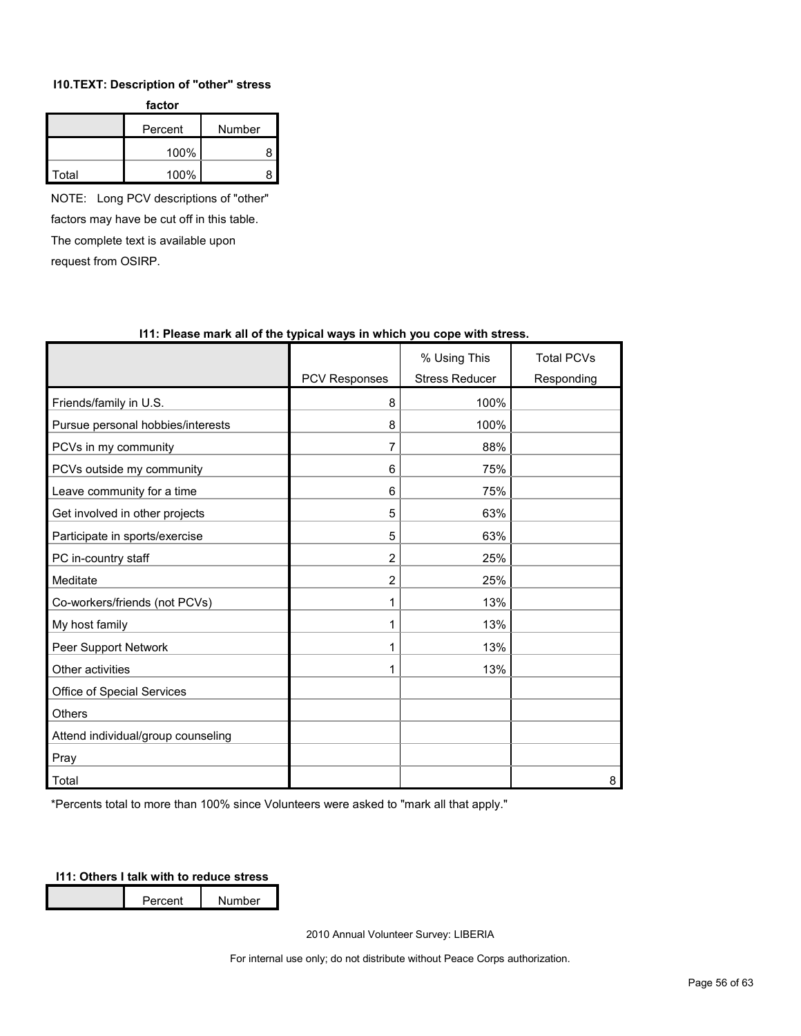**I10.TEXT: Description of "other" stress factor**

| | Percent | Number |
|---|---|---|
| | 100% | 8 |
| Total | 100% | 8 |

NOTE: Long PCV descriptions of "other" factors may have be cut off in this table. The complete text is available upon request from OSIRP.

**I11: Please mark all of the typical ways in which you cope with stress.**

| | PCV Responses | % Using This Stress Reducer | Total PCVs Responding |
|---|---|---|---|
| Friends/family in U.S. | 8 | 100% | |
| Pursue personal hobbies/interests | 8 | 100% | |
| PCVs in my community | 7 | 88% | |
| PCVs outside my community | 6 | 75% | |
| Leave community for a time | 6 | 75% | |
| Get involved in other projects | 5 | 63% | |
| Participate in sports/exercise | 5 | 63% | |
| PC in-country staff | 2 | 25% | |
| Meditate | 2 | 25% | |
| Co-workers/friends (not PCVs) | 1 | 13% | |
| My host family | 1 | 13% | |
| Peer Support Network | 1 | 13% | |
| Other activities | 1 | 13% | |
| Office of Special Services | | | |
| Others | | | |
| Attend individual/group counseling | | | |
| Pray | | | |
| Total | | | 8 |

*Percents total to more than 100% since Volunteers were asked to "mark all that apply."

**I11: Others I talk with to reduce stress**

| | Percent | Number |
|---|---|---|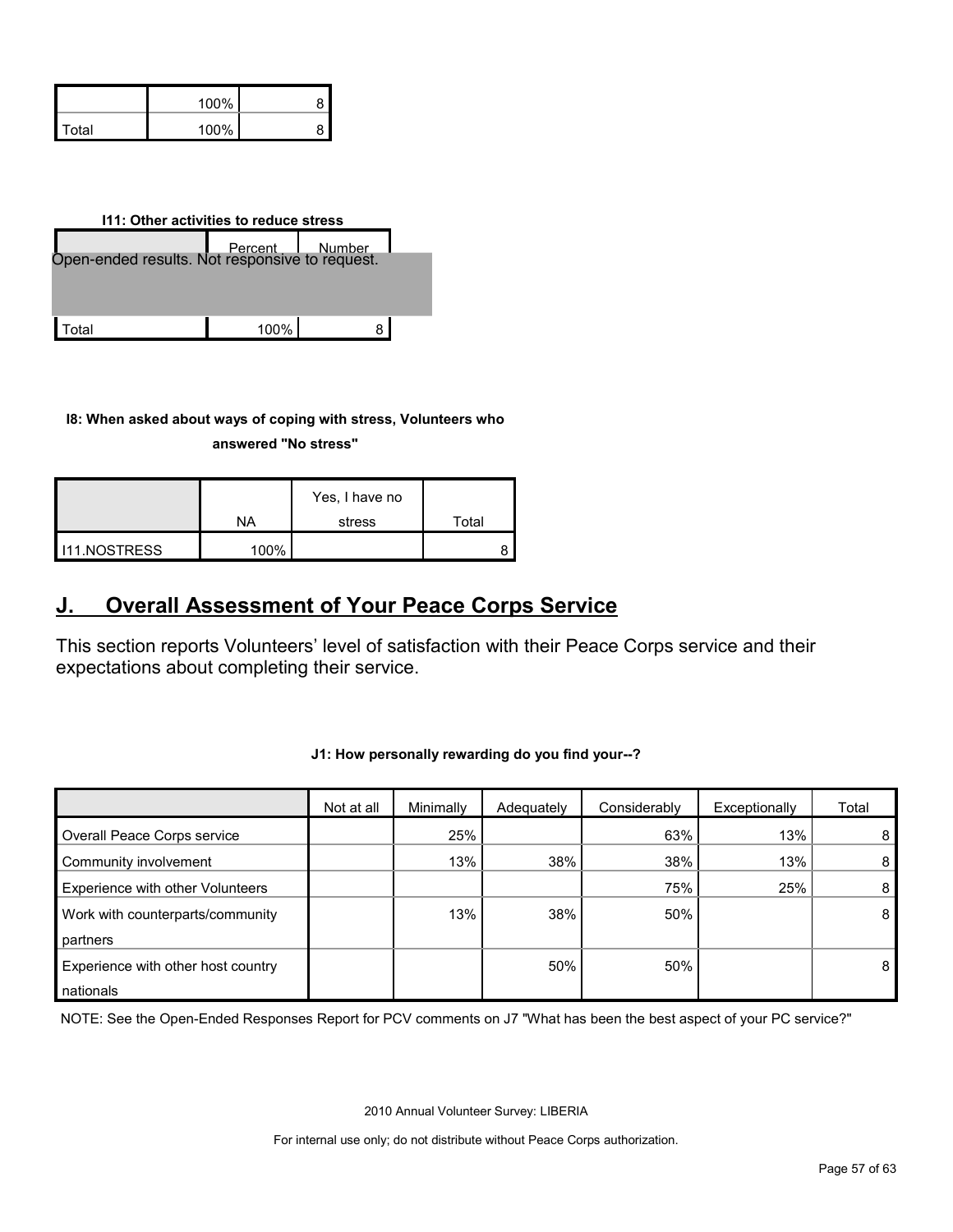| | | |
|---|---|---|
| | 100% | 8 |
| Total | 100% | 8 |

**I11: Other activities to reduce stress**

| | Percent | Number |
|---|---|---|
| Open-ended results. Not responsive to request. | | |
| Total | 100% | 8 |

**I8: When asked about ways of coping with stress, Volunteers who answered "No stress"**

| | NA | Yes, I have no stress | Total |
|---|---|---|---|
| I11.NOSTRESS | 100% | | 8 |

## J. Overall Assessment of Your Peace Corps Service

This section reports Volunteers' level of satisfaction with their Peace Corps service and their expectations about completing their service.

**J1: How personally rewarding do you find your--?**

| | Not at all | Minimally | Adequately | Considerably | Exceptionally | Total |
|---|---|---|---|---|---|---|
| Overall Peace Corps service | | 25% | | 63% | 13% | 8 |
| Community involvement | | 13% | 38% | 38% | 13% | 8 |
| Experience with other Volunteers | | | | 75% | 25% | 8 |
| Work with counterparts/community partners | | 13% | 38% | 50% | | 8 |
| Experience with other host country nationals | | | 50% | 50% | | 8 |

NOTE: See the Open-Ended Responses Report for PCV comments on J7 "What has been the best aspect of your PC service?"

2010 Annual Volunteer Survey: LIBERIA

For internal use only; do not distribute without Peace Corps authorization.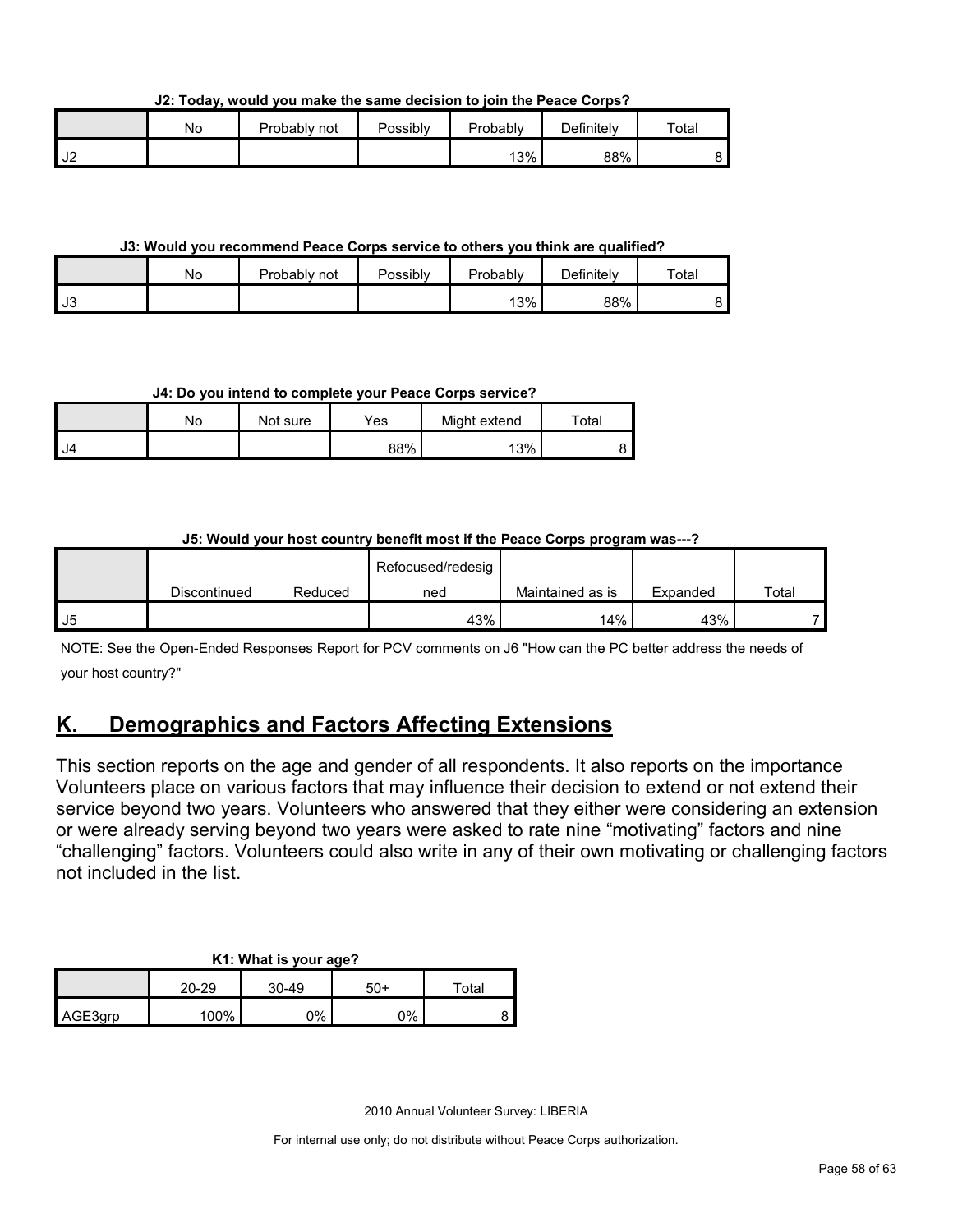**J2: Today, would you make the same decision to join the Peace Corps?**

| | No | Probably not | Possibly | Probably | Definitely | Total |
|---|---|---|---|---|---|---|
| J2 | | | | 13% | 88% | 8 |

**J3: Would you recommend Peace Corps service to others you think are qualified?**

| | No | Probably not | Possibly | Probably | Definitely | Total |
|---|---|---|---|---|---|---|
| J3 | | | | 13% | 88% | 8 |

**J4: Do you intend to complete your Peace Corps service?**

| | No | Not sure | Yes | Might extend | Total |
|---|---|---|---|---|---|
| J4 | | | 88% | 13% | 8 |

**J5: Would your host country benefit most if the Peace Corps program was---?**

| | Discontinued | Reduced | Refocused/redesigned | Maintained as is | Expanded | Total |
|---|---|---|---|---|---|---|
| J5 | | | 43% | 14% | 43% | 7 |

NOTE: See the Open-Ended Responses Report for PCV comments on J6 "How can the PC better address the needs of your host country?"

## K. Demographics and Factors Affecting Extensions

This section reports on the age and gender of all respondents. It also reports on the importance Volunteers place on various factors that may influence their decision to extend or not extend their service beyond two years. Volunteers who answered that they either were considering an extension or were already serving beyond two years were asked to rate nine "motivating" factors and nine "challenging" factors. Volunteers could also write in any of their own motivating or challenging factors not included in the list.

**K1: What is your age?**

| | 20-29 | 30-49 | 50+ | Total |
|---|---|---|---|---|
| AGE3grp | 100% | 0% | 0% | 8 |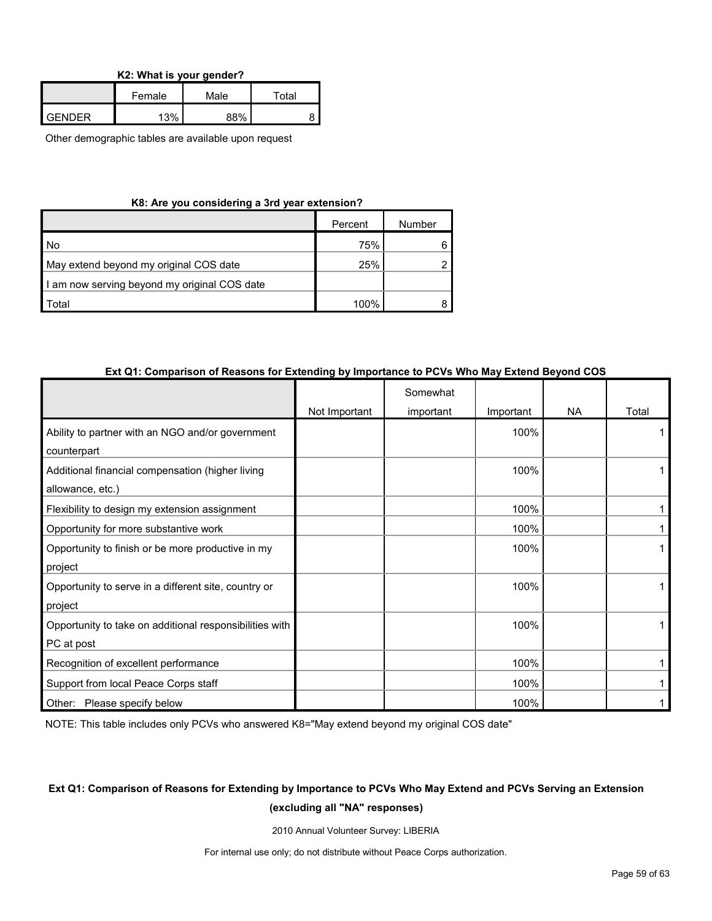**K2: What is your gender?**

| | Female | Male | Total |
|---|---|---|---|
| GENDER | 13% | 88% | 8 |

Other demographic tables are available upon request

**K8: Are you considering a 3rd year extension?**

| | Percent | Number |
|---|---|---|
| No | 75% | 6 |
| May extend beyond my original COS date | 25% | 2 |
| I am now serving beyond my original COS date | | |
| Total | 100% | 8 |

**Ext Q1: Comparison of Reasons for Extending by Importance to PCVs Who May Extend Beyond COS**

| | Not Important | Somewhat important | Important | NA | Total |
|---|---|---|---|---|---|
| Ability to partner with an NGO and/or government counterpart | | | 100% | | 1 |
| Additional financial compensation (higher living allowance, etc.) | | | 100% | | 1 |
| Flexibility to design my extension assignment | | | 100% | | 1 |
| Opportunity for more substantive work | | | 100% | | 1 |
| Opportunity to finish or be more productive in my project | | | 100% | | 1 |
| Opportunity to serve in a different site, country or project | | | 100% | | 1 |
| Opportunity to take on additional responsibilities with PC at post | | | 100% | | 1 |
| Recognition of excellent performance | | | 100% | | 1 |
| Support from local Peace Corps staff | | | 100% | | 1 |
| Other: Please specify below | | | 100% | | 1 |

NOTE: This table includes only PCVs who answered K8="May extend beyond my original COS date"

**Ext Q1: Comparison of Reasons for Extending by Importance to PCVs Who May Extend and PCVs Serving an Extension (excluding all "NA" responses)**

2010 Annual Volunteer Survey: LIBERIA

For internal use only; do not distribute without Peace Corps authorization.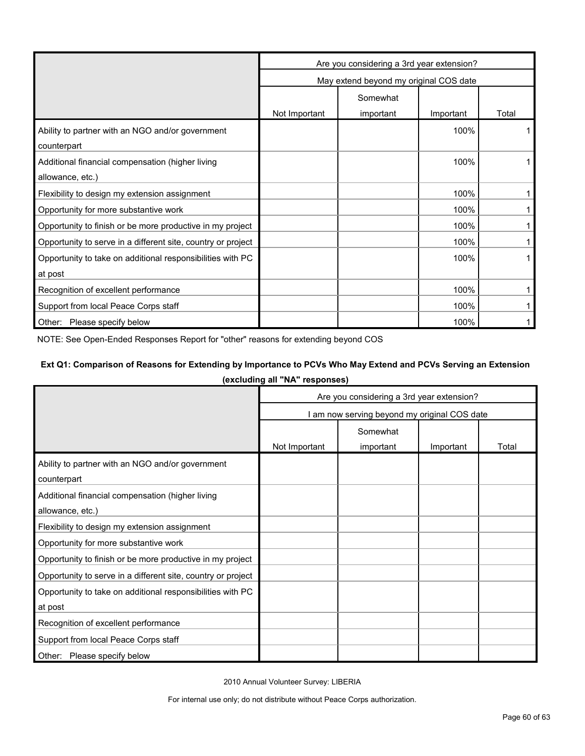| | Are you considering a 3rd year extension? | | | |
|---|---|---|---|---|
| | May extend beyond my original COS date | | | |
| | Not Important | Somewhat important | Important | Total |
| Ability to partner with an NGO and/or government counterpart | | | 100% | 1 |
| Additional financial compensation (higher living allowance, etc.) | | | 100% | 1 |
| Flexibility to design my extension assignment | | | 100% | 1 |
| Opportunity for more substantive work | | | 100% | 1 |
| Opportunity to finish or be more productive in my project | | | 100% | 1 |
| Opportunity to serve in a different site, country or project | | | 100% | 1 |
| Opportunity to take on additional responsibilities with PC at post | | | 100% | 1 |
| Recognition of excellent performance | | | 100% | 1 |
| Support from local Peace Corps staff | | | 100% | 1 |
| Other: Please specify below | | | 100% | 1 |

NOTE: See Open-Ended Responses Report for "other" reasons for extending beyond COS

**Ext Q1: Comparison of Reasons for Extending by Importance to PCVs Who May Extend and PCVs Serving an Extension (excluding all "NA" responses)**

| | Are you considering a 3rd year extension? | | | |
|---|---|---|---|---|
| | I am now serving beyond my original COS date | | | |
| | Not Important | Somewhat important | Important | Total |
| Ability to partner with an NGO and/or government counterpart | | | | |
| Additional financial compensation (higher living allowance, etc.) | | | | |
| Flexibility to design my extension assignment | | | | |
| Opportunity for more substantive work | | | | |
| Opportunity to finish or be more productive in my project | | | | |
| Opportunity to serve in a different site, country or project | | | | |
| Opportunity to take on additional responsibilities with PC at post | | | | |
| Recognition of excellent performance | | | | |
| Support from local Peace Corps staff | | | | |
| Other: Please specify below | | | | |

2010 Annual Volunteer Survey: LIBERIA

For internal use only; do not distribute without Peace Corps authorization.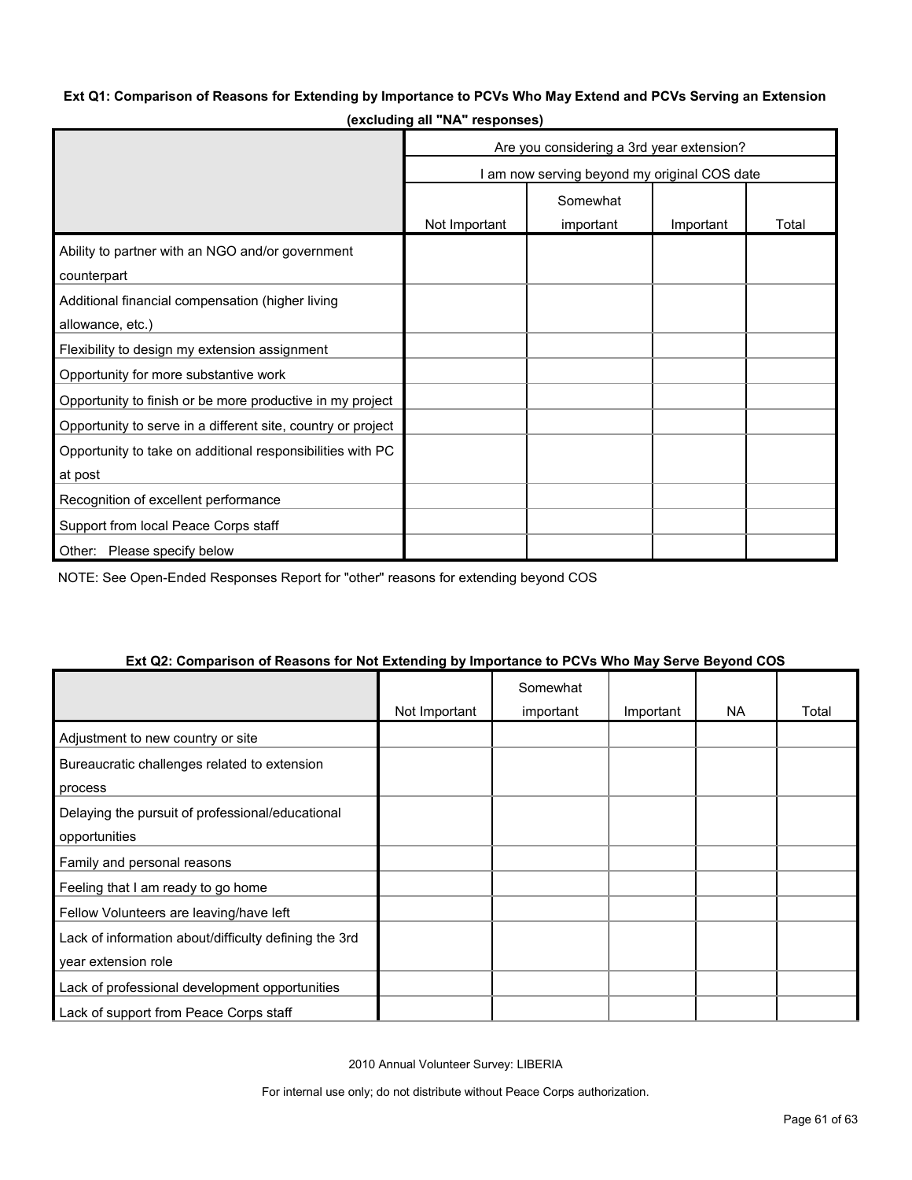**Ext Q1: Comparison of Reasons for Extending by Importance to PCVs Who May Extend and PCVs Serving an Extension (excluding all "NA" responses)**

| | Are you considering a 3rd year extension? | | | |
|---|---|---|---|---|
| | I am now serving beyond my original COS date | | | |
| | Not Important | Somewhat important | Important | Total |
| Ability to partner with an NGO and/or government counterpart | | | | |
| Additional financial compensation (higher living allowance, etc.) | | | | |
| Flexibility to design my extension assignment | | | | |
| Opportunity for more substantive work | | | | |
| Opportunity to finish or be more productive in my project | | | | |
| Opportunity to serve in a different site, country or project | | | | |
| Opportunity to take on additional responsibilities with PC at post | | | | |
| Recognition of excellent performance | | | | |
| Support from local Peace Corps staff | | | | |
| Other: Please specify below | | | | |

NOTE: See Open-Ended Responses Report for "other" reasons for extending beyond COS

**Ext Q2: Comparison of Reasons for Not Extending by Importance to PCVs Who May Serve Beyond COS**

| | Not Important | Somewhat important | Important | NA | Total |
|---|---|---|---|---|---|
| Adjustment to new country or site | | | | | |
| Bureaucratic challenges related to extension process | | | | | |
| Delaying the pursuit of professional/educational opportunities | | | | | |
| Family and personal reasons | | | | | |
| Feeling that I am ready to go home | | | | | |
| Fellow Volunteers are leaving/have left | | | | | |
| Lack of information about/difficulty defining the 3rd year extension role | | | | | |
| Lack of professional development opportunities | | | | | |
| Lack of support from Peace Corps staff | | | | | |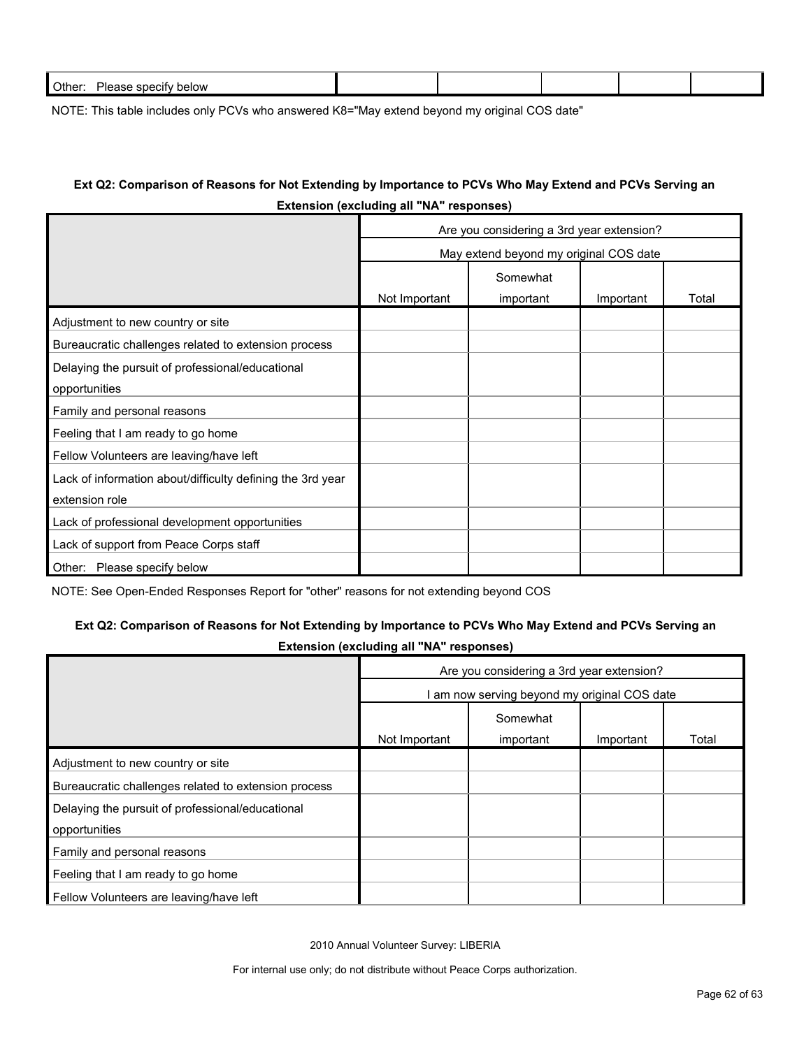| | | | | | |
|---|---|---|---|---|---|
| Other: Please specify below | | | | | |

NOTE: This table includes only PCVs who answered K8="May extend beyond my original COS date"

**Ext Q2: Comparison of Reasons for Not Extending by Importance to PCVs Who May Extend and PCVs Serving an Extension (excluding all "NA" responses)**

| | Are you considering a 3rd year extension? | | | |
|---|---|---|---|---|
| | May extend beyond my original COS date | | | |
| | Not Important | Somewhat important | Important | Total |
| Adjustment to new country or site | | | | |
| Bureaucratic challenges related to extension process | | | | |
| Delaying the pursuit of professional/educational opportunities | | | | |
| Family and personal reasons | | | | |
| Feeling that I am ready to go home | | | | |
| Fellow Volunteers are leaving/have left | | | | |
| Lack of information about/difficulty defining the 3rd year extension role | | | | |
| Lack of professional development opportunities | | | | |
| Lack of support from Peace Corps staff | | | | |
| Other: Please specify below | | | | |

NOTE: See Open-Ended Responses Report for "other" reasons for not extending beyond COS

**Ext Q2: Comparison of Reasons for Not Extending by Importance to PCVs Who May Extend and PCVs Serving an Extension (excluding all "NA" responses)**

| | Are you considering a 3rd year extension? | | | |
|---|---|---|---|---|
| | I am now serving beyond my original COS date | | | |
| | Not Important | Somewhat important | Important | Total |
| Adjustment to new country or site | | | | |
| Bureaucratic challenges related to extension process | | | | |
| Delaying the pursuit of professional/educational opportunities | | | | |
| Family and personal reasons | | | | |
| Feeling that I am ready to go home | | | | |
| Fellow Volunteers are leaving/have left | | | | |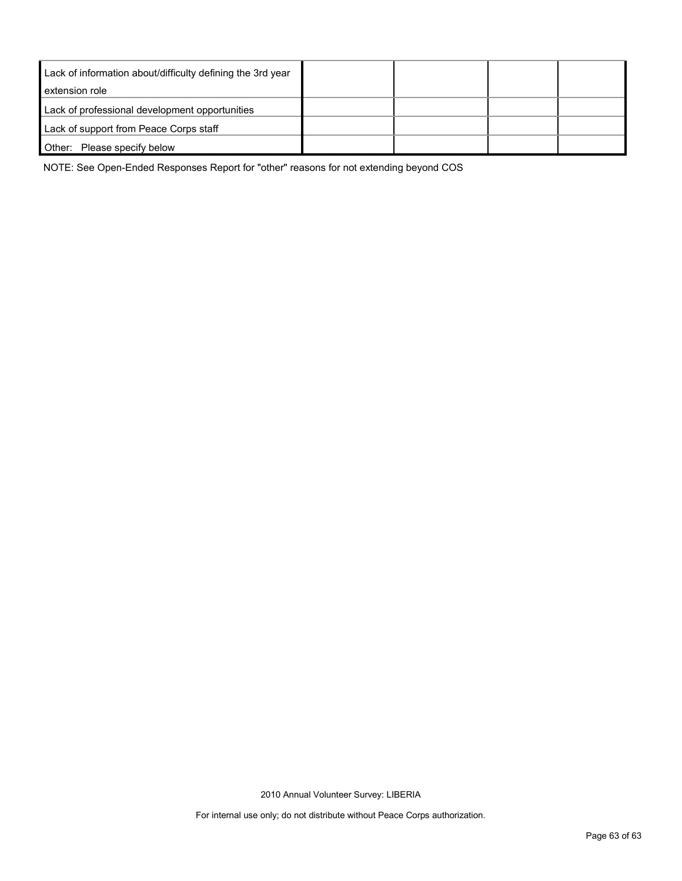| | | | | |
|---|---|---|---|---|
| Lack of information about/difficulty defining the 3rd year extension role | | | | |
| Lack of professional development opportunities | | | | |
| Lack of support from Peace Corps staff | | | | |
| Other: Please specify below | | | | |

NOTE: See Open-Ended Responses Report for "other" reasons for not extending beyond COS